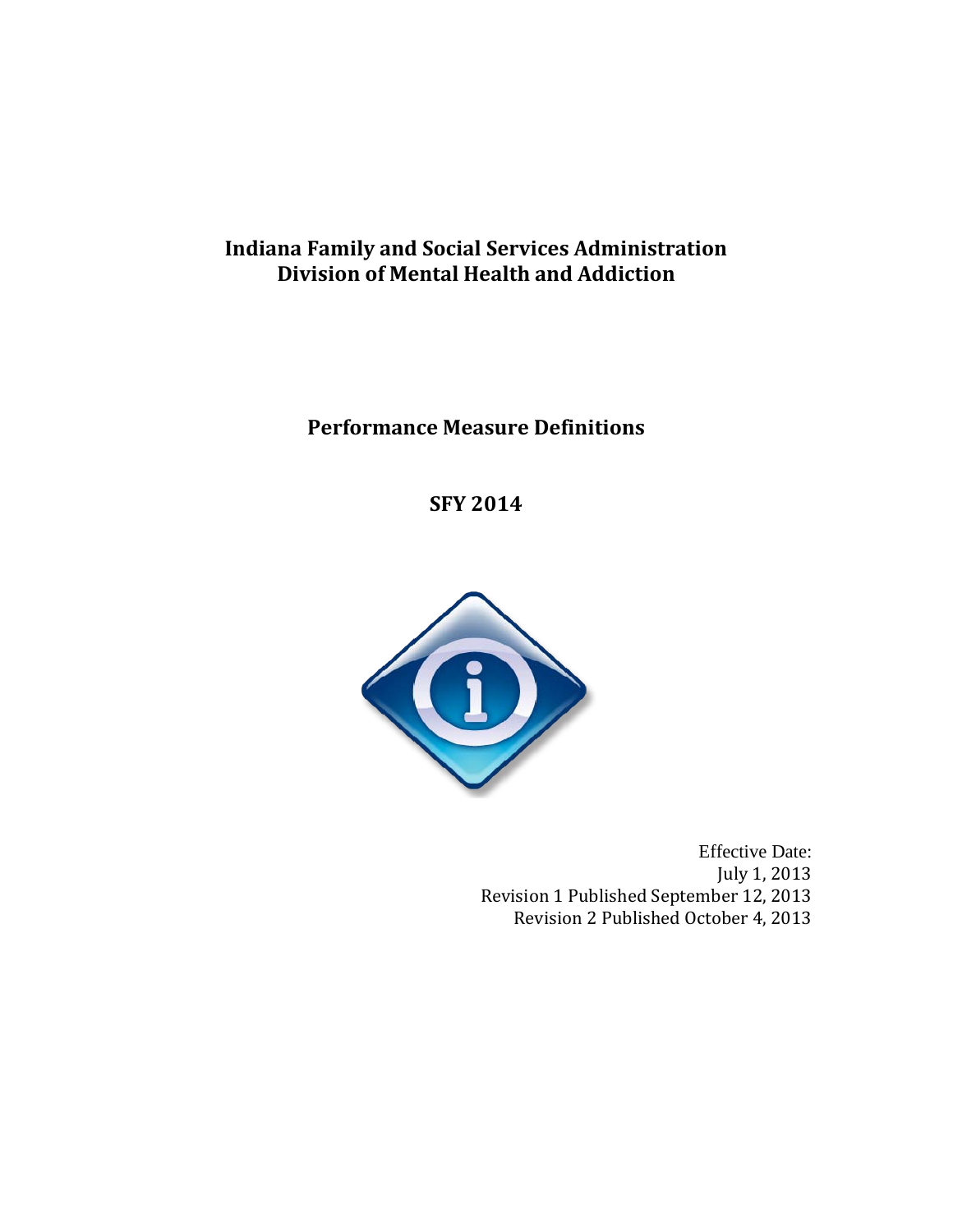# Indiana Family and Social Services Administration
# Division of Mental Health and Addiction

## Performance Measure Definitions

## SFY 2014

Effective Date:
July 1, 2013
Revision 1 Published September 12, 2013
Revision 2 Published October 4, 2013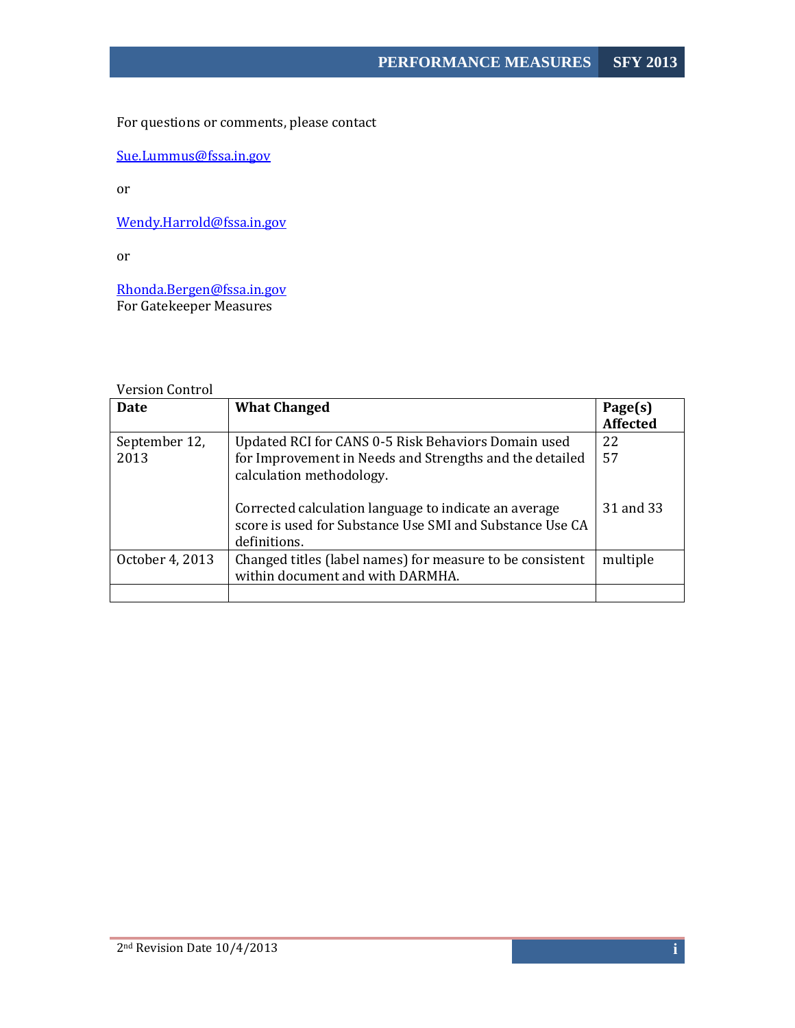For questions or comments, please contact

Sue.Lummus@fssa.in.gov

or

Wendy.Harrold@fssa.in.gov

or

Rhonda.Bergen@fssa.in.gov
For Gatekeeper Measures

Version Control

| Date | What Changed | Page(s) Affected |
|---|---|---|
| September 12, 2013 | Updated RCI for CANS 0-5 Risk Behaviors Domain used for Improvement in Needs and Strengths and the detailed calculation methodology.<br><br>Corrected calculation language to indicate an average score is used for Substance Use SMI and Substance Use CA definitions. | 22<br>57<br><br>31 and 33 |
| October 4, 2013 | Changed titles (label names) for measure to be consistent within document and with DARMHA. | multiple |
| | | |

2nd Revision Date 10/4/2013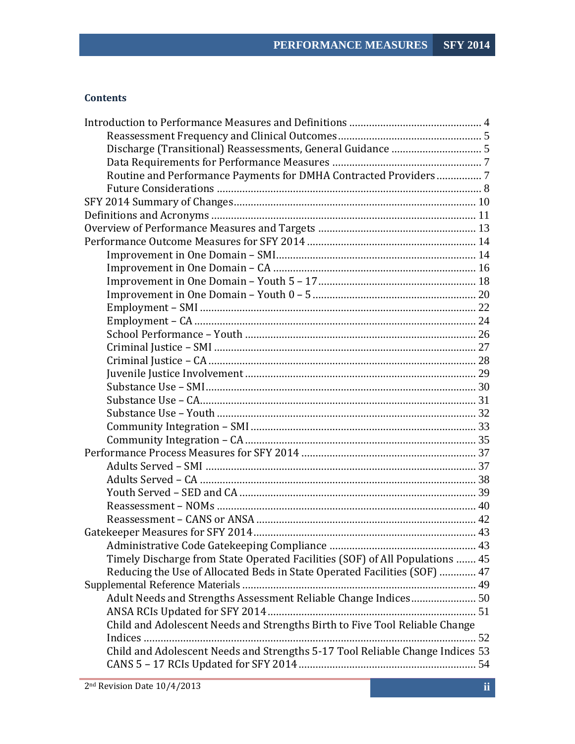## Contents

- Introduction to Performance Measures and Definitions ... 4
  - Reassessment Frequency and Clinical Outcomes ... 5
  - Discharge (Transitional) Reassessments, General Guidance ... 5
  - Data Requirements for Performance Measures ... 7
  - Routine and Performance Payments for DMHA Contracted Providers ... 7
  - Future Considerations ... 8
- SFY 2014 Summary of Changes ... 10
- Definitions and Acronyms ... 11
- Overview of Performance Measures and Targets ... 13
- Performance Outcome Measures for SFY 2014 ... 14
  - Improvement in One Domain – SMI ... 14
  - Improvement in One Domain – CA ... 16
  - Improvement in One Domain – Youth 5 – 17 ... 18
  - Improvement in One Domain – Youth 0 – 5 ... 20
  - Employment – SMI ... 22
  - Employment – CA ... 24
  - School Performance – Youth ... 26
  - Criminal Justice – SMI ... 27
  - Criminal Justice – CA ... 28
  - Juvenile Justice Involvement ... 29
  - Substance Use – SMI ... 30
  - Substance Use – CA ... 31
  - Substance Use – Youth ... 32
  - Community Integration – SMI ... 33
  - Community Integration – CA ... 35
- Performance Process Measures for SFY 2014 ... 37
  - Adults Served – SMI ... 37
  - Adults Served – CA ... 38
  - Youth Served – SED and CA ... 39
  - Reassessment – NOMs ... 40
  - Reassessment – CANS or ANSA ... 42
- Gatekeeper Measures for SFY 2014 ... 43
  - Administrative Code Gatekeeping Compliance ... 43
  - Timely Discharge from State Operated Facilities (SOF) of All Populations ... 45
  - Reducing the Use of Allocated Beds in State Operated Facilities (SOF) ... 47
- Supplemental Reference Materials ... 49
  - Adult Needs and Strengths Assessment Reliable Change Indices ... 50
  - ANSA RCIs Updated for SFY 2014 ... 51
  - Child and Adolescent Needs and Strengths Birth to Five Tool Reliable Change Indices ... 52
  - Child and Adolescent Needs and Strengths 5-17 Tool Reliable Change Indices ... 53
  - CANS 5 – 17 RCIs Updated for SFY 2014 ... 54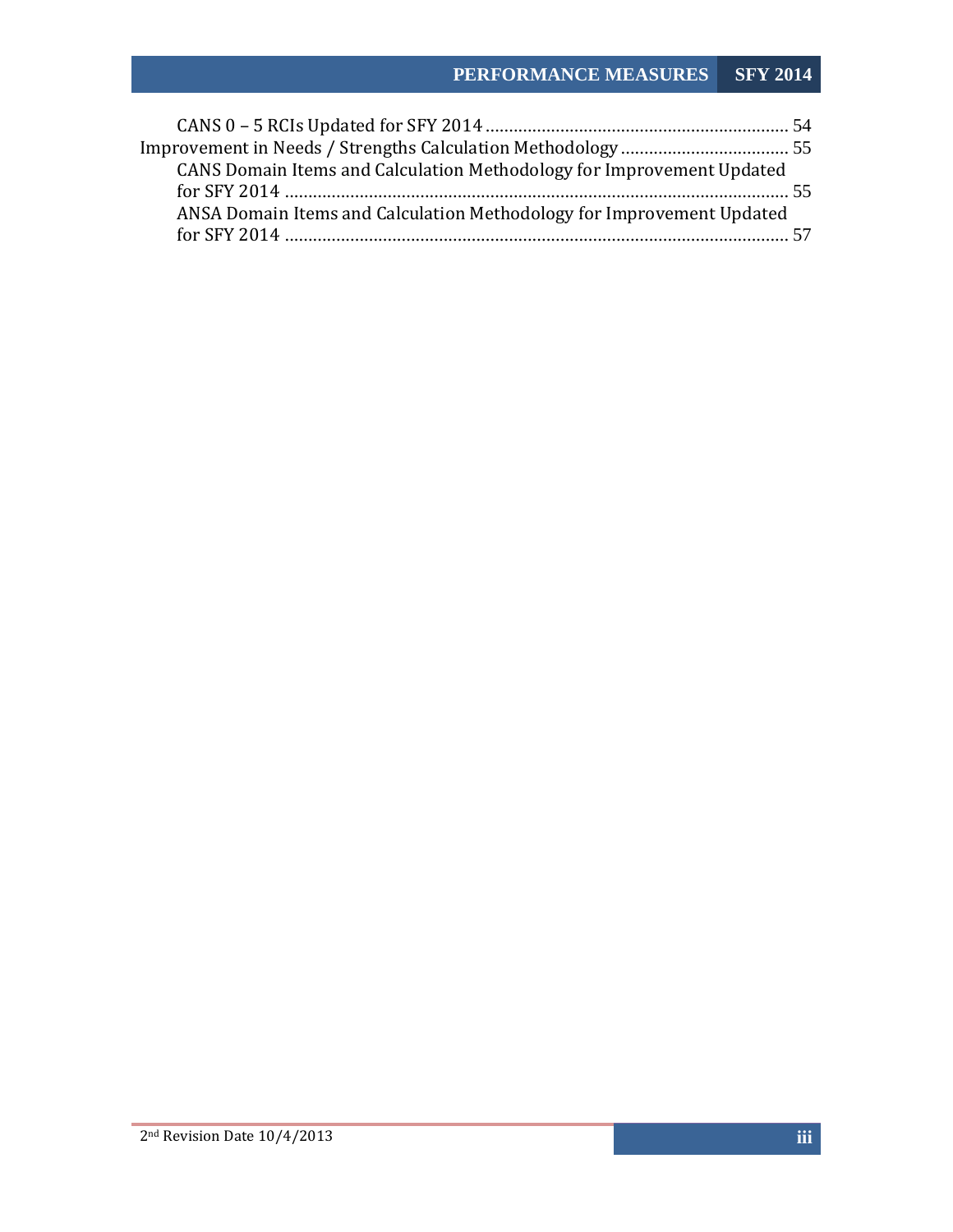- CANS 0 – 5 RCIs Updated for SFY 2014 ................................................................. 54
- Improvement in Needs / Strengths Calculation Methodology .................................... 55
  - CANS Domain Items and Calculation Methodology for Improvement Updated for SFY 2014 ........................................................................................................... 55
  - ANSA Domain Items and Calculation Methodology for Improvement Updated for SFY 2014 ........................................................................................................... 57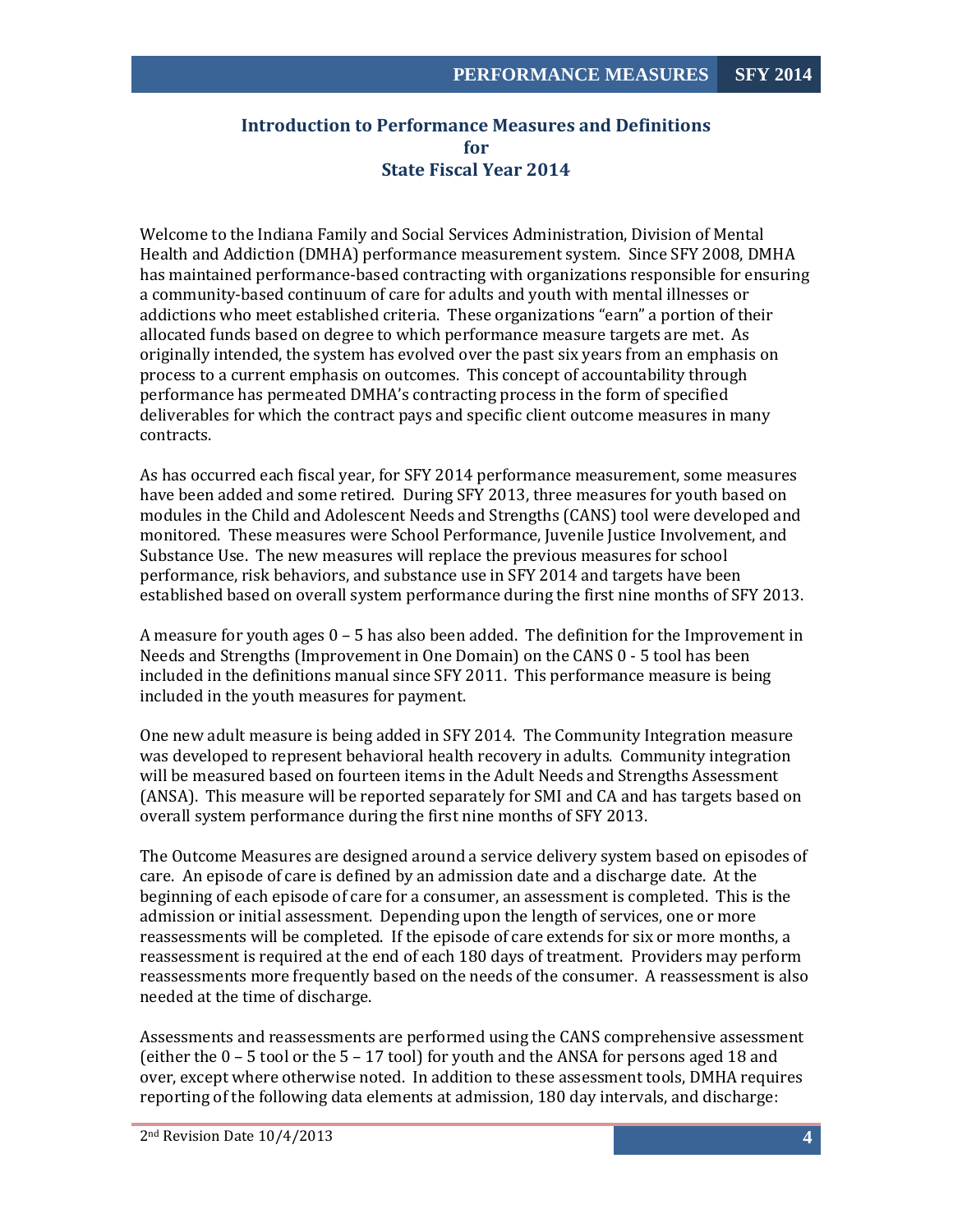## Introduction to Performance Measures and Definitions for State Fiscal Year 2014

Welcome to the Indiana Family and Social Services Administration, Division of Mental Health and Addiction (DMHA) performance measurement system. Since SFY 2008, DMHA has maintained performance-based contracting with organizations responsible for ensuring a community-based continuum of care for adults and youth with mental illnesses or addictions who meet established criteria. These organizations "earn" a portion of their allocated funds based on degree to which performance measure targets are met. As originally intended, the system has evolved over the past six years from an emphasis on process to a current emphasis on outcomes. This concept of accountability through performance has permeated DMHA's contracting process in the form of specified deliverables for which the contract pays and specific client outcome measures in many contracts.

As has occurred each fiscal year, for SFY 2014 performance measurement, some measures have been added and some retired. During SFY 2013, three measures for youth based on modules in the Child and Adolescent Needs and Strengths (CANS) tool were developed and monitored. These measures were School Performance, Juvenile Justice Involvement, and Substance Use. The new measures will replace the previous measures for school performance, risk behaviors, and substance use in SFY 2014 and targets have been established based on overall system performance during the first nine months of SFY 2013.

A measure for youth ages 0 – 5 has also been added. The definition for the Improvement in Needs and Strengths (Improvement in One Domain) on the CANS 0 - 5 tool has been included in the definitions manual since SFY 2011. This performance measure is being included in the youth measures for payment.

One new adult measure is being added in SFY 2014. The Community Integration measure was developed to represent behavioral health recovery in adults. Community integration will be measured based on fourteen items in the Adult Needs and Strengths Assessment (ANSA). This measure will be reported separately for SMI and CA and has targets based on overall system performance during the first nine months of SFY 2013.

The Outcome Measures are designed around a service delivery system based on episodes of care. An episode of care is defined by an admission date and a discharge date. At the beginning of each episode of care for a consumer, an assessment is completed. This is the admission or initial assessment. Depending upon the length of services, one or more reassessments will be completed. If the episode of care extends for six or more months, a reassessment is required at the end of each 180 days of treatment. Providers may perform reassessments more frequently based on the needs of the consumer. A reassessment is also needed at the time of discharge.

Assessments and reassessments are performed using the CANS comprehensive assessment (either the 0 – 5 tool or the 5 – 17 tool) for youth and the ANSA for persons aged 18 and over, except where otherwise noted. In addition to these assessment tools, DMHA requires reporting of the following data elements at admission, 180 day intervals, and discharge: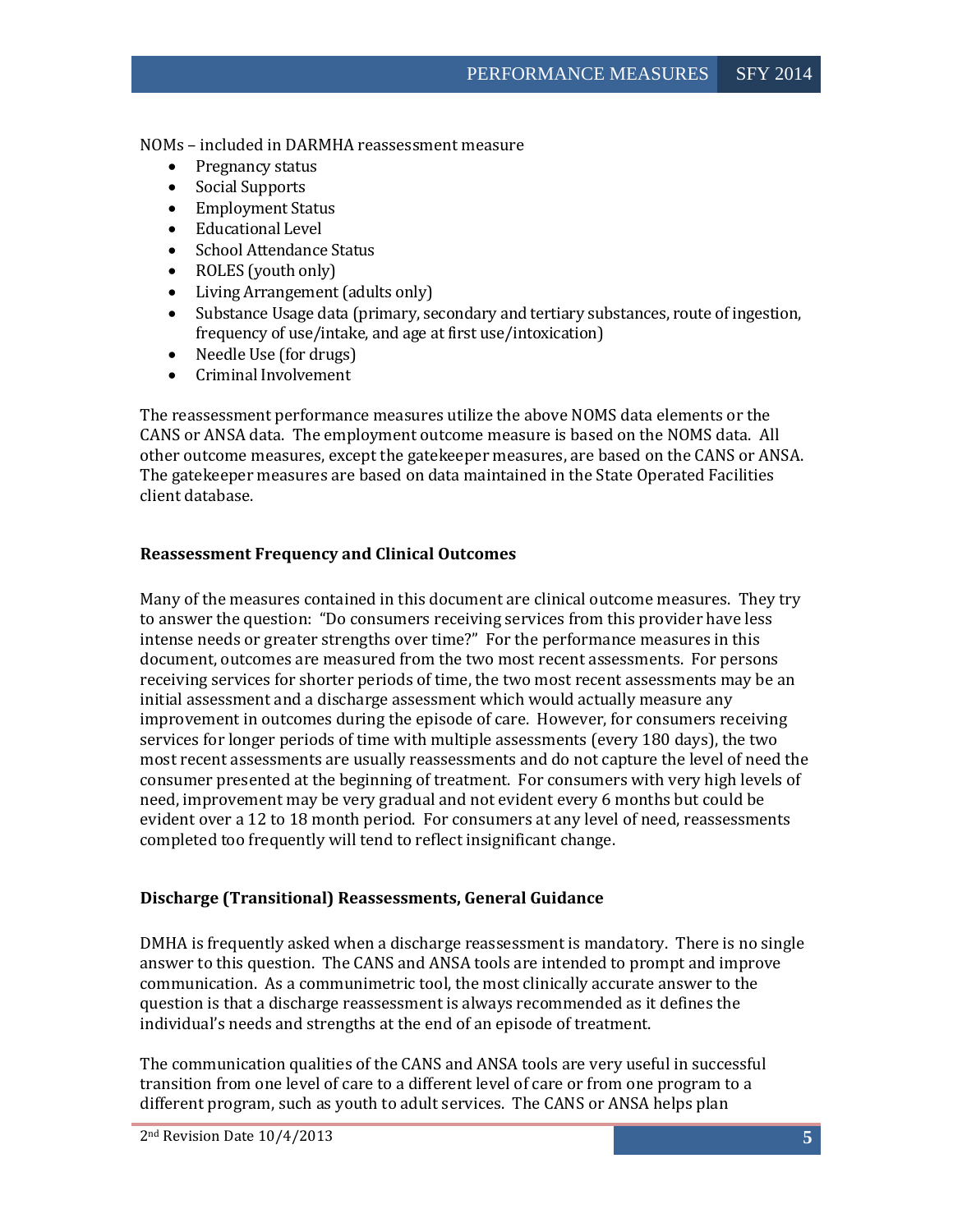NOMs – included in DARMHA reassessment measure

- Pregnancy status
- Social Supports
- Employment Status
- Educational Level
- School Attendance Status
- ROLES (youth only)
- Living Arrangement (adults only)
- Substance Usage data (primary, secondary and tertiary substances, route of ingestion, frequency of use/intake, and age at first use/intoxication)
- Needle Use (for drugs)
- Criminal Involvement

The reassessment performance measures utilize the above NOMS data elements or the CANS or ANSA data. The employment outcome measure is based on the NOMS data. All other outcome measures, except the gatekeeper measures, are based on the CANS or ANSA. The gatekeeper measures are based on data maintained in the State Operated Facilities client database.

**Reassessment Frequency and Clinical Outcomes**

Many of the measures contained in this document are clinical outcome measures. They try to answer the question: "Do consumers receiving services from this provider have less intense needs or greater strengths over time?" For the performance measures in this document, outcomes are measured from the two most recent assessments. For persons receiving services for shorter periods of time, the two most recent assessments may be an initial assessment and a discharge assessment which would actually measure any improvement in outcomes during the episode of care. However, for consumers receiving services for longer periods of time with multiple assessments (every 180 days), the two most recent assessments are usually reassessments and do not capture the level of need the consumer presented at the beginning of treatment. For consumers with very high levels of need, improvement may be very gradual and not evident every 6 months but could be evident over a 12 to 18 month period. For consumers at any level of need, reassessments completed too frequently will tend to reflect insignificant change.

**Discharge (Transitional) Reassessments, General Guidance**

DMHA is frequently asked when a discharge reassessment is mandatory. There is no single answer to this question. The CANS and ANSA tools are intended to prompt and improve communication. As a communimetric tool, the most clinically accurate answer to the question is that a discharge reassessment is always recommended as it defines the individual's needs and strengths at the end of an episode of treatment.

The communication qualities of the CANS and ANSA tools are very useful in successful transition from one level of care to a different level of care or from one program to a different program, such as youth to adult services. The CANS or ANSA helps plan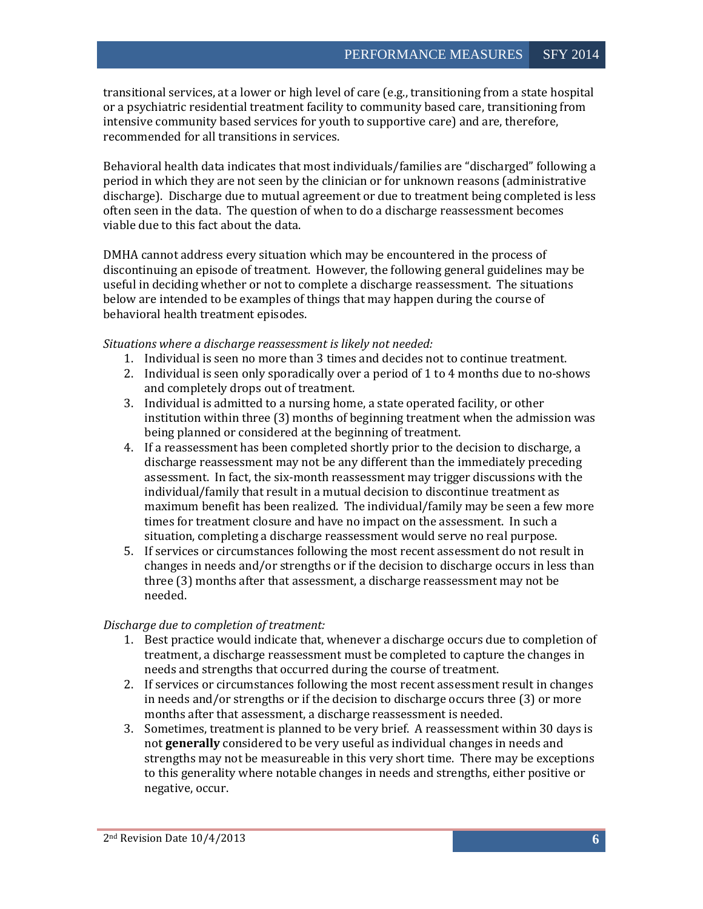transitional services, at a lower or high level of care (e.g., transitioning from a state hospital or a psychiatric residential treatment facility to community based care, transitioning from intensive community based services for youth to supportive care) and are, therefore, recommended for all transitions in services.

Behavioral health data indicates that most individuals/families are "discharged" following a period in which they are not seen by the clinician or for unknown reasons (administrative discharge). Discharge due to mutual agreement or due to treatment being completed is less often seen in the data. The question of when to do a discharge reassessment becomes viable due to this fact about the data.

DMHA cannot address every situation which may be encountered in the process of discontinuing an episode of treatment. However, the following general guidelines may be useful in deciding whether or not to complete a discharge reassessment. The situations below are intended to be examples of things that may happen during the course of behavioral health treatment episodes.

*Situations where a discharge reassessment is likely not needed:*

1. Individual is seen no more than 3 times and decides not to continue treatment.
2. Individual is seen only sporadically over a period of 1 to 4 months due to no-shows and completely drops out of treatment.
3. Individual is admitted to a nursing home, a state operated facility, or other institution within three (3) months of beginning treatment when the admission was being planned or considered at the beginning of treatment.
4. If a reassessment has been completed shortly prior to the decision to discharge, a discharge reassessment may not be any different than the immediately preceding assessment. In fact, the six-month reassessment may trigger discussions with the individual/family that result in a mutual decision to discontinue treatment as maximum benefit has been realized. The individual/family may be seen a few more times for treatment closure and have no impact on the assessment. In such a situation, completing a discharge reassessment would serve no real purpose.
5. If services or circumstances following the most recent assessment do not result in changes in needs and/or strengths or if the decision to discharge occurs in less than three (3) months after that assessment, a discharge reassessment may not be needed.

*Discharge due to completion of treatment:*

1. Best practice would indicate that, whenever a discharge occurs due to completion of treatment, a discharge reassessment must be completed to capture the changes in needs and strengths that occurred during the course of treatment.
2. If services or circumstances following the most recent assessment result in changes in needs and/or strengths or if the decision to discharge occurs three (3) or more months after that assessment, a discharge reassessment is needed.
3. Sometimes, treatment is planned to be very brief. A reassessment within 30 days is not **generally** considered to be very useful as individual changes in needs and strengths may not be measureable in this very short time. There may be exceptions to this generality where notable changes in needs and strengths, either positive or negative, occur.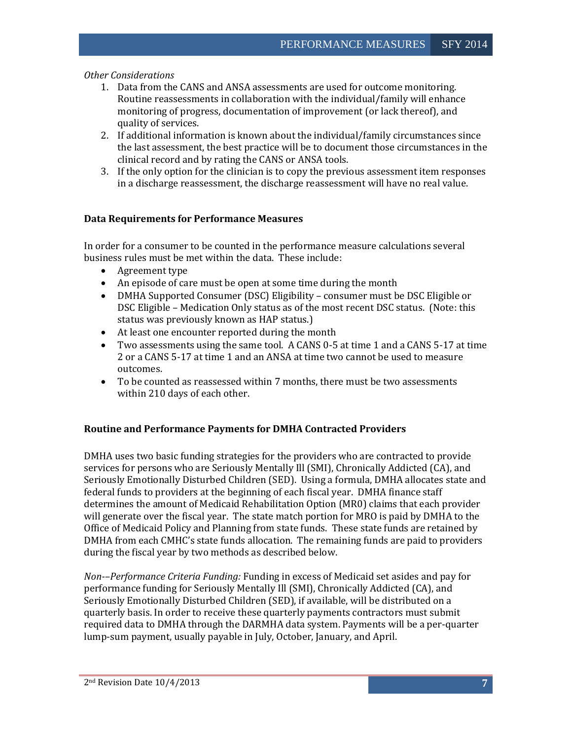*Other Considerations*

1. Data from the CANS and ANSA assessments are used for outcome monitoring. Routine reassessments in collaboration with the individual/family will enhance monitoring of progress, documentation of improvement (or lack thereof), and quality of services.
2. If additional information is known about the individual/family circumstances since the last assessment, the best practice will be to document those circumstances in the clinical record and by rating the CANS or ANSA tools.
3. If the only option for the clinician is to copy the previous assessment item responses in a discharge reassessment, the discharge reassessment will have no real value.

**Data Requirements for Performance Measures**

In order for a consumer to be counted in the performance measure calculations several business rules must be met within the data. These include:

- Agreement type
- An episode of care must be open at some time during the month
- DMHA Supported Consumer (DSC) Eligibility – consumer must be DSC Eligible or DSC Eligible – Medication Only status as of the most recent DSC status. (Note: this status was previously known as HAP status.)
- At least one encounter reported during the month
- Two assessments using the same tool. A CANS 0-5 at time 1 and a CANS 5-17 at time 2 or a CANS 5-17 at time 1 and an ANSA at time two cannot be used to measure outcomes.
- To be counted as reassessed within 7 months, there must be two assessments within 210 days of each other.

**Routine and Performance Payments for DMHA Contracted Providers**

DMHA uses two basic funding strategies for the providers who are contracted to provide services for persons who are Seriously Mentally Ill (SMI), Chronically Addicted (CA), and Seriously Emotionally Disturbed Children (SED). Using a formula, DMHA allocates state and federal funds to providers at the beginning of each fiscal year. DMHA finance staff determines the amount of Medicaid Rehabilitation Option (MR0) claims that each provider will generate over the fiscal year. The state match portion for MRO is paid by DMHA to the Office of Medicaid Policy and Planning from state funds. These state funds are retained by DMHA from each CMHC's state funds allocation. The remaining funds are paid to providers during the fiscal year by two methods as described below.

*Non-–Performance Criteria Funding:* Funding in excess of Medicaid set asides and pay for performance funding for Seriously Mentally Ill (SMI), Chronically Addicted (CA), and Seriously Emotionally Disturbed Children (SED), if available, will be distributed on a quarterly basis. In order to receive these quarterly payments contractors must submit required data to DMHA through the DARMHA data system. Payments will be a per-quarter lump-sum payment, usually payable in July, October, January, and April.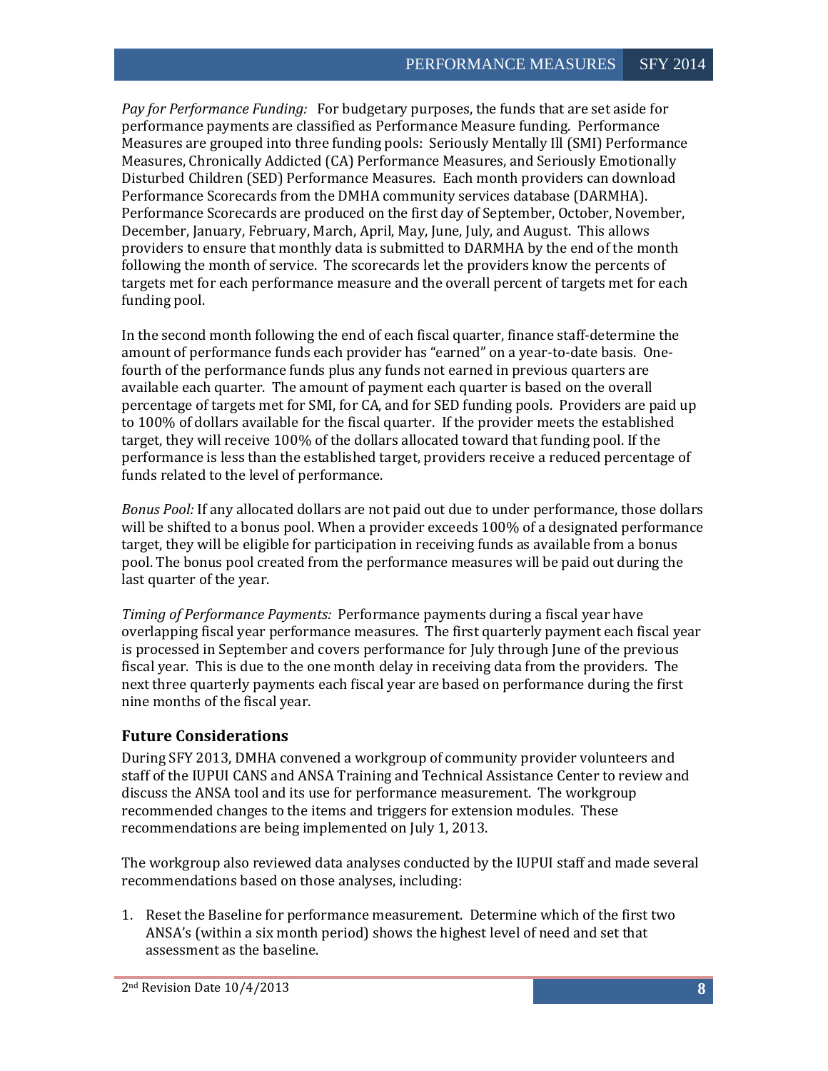*Pay for Performance Funding:* For budgetary purposes, the funds that are set aside for performance payments are classified as Performance Measure funding. Performance Measures are grouped into three funding pools: Seriously Mentally Ill (SMI) Performance Measures, Chronically Addicted (CA) Performance Measures, and Seriously Emotionally Disturbed Children (SED) Performance Measures. Each month providers can download Performance Scorecards from the DMHA community services database (DARMHA). Performance Scorecards are produced on the first day of September, October, November, December, January, February, March, April, May, June, July, and August. This allows providers to ensure that monthly data is submitted to DARMHA by the end of the month following the month of service. The scorecards let the providers know the percents of targets met for each performance measure and the overall percent of targets met for each funding pool.

In the second month following the end of each fiscal quarter, finance staff-determine the amount of performance funds each provider has "earned" on a year-to-date basis. One-fourth of the performance funds plus any funds not earned in previous quarters are available each quarter. The amount of payment each quarter is based on the overall percentage of targets met for SMI, for CA, and for SED funding pools. Providers are paid up to 100% of dollars available for the fiscal quarter. If the provider meets the established target, they will receive 100% of the dollars allocated toward that funding pool. If the performance is less than the established target, providers receive a reduced percentage of funds related to the level of performance.

*Bonus Pool:* If any allocated dollars are not paid out due to under performance, those dollars will be shifted to a bonus pool. When a provider exceeds 100% of a designated performance target, they will be eligible for participation in receiving funds as available from a bonus pool. The bonus pool created from the performance measures will be paid out during the last quarter of the year.

*Timing of Performance Payments:* Performance payments during a fiscal year have overlapping fiscal year performance measures. The first quarterly payment each fiscal year is processed in September and covers performance for July through June of the previous fiscal year. This is due to the one month delay in receiving data from the providers. The next three quarterly payments each fiscal year are based on performance during the first nine months of the fiscal year.

## Future Considerations

During SFY 2013, DMHA convened a workgroup of community provider volunteers and staff of the IUPUI CANS and ANSA Training and Technical Assistance Center to review and discuss the ANSA tool and its use for performance measurement. The workgroup recommended changes to the items and triggers for extension modules. These recommendations are being implemented on July 1, 2013.

The workgroup also reviewed data analyses conducted by the IUPUI staff and made several recommendations based on those analyses, including:

1. Reset the Baseline for performance measurement. Determine which of the first two ANSA's (within a six month period) shows the highest level of need and set that assessment as the baseline.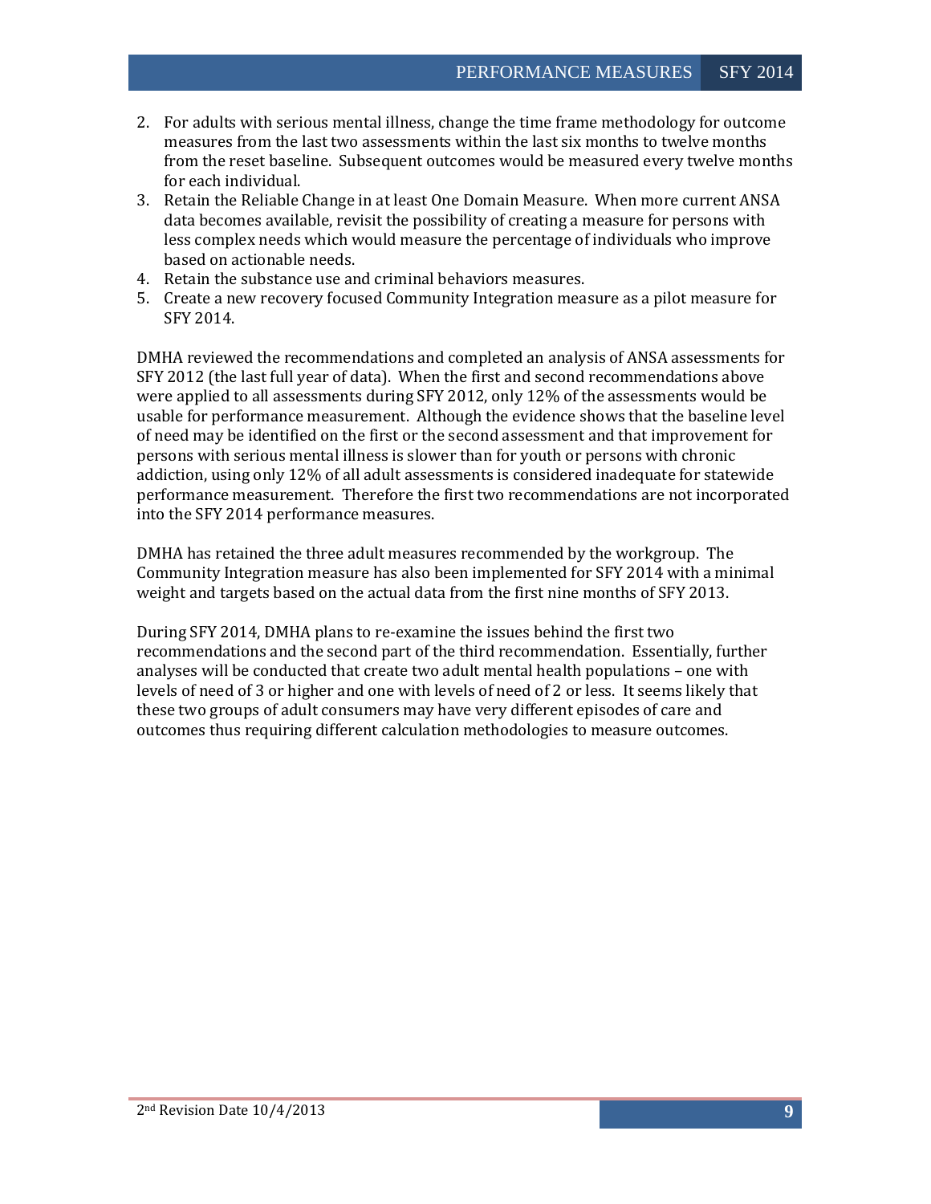2. For adults with serious mental illness, change the time frame methodology for outcome measures from the last two assessments within the last six months to twelve months from the reset baseline. Subsequent outcomes would be measured every twelve months for each individual.
3. Retain the Reliable Change in at least One Domain Measure. When more current ANSA data becomes available, revisit the possibility of creating a measure for persons with less complex needs which would measure the percentage of individuals who improve based on actionable needs.
4. Retain the substance use and criminal behaviors measures.
5. Create a new recovery focused Community Integration measure as a pilot measure for SFY 2014.

DMHA reviewed the recommendations and completed an analysis of ANSA assessments for SFY 2012 (the last full year of data). When the first and second recommendations above were applied to all assessments during SFY 2012, only 12% of the assessments would be usable for performance measurement. Although the evidence shows that the baseline level of need may be identified on the first or the second assessment and that improvement for persons with serious mental illness is slower than for youth or persons with chronic addiction, using only 12% of all adult assessments is considered inadequate for statewide performance measurement. Therefore the first two recommendations are not incorporated into the SFY 2014 performance measures.

DMHA has retained the three adult measures recommended by the workgroup. The Community Integration measure has also been implemented for SFY 2014 with a minimal weight and targets based on the actual data from the first nine months of SFY 2013.

During SFY 2014, DMHA plans to re-examine the issues behind the first two recommendations and the second part of the third recommendation. Essentially, further analyses will be conducted that create two adult mental health populations – one with levels of need of 3 or higher and one with levels of need of 2 or less. It seems likely that these two groups of adult consumers may have very different episodes of care and outcomes thus requiring different calculation methodologies to measure outcomes.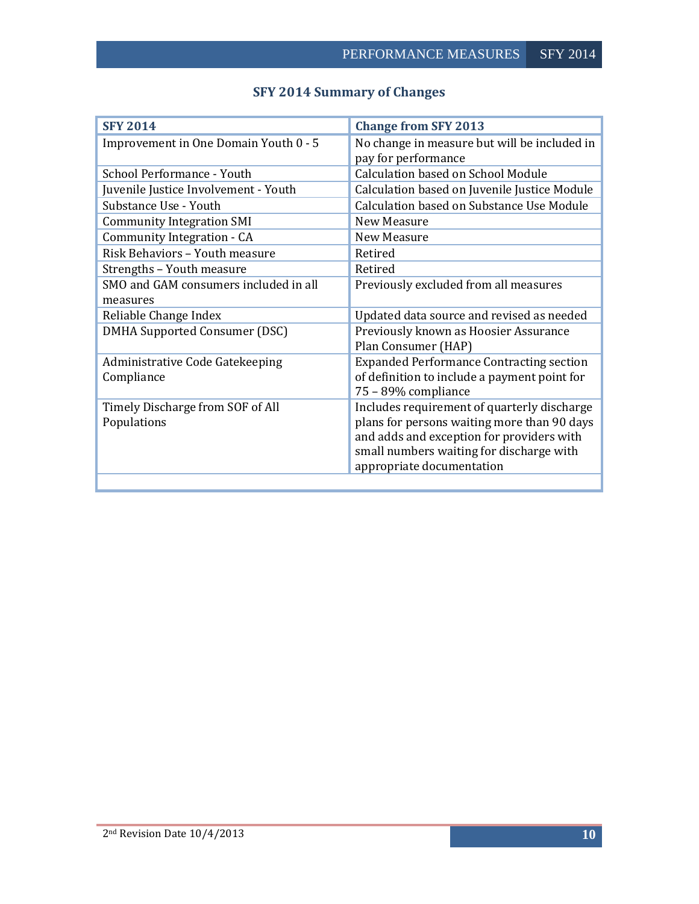## SFY 2014 Summary of Changes

| SFY 2014 | Change from SFY 2013 |
|---|---|
| Improvement in One Domain Youth 0 - 5 | No change in measure but will be included in pay for performance |
| School Performance - Youth | Calculation based on School Module |
| Juvenile Justice Involvement - Youth | Calculation based on Juvenile Justice Module |
| Substance Use - Youth | Calculation based on Substance Use Module |
| Community Integration SMI | New Measure |
| Community Integration - CA | New Measure |
| Risk Behaviors – Youth measure | Retired |
| Strengths – Youth measure | Retired |
| SMO and GAM consumers included in all measures | Previously excluded from all measures |
| Reliable Change Index | Updated data source and revised as needed |
| DMHA Supported Consumer (DSC) | Previously known as Hoosier Assurance Plan Consumer (HAP) |
| Administrative Code Gatekeeping Compliance | Expanded Performance Contracting section of definition to include a payment point for 75 – 89% compliance |
| Timely Discharge from SOF of All Populations | Includes requirement of quarterly discharge plans for persons waiting more than 90 days and adds and exception for providers with small numbers waiting for discharge with appropriate documentation |
| | |

2nd Revision Date 10/4/2013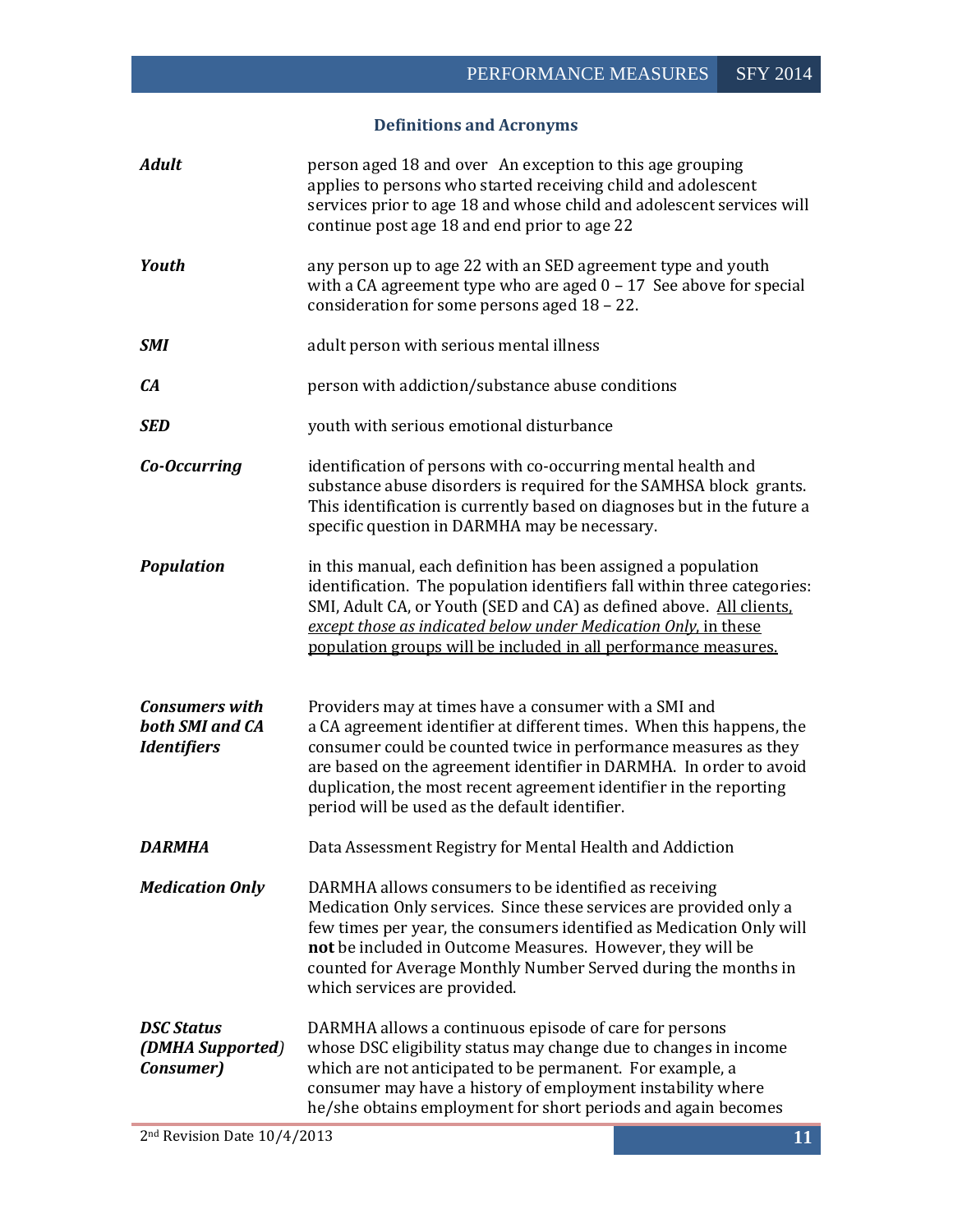## Definitions and Acronyms

| | |
|---|---|
| ***Adult*** | person aged 18 and over An exception to this age grouping applies to persons who started receiving child and adolescent services prior to age 18 and whose child and adolescent services will continue post age 18 and end prior to age 22 |
| ***Youth*** | any person up to age 22 with an SED agreement type and youth with a CA agreement type who are aged 0 – 17 See above for special consideration for some persons aged 18 – 22. |
| ***SMI*** | adult person with serious mental illness |
| ***CA*** | person with addiction/substance abuse conditions |
| ***SED*** | youth with serious emotional disturbance |
| ***Co-Occurring*** | identification of persons with co-occurring mental health and substance abuse disorders is required for the SAMHSA block grants. This identification is currently based on diagnoses but in the future a specific question in DARMHA may be necessary. |
| ***Population*** | in this manual, each definition has been assigned a population identification. The population identifiers fall within three categories: SMI, Adult CA, or Youth (SED and CA) as defined above. <u>All clients, *except those as indicated below under Medication Only*, in these population groups will be included in all performance measures.</u> |
| ***Consumers with both SMI and CA Identifiers*** | Providers may at times have a consumer with a SMI and a CA agreement identifier at different times. When this happens, the consumer could be counted twice in performance measures as they are based on the agreement identifier in DARMHA. In order to avoid duplication, the most recent agreement identifier in the reporting period will be used as the default identifier. |
| ***DARMHA*** | Data Assessment Registry for Mental Health and Addiction |
| ***Medication Only*** | DARMHA allows consumers to be identified as receiving Medication Only services. Since these services are provided only a few times per year, the consumers identified as Medication Only will **not** be included in Outcome Measures. However, they will be counted for Average Monthly Number Served during the months in which services are provided. |
| ***DSC Status (DMHA Supported) Consumer)*** | DARMHA allows a continuous episode of care for persons whose DSC eligibility status may change due to changes in income which are not anticipated to be permanent. For example, a consumer may have a history of employment instability where he/she obtains employment for short periods and again becomes |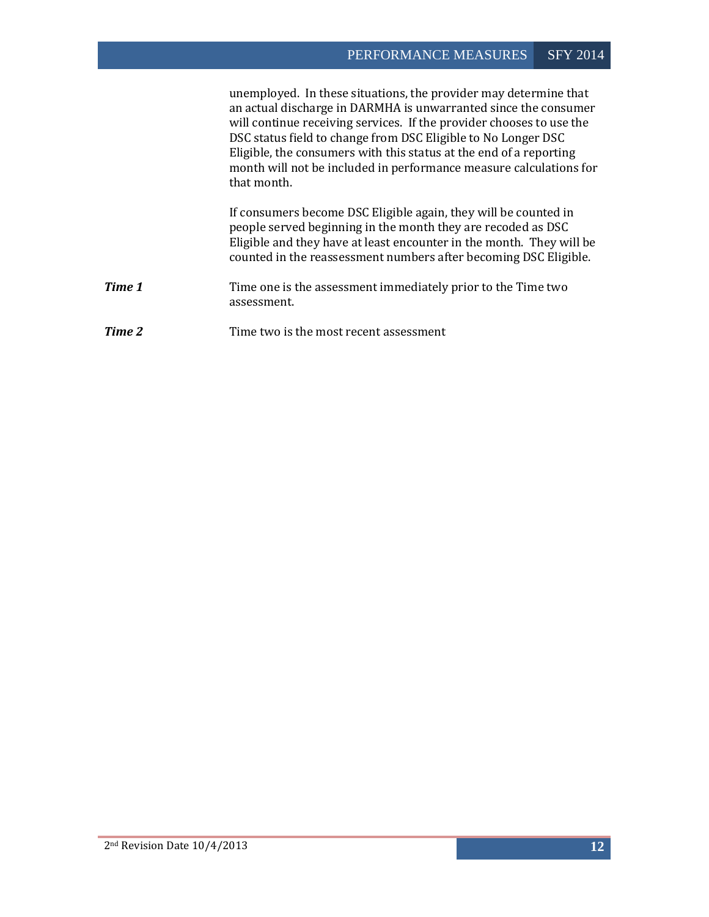unemployed. In these situations, the provider may determine that an actual discharge in DARMHA is unwarranted since the consumer will continue receiving services. If the provider chooses to use the DSC status field to change from DSC Eligible to No Longer DSC Eligible, the consumers with this status at the end of a reporting month will not be included in performance measure calculations for that month.

If consumers become DSC Eligible again, they will be counted in people served beginning in the month they are recoded as DSC Eligible and they have at least encounter in the month. They will be counted in the reassessment numbers after becoming DSC Eligible.

***Time 1*** Time one is the assessment immediately prior to the Time two assessment.

***Time 2*** Time two is the most recent assessment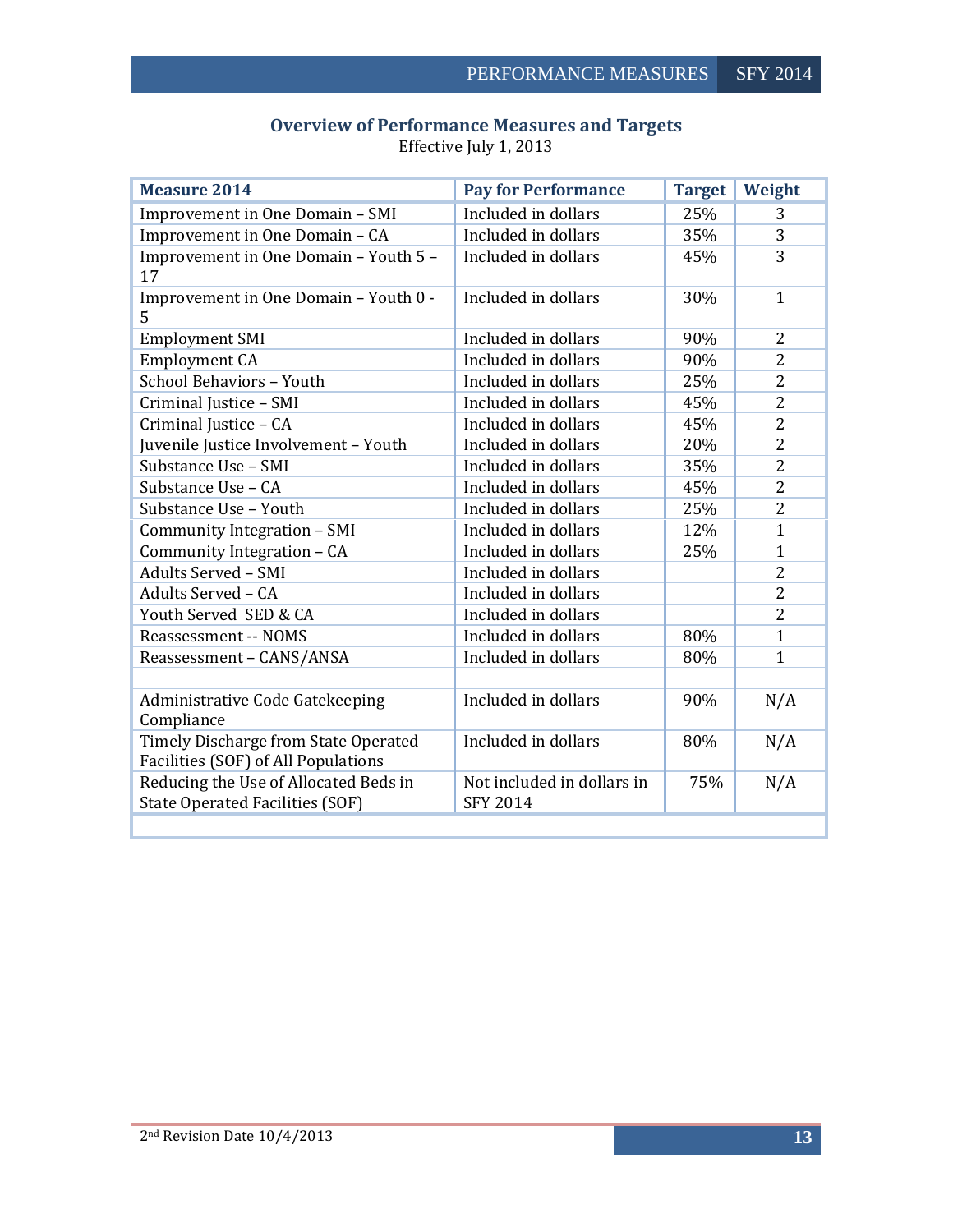## Overview of Performance Measures and Targets

Effective July 1, 2013

| Measure 2014 | Pay for Performance | Target | Weight |
|---|---|---|---|
| Improvement in One Domain – SMI | Included in dollars | 25% | 3 |
| Improvement in One Domain – CA | Included in dollars | 35% | 3 |
| Improvement in One Domain – Youth 5 – 17 | Included in dollars | 45% | 3 |
| Improvement in One Domain – Youth 0 - 5 | Included in dollars | 30% | 1 |
| Employment SMI | Included in dollars | 90% | 2 |
| Employment CA | Included in dollars | 90% | 2 |
| School Behaviors – Youth | Included in dollars | 25% | 2 |
| Criminal Justice – SMI | Included in dollars | 45% | 2 |
| Criminal Justice – CA | Included in dollars | 45% | 2 |
| Juvenile Justice Involvement – Youth | Included in dollars | 20% | 2 |
| Substance Use – SMI | Included in dollars | 35% | 2 |
| Substance Use – CA | Included in dollars | 45% | 2 |
| Substance Use – Youth | Included in dollars | 25% | 2 |
| Community Integration – SMI | Included in dollars | 12% | 1 |
| Community Integration – CA | Included in dollars | 25% | 1 |
| Adults Served – SMI | Included in dollars | | 2 |
| Adults Served – CA | Included in dollars | | 2 |
| Youth Served SED & CA | Included in dollars | | 2 |
| Reassessment -- NOMS | Included in dollars | 80% | 1 |
| Reassessment – CANS/ANSA | Included in dollars | 80% | 1 |
| | | | |
| Administrative Code Gatekeeping Compliance | Included in dollars | 90% | N/A |
| Timely Discharge from State Operated Facilities (SOF) of All Populations | Included in dollars | 80% | N/A |
| Reducing the Use of Allocated Beds in State Operated Facilities (SOF) | Not included in dollars in SFY 2014 | 75% | N/A |

2nd Revision Date 10/4/2013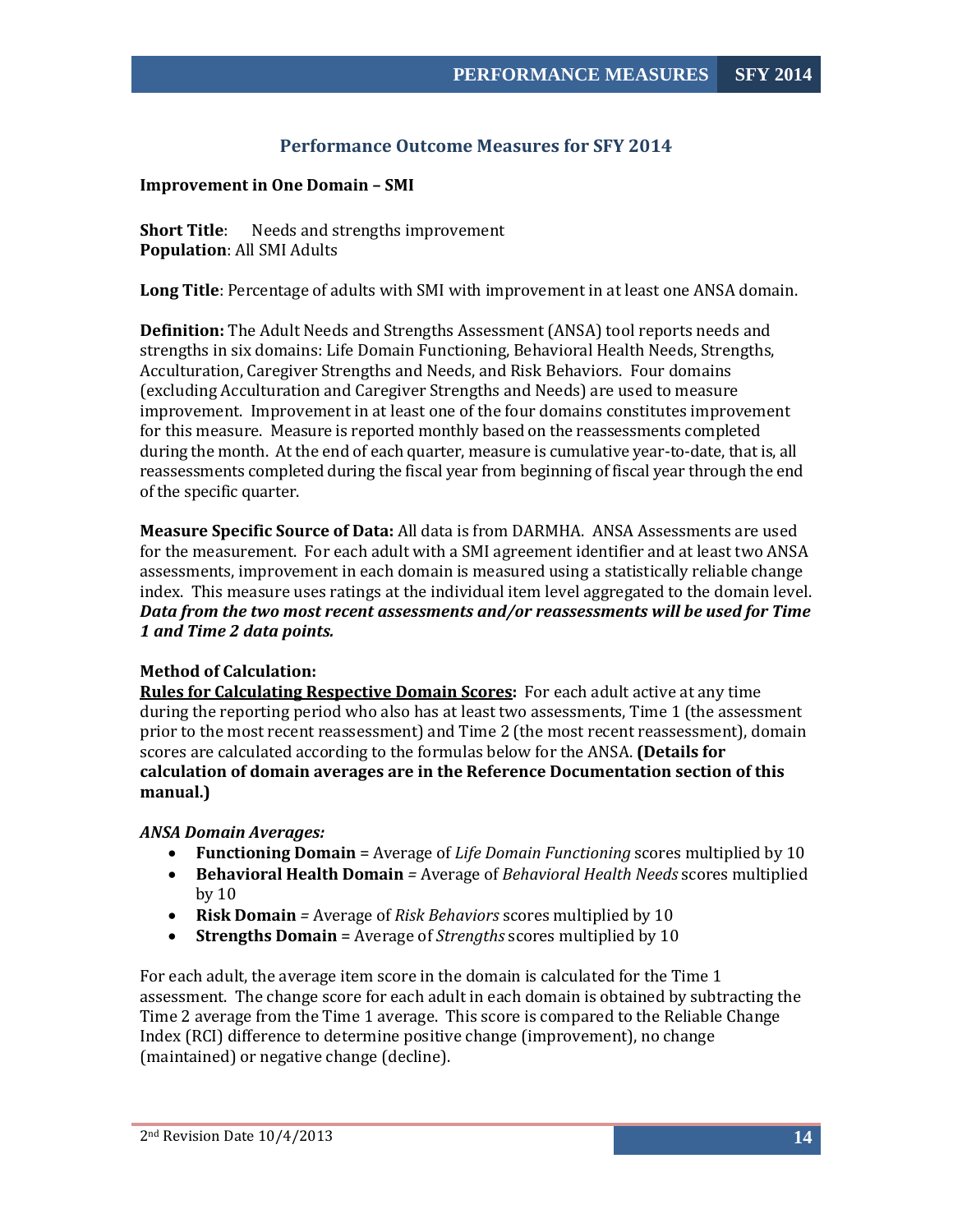## Performance Outcome Measures for SFY 2014

**Improvement in One Domain – SMI**

**Short Title**: Needs and strengths improvement
**Population**: All SMI Adults

**Long Title**: Percentage of adults with SMI with improvement in at least one ANSA domain.

**Definition:** The Adult Needs and Strengths Assessment (ANSA) tool reports needs and strengths in six domains: Life Domain Functioning, Behavioral Health Needs, Strengths, Acculturation, Caregiver Strengths and Needs, and Risk Behaviors. Four domains (excluding Acculturation and Caregiver Strengths and Needs) are used to measure improvement. Improvement in at least one of the four domains constitutes improvement for this measure. Measure is reported monthly based on the reassessments completed during the month. At the end of each quarter, measure is cumulative year-to-date, that is, all reassessments completed during the fiscal year from beginning of fiscal year through the end of the specific quarter.

**Measure Specific Source of Data:** All data is from DARMHA. ANSA Assessments are used for the measurement. For each adult with a SMI agreement identifier and at least two ANSA assessments, improvement in each domain is measured using a statistically reliable change index. This measure uses ratings at the individual item level aggregated to the domain level. ***Data from the two most recent assessments and/or reassessments will be used for Time 1 and Time 2 data points.***

**Method of Calculation:**
**Rules for Calculating Respective Domain Scores:** For each adult active at any time during the reporting period who also has at least two assessments, Time 1 (the assessment prior to the most recent reassessment) and Time 2 (the most recent reassessment), domain scores are calculated according to the formulas below for the ANSA. **(Details for calculation of domain averages are in the Reference Documentation section of this manual.)**

***ANSA Domain Averages:***

- **Functioning Domain** = Average of *Life Domain Functioning* scores multiplied by 10
- **Behavioral Health Domain** = Average of *Behavioral Health Needs* scores multiplied by 10
- **Risk Domain** = Average of *Risk Behaviors* scores multiplied by 10
- **Strengths Domain** = Average of *Strengths* scores multiplied by 10

For each adult, the average item score in the domain is calculated for the Time 1 assessment. The change score for each adult in each domain is obtained by subtracting the Time 2 average from the Time 1 average. This score is compared to the Reliable Change Index (RCI) difference to determine positive change (improvement), no change (maintained) or negative change (decline).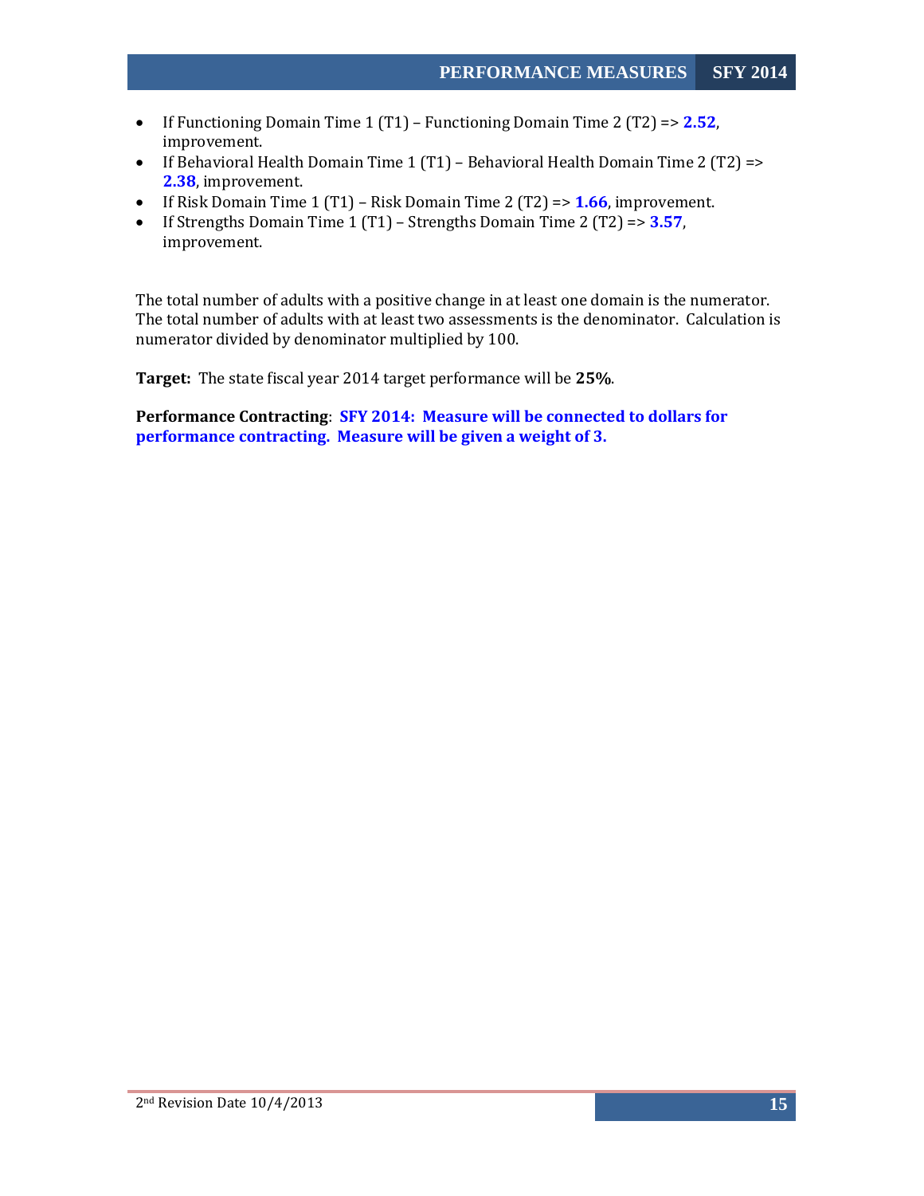- If Functioning Domain Time 1 (T1) – Functioning Domain Time 2 (T2) => **2.52**, improvement.
- If Behavioral Health Domain Time 1 (T1) – Behavioral Health Domain Time 2 (T2) => **2.38**, improvement.
- If Risk Domain Time 1 (T1) – Risk Domain Time 2 (T2) => **1.66**, improvement.
- If Strengths Domain Time 1 (T1) – Strengths Domain Time 2 (T2) => **3.57**, improvement.

The total number of adults with a positive change in at least one domain is the numerator. The total number of adults with at least two assessments is the denominator. Calculation is numerator divided by denominator multiplied by 100.

**Target:** The state fiscal year 2014 target performance will be **25%**.

**Performance Contracting**: **SFY 2014: Measure will be connected to dollars for performance contracting. Measure will be given a weight of 3.**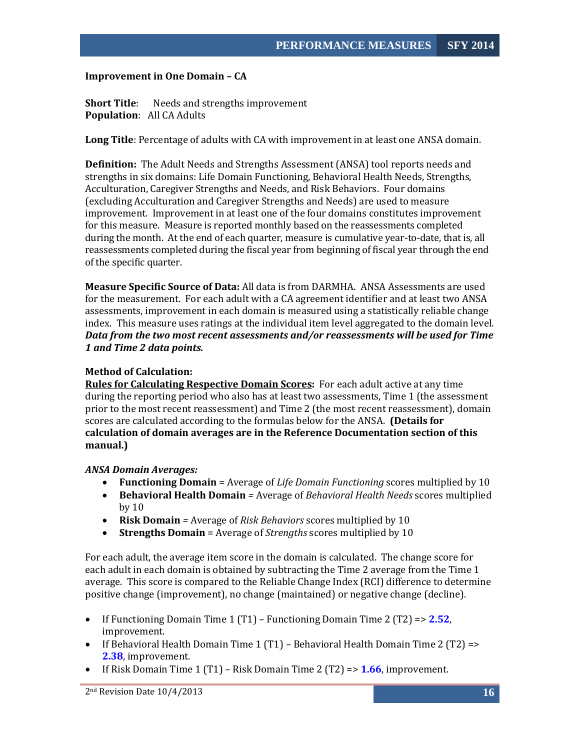**Improvement in One Domain – CA**

**Short Title**: Needs and strengths improvement
**Population**: All CA Adults

**Long Title**: Percentage of adults with CA with improvement in at least one ANSA domain.

**Definition:** The Adult Needs and Strengths Assessment (ANSA) tool reports needs and strengths in six domains: Life Domain Functioning, Behavioral Health Needs, Strengths, Acculturation, Caregiver Strengths and Needs, and Risk Behaviors. Four domains (excluding Acculturation and Caregiver Strengths and Needs) are used to measure improvement. Improvement in at least one of the four domains constitutes improvement for this measure. Measure is reported monthly based on the reassessments completed during the month. At the end of each quarter, measure is cumulative year-to-date, that is, all reassessments completed during the fiscal year from beginning of fiscal year through the end of the specific quarter.

**Measure Specific Source of Data:** All data is from DARMHA. ANSA Assessments are used for the measurement. For each adult with a CA agreement identifier and at least two ANSA assessments, improvement in each domain is measured using a statistically reliable change index. This measure uses ratings at the individual item level aggregated to the domain level. ***Data from the two most recent assessments and/or reassessments will be used for Time 1 and Time 2 data points.***

**Method of Calculation:**

**Rules for Calculating Respective Domain Scores:** For each adult active at any time during the reporting period who also has at least two assessments, Time 1 (the assessment prior to the most recent reassessment) and Time 2 (the most recent reassessment), domain scores are calculated according to the formulas below for the ANSA. **(Details for calculation of domain averages are in the Reference Documentation section of this manual.)**

*ANSA Domain Averages:*

- **Functioning Domain** = Average of *Life Domain Functioning* scores multiplied by 10
- **Behavioral Health Domain** = Average of *Behavioral Health Needs* scores multiplied by 10
- **Risk Domain** = Average of *Risk Behaviors* scores multiplied by 10
- **Strengths Domain** = Average of *Strengths* scores multiplied by 10

For each adult, the average item score in the domain is calculated. The change score for each adult in each domain is obtained by subtracting the Time 2 average from the Time 1 average. This score is compared to the Reliable Change Index (RCI) difference to determine positive change (improvement), no change (maintained) or negative change (decline).

- If Functioning Domain Time 1 (T1) – Functioning Domain Time 2 (T2) => **2.52**, improvement.
- If Behavioral Health Domain Time 1 (T1) – Behavioral Health Domain Time 2 (T2) => **2.38**, improvement.
- If Risk Domain Time 1 (T1) – Risk Domain Time 2 (T2) => **1.66**, improvement.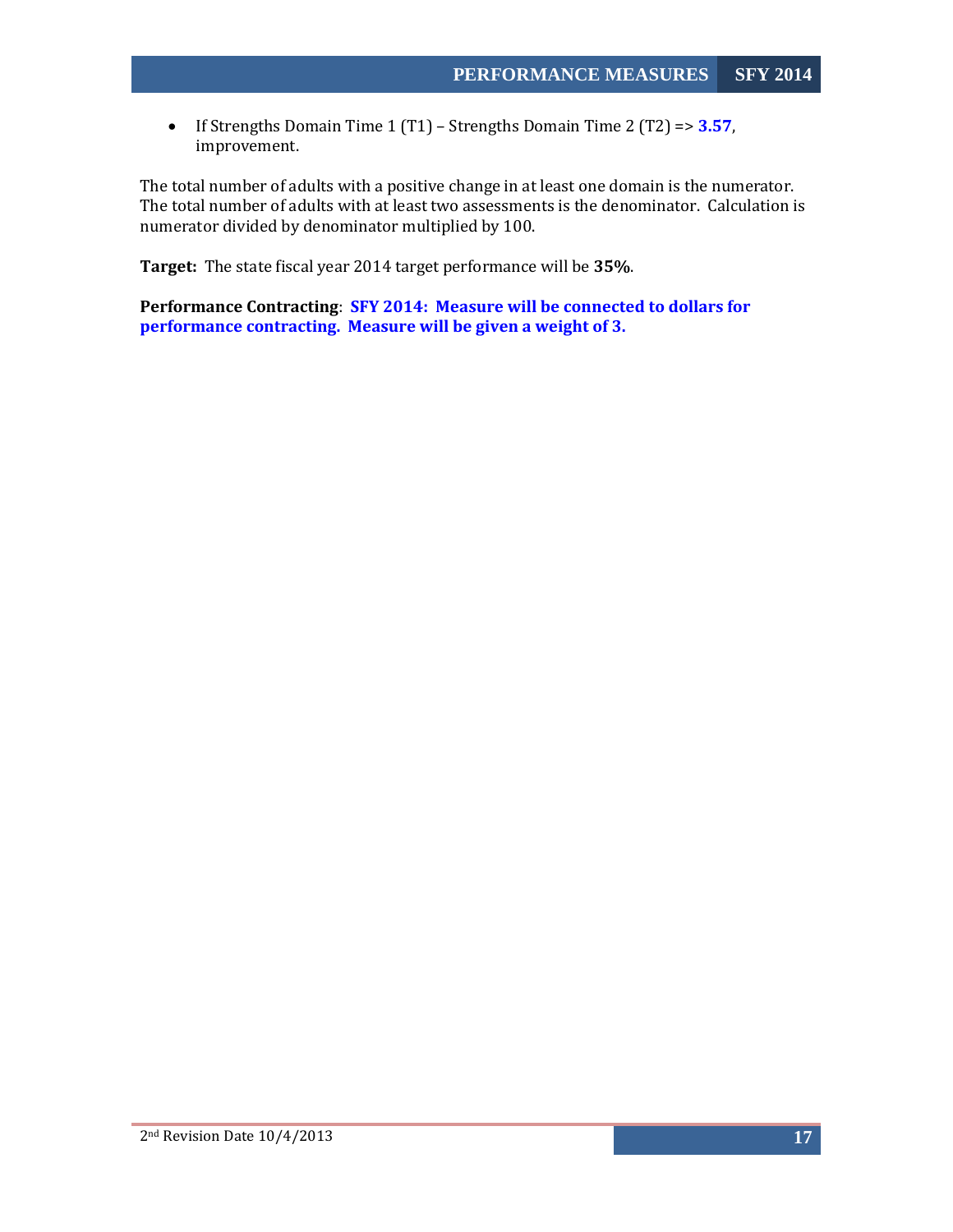- If Strengths Domain Time 1 (T1) – Strengths Domain Time 2 (T2) => **3.57**, improvement.

The total number of adults with a positive change in at least one domain is the numerator. The total number of adults with at least two assessments is the denominator. Calculation is numerator divided by denominator multiplied by 100.

**Target:** The state fiscal year 2014 target performance will be **35%**.

**Performance Contracting**: **SFY 2014: Measure will be connected to dollars for performance contracting. Measure will be given a weight of 3.**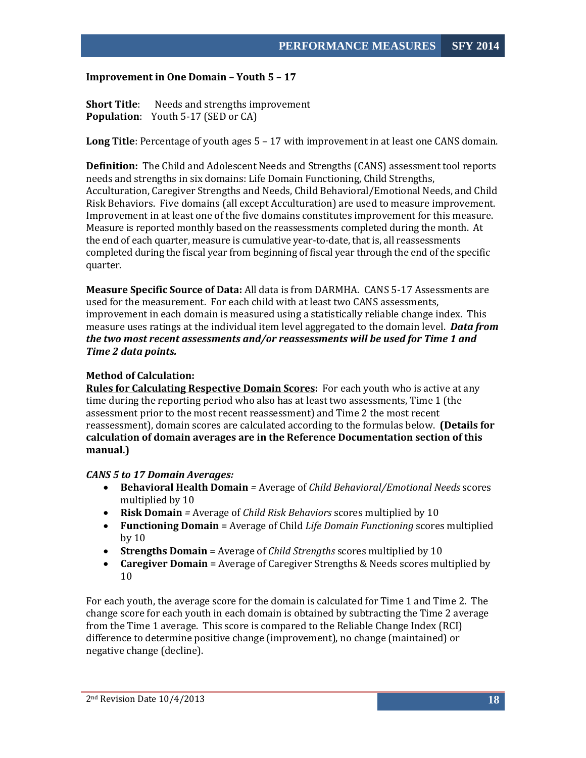**Improvement in One Domain – Youth 5 – 17**

**Short Title**: Needs and strengths improvement
**Population**: Youth 5-17 (SED or CA)

**Long Title**: Percentage of youth ages 5 – 17 with improvement in at least one CANS domain.

**Definition:** The Child and Adolescent Needs and Strengths (CANS) assessment tool reports needs and strengths in six domains: Life Domain Functioning, Child Strengths, Acculturation, Caregiver Strengths and Needs, Child Behavioral/Emotional Needs, and Child Risk Behaviors. Five domains (all except Acculturation) are used to measure improvement. Improvement in at least one of the five domains constitutes improvement for this measure. Measure is reported monthly based on the reassessments completed during the month. At the end of each quarter, measure is cumulative year-to-date, that is, all reassessments completed during the fiscal year from beginning of fiscal year through the end of the specific quarter.

**Measure Specific Source of Data:** All data is from DARMHA. CANS 5-17 Assessments are used for the measurement. For each child with at least two CANS assessments, improvement in each domain is measured using a statistically reliable change index. This measure uses ratings at the individual item level aggregated to the domain level. ***Data from the two most recent assessments and/or reassessments will be used for Time 1 and Time 2 data points.***

**Method of Calculation:**

**Rules for Calculating Respective Domain Scores:** For each youth who is active at any time during the reporting period who also has at least two assessments, Time 1 (the assessment prior to the most recent reassessment) and Time 2 the most recent reassessment), domain scores are calculated according to the formulas below. **(Details for calculation of domain averages are in the Reference Documentation section of this manual.)**

***CANS 5 to 17 Domain Averages:***

- **Behavioral Health Domain** = Average of *Child Behavioral/Emotional Needs* scores multiplied by 10
- **Risk Domain** = Average of *Child Risk Behaviors* scores multiplied by 10
- **Functioning Domain** = Average of Child *Life Domain Functioning* scores multiplied by 10
- **Strengths Domain** = Average of *Child Strengths* scores multiplied by 10
- **Caregiver Domain** = Average of Caregiver Strengths & Needs scores multiplied by 10

For each youth, the average score for the domain is calculated for Time 1 and Time 2. The change score for each youth in each domain is obtained by subtracting the Time 2 average from the Time 1 average. This score is compared to the Reliable Change Index (RCI) difference to determine positive change (improvement), no change (maintained) or negative change (decline).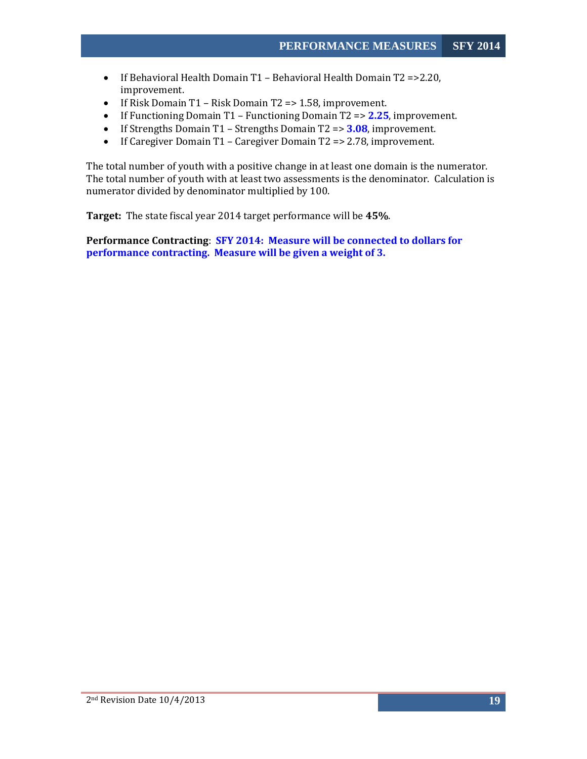- If Behavioral Health Domain T1 – Behavioral Health Domain T2 =>2.20, improvement.
- If Risk Domain T1 – Risk Domain T2 => 1.58, improvement.
- If Functioning Domain T1 – Functioning Domain T2 => **2.25**, improvement.
- If Strengths Domain T1 – Strengths Domain T2 => **3.08**, improvement.
- If Caregiver Domain T1 – Caregiver Domain T2 => 2.78, improvement.

The total number of youth with a positive change in at least one domain is the numerator. The total number of youth with at least two assessments is the denominator. Calculation is numerator divided by denominator multiplied by 100.

**Target:** The state fiscal year 2014 target performance will be **45%**.

**Performance Contracting**: **SFY 2014: Measure will be connected to dollars for performance contracting. Measure will be given a weight of 3.**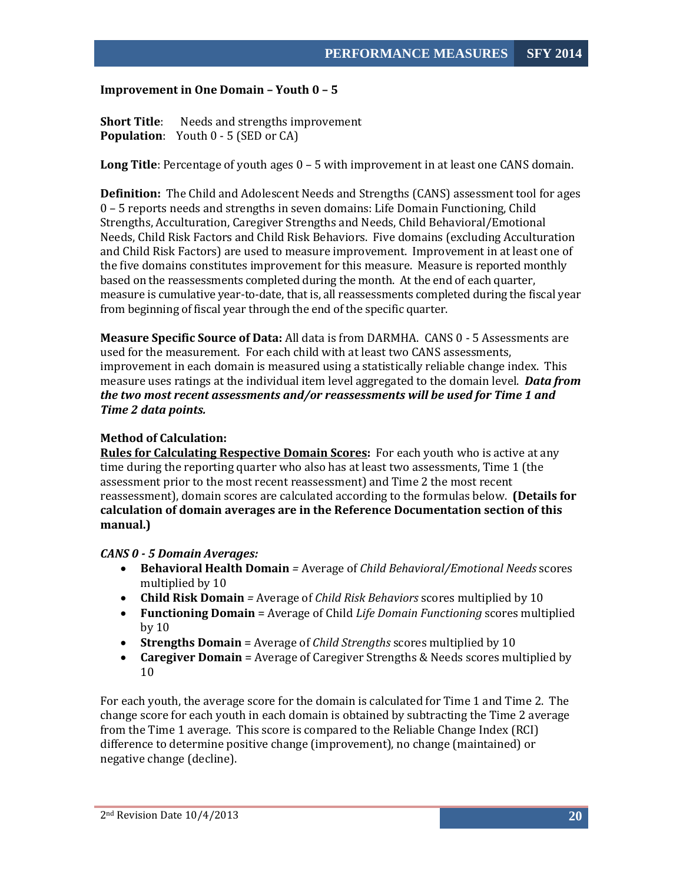**Improvement in One Domain – Youth 0 – 5**

**Short Title**: Needs and strengths improvement
**Population**: Youth 0 - 5 (SED or CA)

**Long Title**: Percentage of youth ages 0 – 5 with improvement in at least one CANS domain.

**Definition:** The Child and Adolescent Needs and Strengths (CANS) assessment tool for ages 0 – 5 reports needs and strengths in seven domains: Life Domain Functioning, Child Strengths, Acculturation, Caregiver Strengths and Needs, Child Behavioral/Emotional Needs, Child Risk Factors and Child Risk Behaviors. Five domains (excluding Acculturation and Child Risk Factors) are used to measure improvement. Improvement in at least one of the five domains constitutes improvement for this measure. Measure is reported monthly based on the reassessments completed during the month. At the end of each quarter, measure is cumulative year-to-date, that is, all reassessments completed during the fiscal year from beginning of fiscal year through the end of the specific quarter.

**Measure Specific Source of Data:** All data is from DARMHA. CANS 0 - 5 Assessments are used for the measurement. For each child with at least two CANS assessments, improvement in each domain is measured using a statistically reliable change index. This measure uses ratings at the individual item level aggregated to the domain level. ***Data from the two most recent assessments and/or reassessments will be used for Time 1 and Time 2 data points.***

**Method of Calculation:**
**Rules for Calculating Respective Domain Scores:** For each youth who is active at any time during the reporting quarter who also has at least two assessments, Time 1 (the assessment prior to the most recent reassessment) and Time 2 the most recent reassessment), domain scores are calculated according to the formulas below. **(Details for calculation of domain averages are in the Reference Documentation section of this manual.)**

***CANS 0 - 5 Domain Averages:***

- **Behavioral Health Domain** = Average of *Child Behavioral/Emotional Needs* scores multiplied by 10
- **Child Risk Domain** = Average of *Child Risk Behaviors* scores multiplied by 10
- **Functioning Domain** = Average of Child *Life Domain Functioning* scores multiplied by 10
- **Strengths Domain** = Average of *Child Strengths* scores multiplied by 10
- **Caregiver Domain** = Average of Caregiver Strengths & Needs scores multiplied by 10

For each youth, the average score for the domain is calculated for Time 1 and Time 2. The change score for each youth in each domain is obtained by subtracting the Time 2 average from the Time 1 average. This score is compared to the Reliable Change Index (RCI) difference to determine positive change (improvement), no change (maintained) or negative change (decline).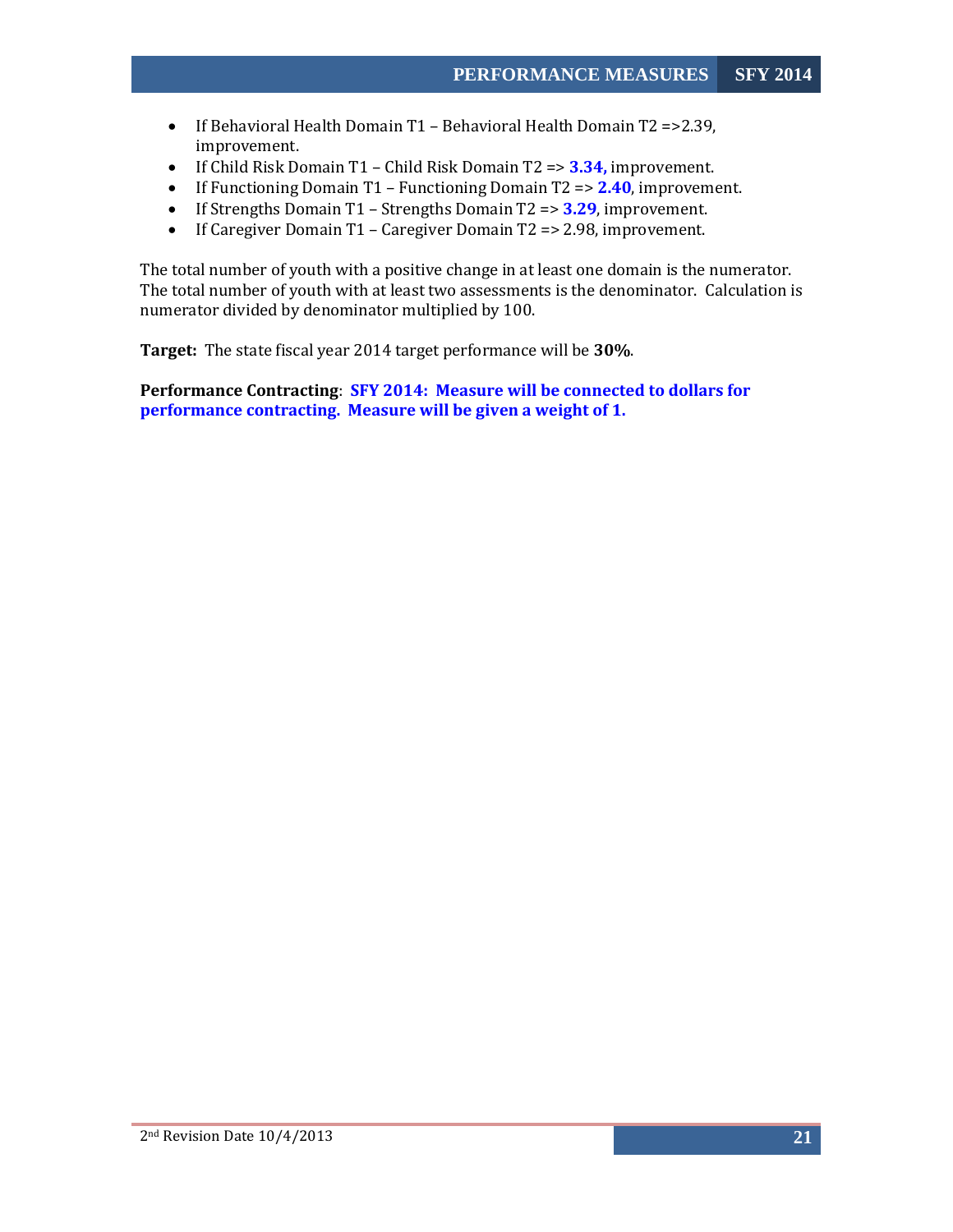- If Behavioral Health Domain T1 – Behavioral Health Domain T2 =>2.39, improvement.
- If Child Risk Domain T1 – Child Risk Domain T2 => **3.34,** improvement.
- If Functioning Domain T1 – Functioning Domain T2 => **2.40**, improvement.
- If Strengths Domain T1 – Strengths Domain T2 => **3.29**, improvement.
- If Caregiver Domain T1 – Caregiver Domain T2 => 2.98, improvement.

The total number of youth with a positive change in at least one domain is the numerator. The total number of youth with at least two assessments is the denominator. Calculation is numerator divided by denominator multiplied by 100.

**Target:** The state fiscal year 2014 target performance will be **30%**.

**Performance Contracting**: **SFY 2014: Measure will be connected to dollars for performance contracting. Measure will be given a weight of 1.**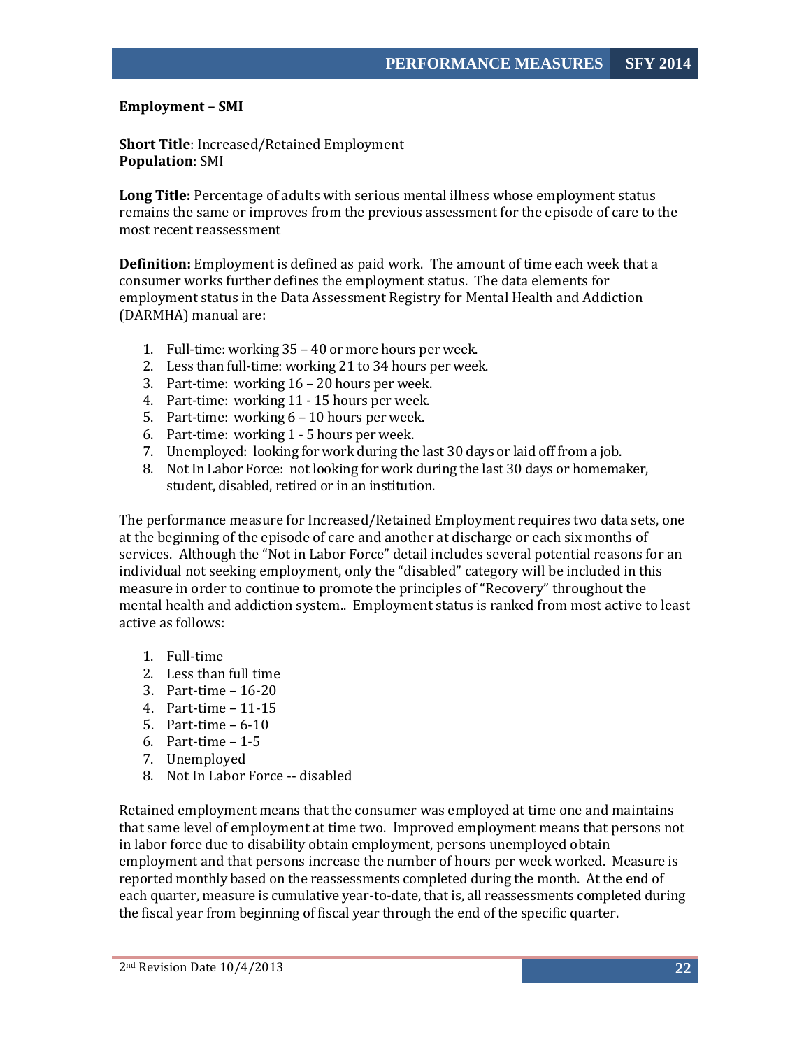**Employment – SMI**

**Short Title**: Increased/Retained Employment
**Population**: SMI

**Long Title:** Percentage of adults with serious mental illness whose employment status remains the same or improves from the previous assessment for the episode of care to the most recent reassessment

**Definition:** Employment is defined as paid work. The amount of time each week that a consumer works further defines the employment status. The data elements for employment status in the Data Assessment Registry for Mental Health and Addiction (DARMHA) manual are:

1. Full-time: working 35 – 40 or more hours per week.
2. Less than full-time: working 21 to 34 hours per week.
3. Part-time: working 16 – 20 hours per week.
4. Part-time: working 11 - 15 hours per week.
5. Part-time: working 6 – 10 hours per week.
6. Part-time: working 1 - 5 hours per week.
7. Unemployed: looking for work during the last 30 days or laid off from a job.
8. Not In Labor Force: not looking for work during the last 30 days or homemaker, student, disabled, retired or in an institution.

The performance measure for Increased/Retained Employment requires two data sets, one at the beginning of the episode of care and another at discharge or each six months of services. Although the "Not in Labor Force" detail includes several potential reasons for an individual not seeking employment, only the "disabled" category will be included in this measure in order to continue to promote the principles of "Recovery" throughout the mental health and addiction system.. Employment status is ranked from most active to least active as follows:

1. Full-time
2. Less than full time
3. Part-time – 16-20
4. Part-time – 11-15
5. Part-time – 6-10
6. Part-time – 1-5
7. Unemployed
8. Not In Labor Force -- disabled

Retained employment means that the consumer was employed at time one and maintains that same level of employment at time two. Improved employment means that persons not in labor force due to disability obtain employment, persons unemployed obtain employment and that persons increase the number of hours per week worked. Measure is reported monthly based on the reassessments completed during the month. At the end of each quarter, measure is cumulative year-to-date, that is, all reassessments completed during the fiscal year from beginning of fiscal year through the end of the specific quarter.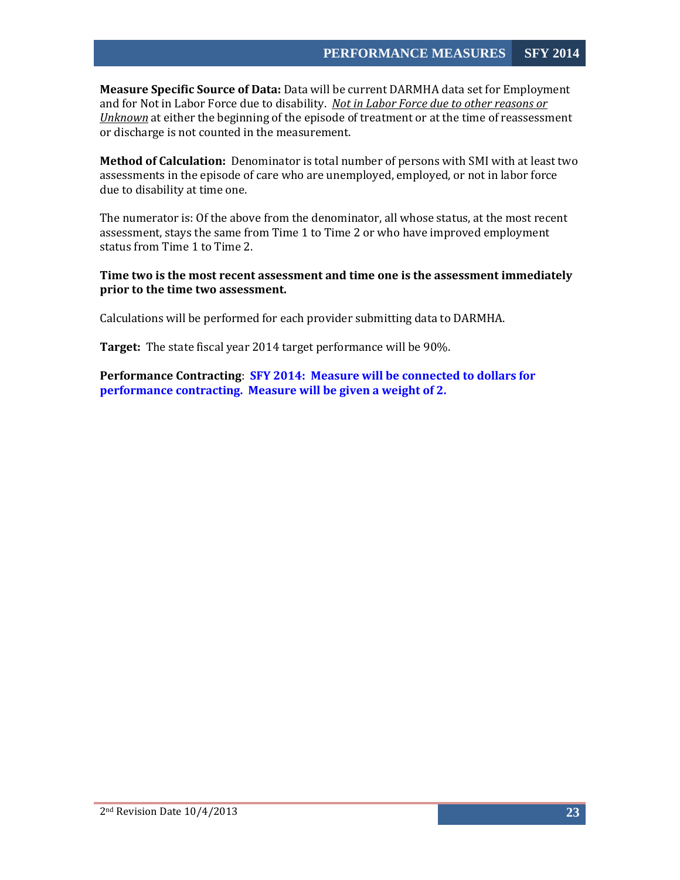**Measure Specific Source of Data:** Data will be current DARMHA data set for Employment and for Not in Labor Force due to disability. *Not in Labor Force due to other reasons or Unknown* at either the beginning of the episode of treatment or at the time of reassessment or discharge is not counted in the measurement.

**Method of Calculation:** Denominator is total number of persons with SMI with at least two assessments in the episode of care who are unemployed, employed, or not in labor force due to disability at time one.

The numerator is: Of the above from the denominator, all whose status, at the most recent assessment, stays the same from Time 1 to Time 2 or who have improved employment status from Time 1 to Time 2.

**Time two is the most recent assessment and time one is the assessment immediately prior to the time two assessment.**

Calculations will be performed for each provider submitting data to DARMHA.

**Target:** The state fiscal year 2014 target performance will be 90%.

**Performance Contracting**: **SFY 2014: Measure will be connected to dollars for performance contracting. Measure will be given a weight of 2.**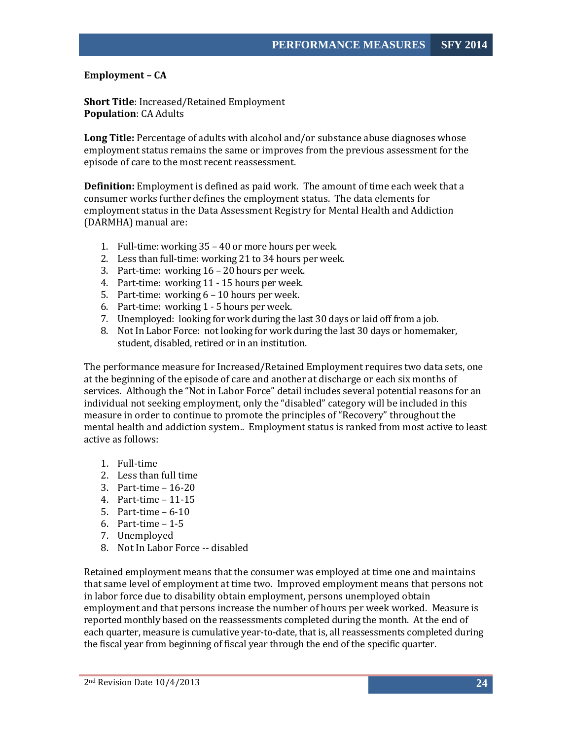**Employment – CA**

**Short Title**: Increased/Retained Employment
**Population**: CA Adults

**Long Title:** Percentage of adults with alcohol and/or substance abuse diagnoses whose employment status remains the same or improves from the previous assessment for the episode of care to the most recent reassessment.

**Definition:** Employment is defined as paid work. The amount of time each week that a consumer works further defines the employment status. The data elements for employment status in the Data Assessment Registry for Mental Health and Addiction (DARMHA) manual are:

1. Full-time: working 35 – 40 or more hours per week.
2. Less than full-time: working 21 to 34 hours per week.
3. Part-time: working 16 – 20 hours per week.
4. Part-time: working 11 - 15 hours per week.
5. Part-time: working 6 – 10 hours per week.
6. Part-time: working 1 - 5 hours per week.
7. Unemployed: looking for work during the last 30 days or laid off from a job.
8. Not In Labor Force: not looking for work during the last 30 days or homemaker, student, disabled, retired or in an institution.

The performance measure for Increased/Retained Employment requires two data sets, one at the beginning of the episode of care and another at discharge or each six months of services. Although the "Not in Labor Force" detail includes several potential reasons for an individual not seeking employment, only the "disabled" category will be included in this measure in order to continue to promote the principles of "Recovery" throughout the mental health and addiction system.. Employment status is ranked from most active to least active as follows:

1. Full-time
2. Less than full time
3. Part-time – 16-20
4. Part-time – 11-15
5. Part-time – 6-10
6. Part-time – 1-5
7. Unemployed
8. Not In Labor Force -- disabled

Retained employment means that the consumer was employed at time one and maintains that same level of employment at time two. Improved employment means that persons not in labor force due to disability obtain employment, persons unemployed obtain employment and that persons increase the number of hours per week worked. Measure is reported monthly based on the reassessments completed during the month. At the end of each quarter, measure is cumulative year-to-date, that is, all reassessments completed during the fiscal year from beginning of fiscal year through the end of the specific quarter.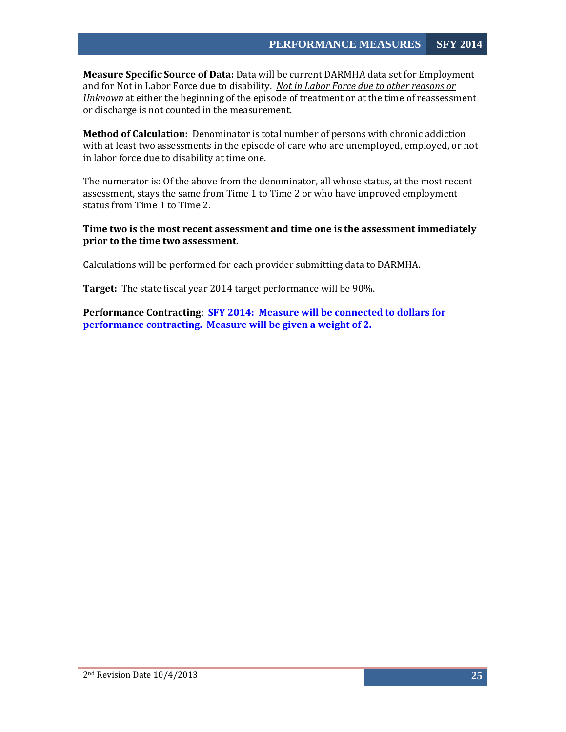**Measure Specific Source of Data:** Data will be current DARMHA data set for Employment and for Not in Labor Force due to disability. *Not in Labor Force due to other reasons or Unknown* at either the beginning of the episode of treatment or at the time of reassessment or discharge is not counted in the measurement.

**Method of Calculation:** Denominator is total number of persons with chronic addiction with at least two assessments in the episode of care who are unemployed, employed, or not in labor force due to disability at time one.

The numerator is: Of the above from the denominator, all whose status, at the most recent assessment, stays the same from Time 1 to Time 2 or who have improved employment status from Time 1 to Time 2.

**Time two is the most recent assessment and time one is the assessment immediately prior to the time two assessment.**

Calculations will be performed for each provider submitting data to DARMHA.

**Target:** The state fiscal year 2014 target performance will be 90%.

**Performance Contracting**: **SFY 2014: Measure will be connected to dollars for performance contracting. Measure will be given a weight of 2.**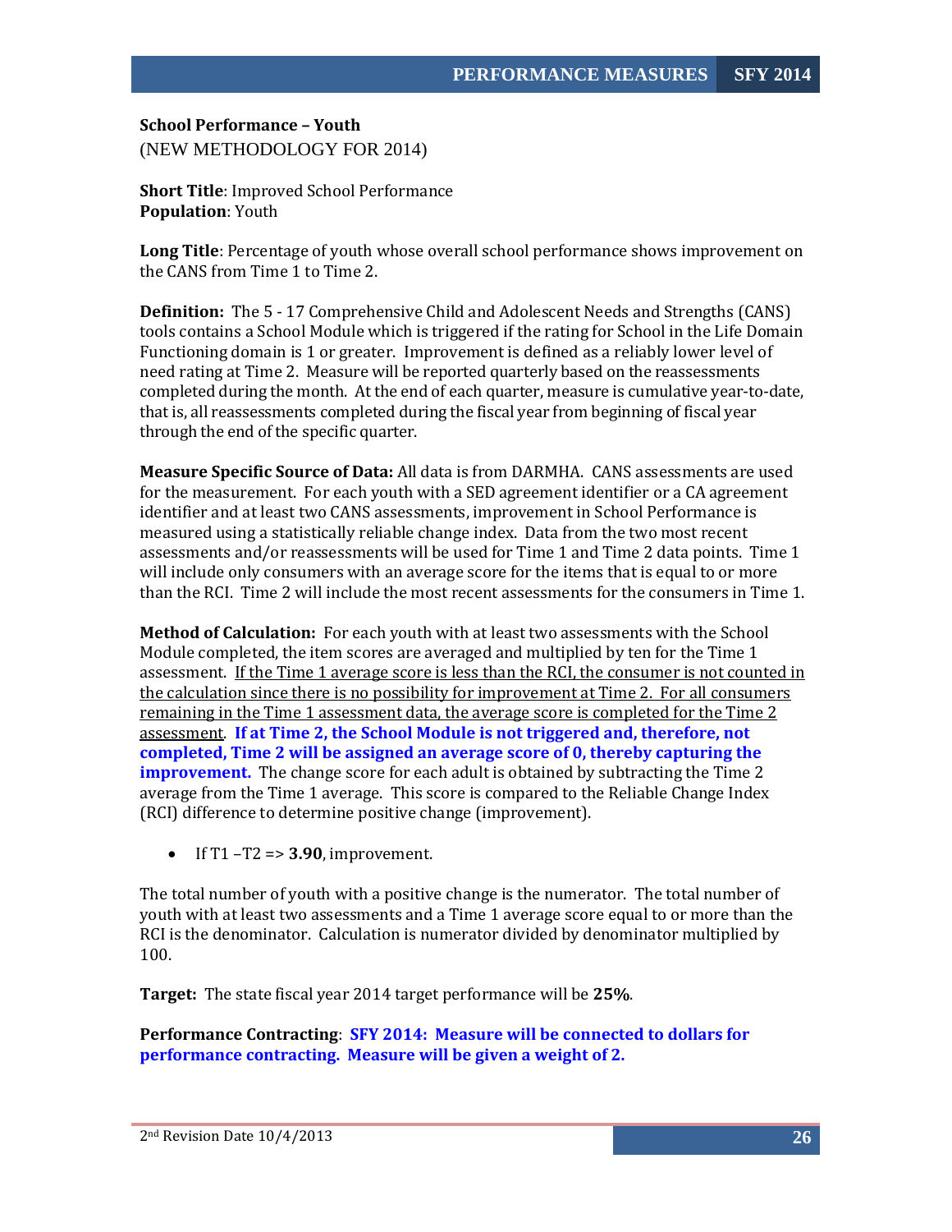**School Performance – Youth**
(NEW METHODOLOGY FOR 2014)

**Short Title**: Improved School Performance
**Population**: Youth

**Long Title**: Percentage of youth whose overall school performance shows improvement on the CANS from Time 1 to Time 2.

**Definition:** The 5 - 17 Comprehensive Child and Adolescent Needs and Strengths (CANS) tools contains a School Module which is triggered if the rating for School in the Life Domain Functioning domain is 1 or greater. Improvement is defined as a reliably lower level of need rating at Time 2. Measure will be reported quarterly based on the reassessments completed during the month. At the end of each quarter, measure is cumulative year-to-date, that is, all reassessments completed during the fiscal year from beginning of fiscal year through the end of the specific quarter.

**Measure Specific Source of Data:** All data is from DARMHA. CANS assessments are used for the measurement. For each youth with a SED agreement identifier or a CA agreement identifier and at least two CANS assessments, improvement in School Performance is measured using a statistically reliable change index. Data from the two most recent assessments and/or reassessments will be used for Time 1 and Time 2 data points. Time 1 will include only consumers with an average score for the items that is equal to or more than the RCI. Time 2 will include the most recent assessments for the consumers in Time 1.

**Method of Calculation:** For each youth with at least two assessments with the School Module completed, the item scores are averaged and multiplied by ten for the Time 1 assessment. <u>If the Time 1 average score is less than the RCI, the consumer is not counted in the calculation since there is no possibility for improvement at Time 2. For all consumers remaining in the Time 1 assessment data, the average score is completed for the Time 2 assessment</u>. **If at Time 2, the School Module is not triggered and, therefore, not completed, Time 2 will be assigned an average score of 0, thereby capturing the improvement.** The change score for each adult is obtained by subtracting the Time 2 average from the Time 1 average. This score is compared to the Reliable Change Index (RCI) difference to determine positive change (improvement).

- If T1 –T2 => **3.90**, improvement.

The total number of youth with a positive change is the numerator. The total number of youth with at least two assessments and a Time 1 average score equal to or more than the RCI is the denominator. Calculation is numerator divided by denominator multiplied by 100.

**Target:** The state fiscal year 2014 target performance will be **25%**.

**Performance Contracting**: **SFY 2014: Measure will be connected to dollars for performance contracting. Measure will be given a weight of 2.**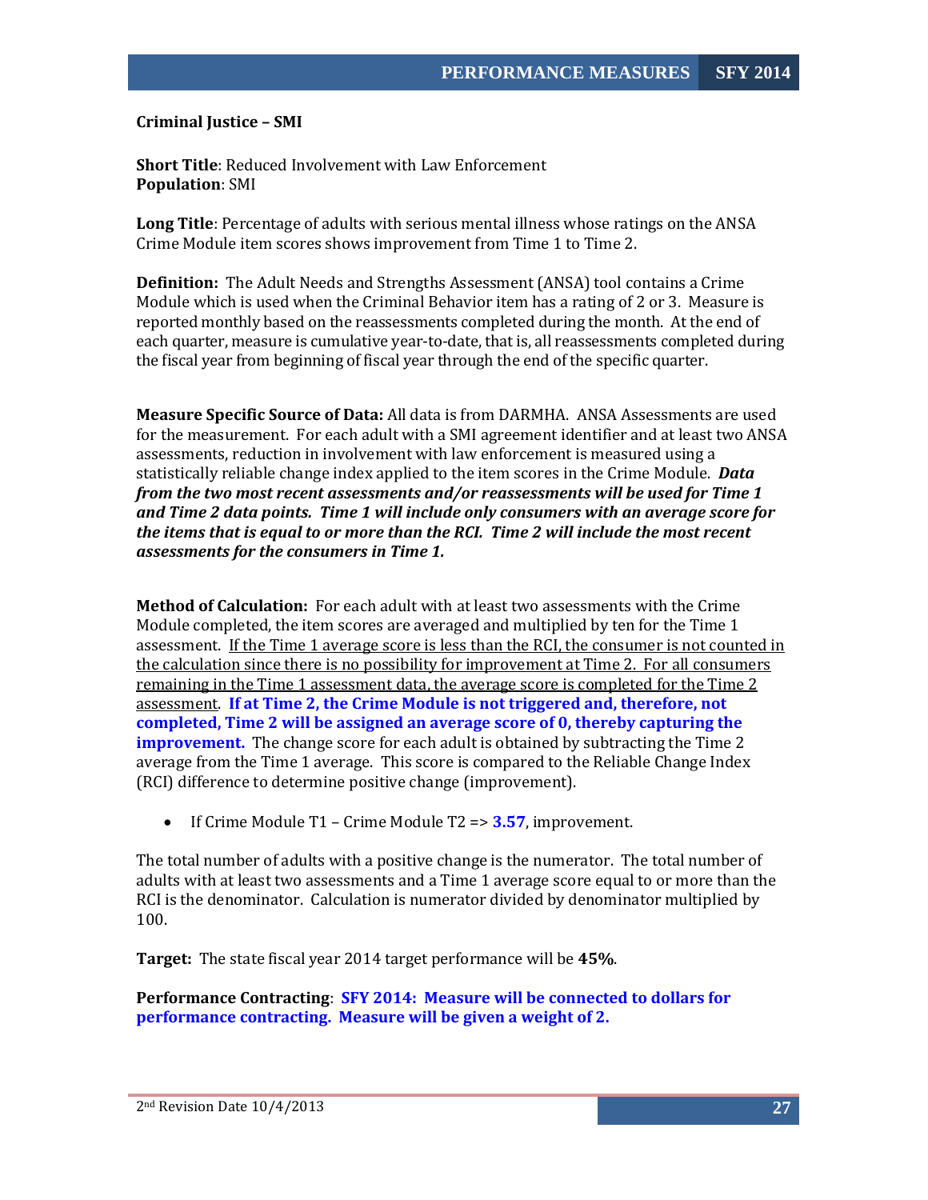**Criminal Justice – SMI**

**Short Title**: Reduced Involvement with Law Enforcement
**Population**: SMI

**Long Title**: Percentage of adults with serious mental illness whose ratings on the ANSA Crime Module item scores shows improvement from Time 1 to Time 2.

**Definition:** The Adult Needs and Strengths Assessment (ANSA) tool contains a Crime Module which is used when the Criminal Behavior item has a rating of 2 or 3. Measure is reported monthly based on the reassessments completed during the month. At the end of each quarter, measure is cumulative year-to-date, that is, all reassessments completed during the fiscal year from beginning of fiscal year through the end of the specific quarter.

**Measure Specific Source of Data:** All data is from DARMHA. ANSA Assessments are used for the measurement. For each adult with a SMI agreement identifier and at least two ANSA assessments, reduction in involvement with law enforcement is measured using a statistically reliable change index applied to the item scores in the Crime Module. ***Data from the two most recent assessments and/or reassessments will be used for Time 1 and Time 2 data points. Time 1 will include only consumers with an average score for the items that is equal to or more than the RCI. Time 2 will include the most recent assessments for the consumers in Time 1.***

**Method of Calculation:** For each adult with at least two assessments with the Crime Module completed, the item scores are averaged and multiplied by ten for the Time 1 assessment. If the Time 1 average score is less than the RCI, the consumer is not counted in the calculation since there is no possibility for improvement at Time 2. For all consumers remaining in the Time 1 assessment data, the average score is completed for the Time 2 assessment. **If at Time 2, the Crime Module is not triggered and, therefore, not completed, Time 2 will be assigned an average score of 0, thereby capturing the improvement.** The change score for each adult is obtained by subtracting the Time 2 average from the Time 1 average. This score is compared to the Reliable Change Index (RCI) difference to determine positive change (improvement).

- If Crime Module T1 – Crime Module T2 => **3.57**, improvement.

The total number of adults with a positive change is the numerator. The total number of adults with at least two assessments and a Time 1 average score equal to or more than the RCI is the denominator. Calculation is numerator divided by denominator multiplied by 100.

**Target:** The state fiscal year 2014 target performance will be **45%**.

**Performance Contracting**: **SFY 2014: Measure will be connected to dollars for performance contracting. Measure will be given a weight of 2.**

2nd Revision Date 10/4/2013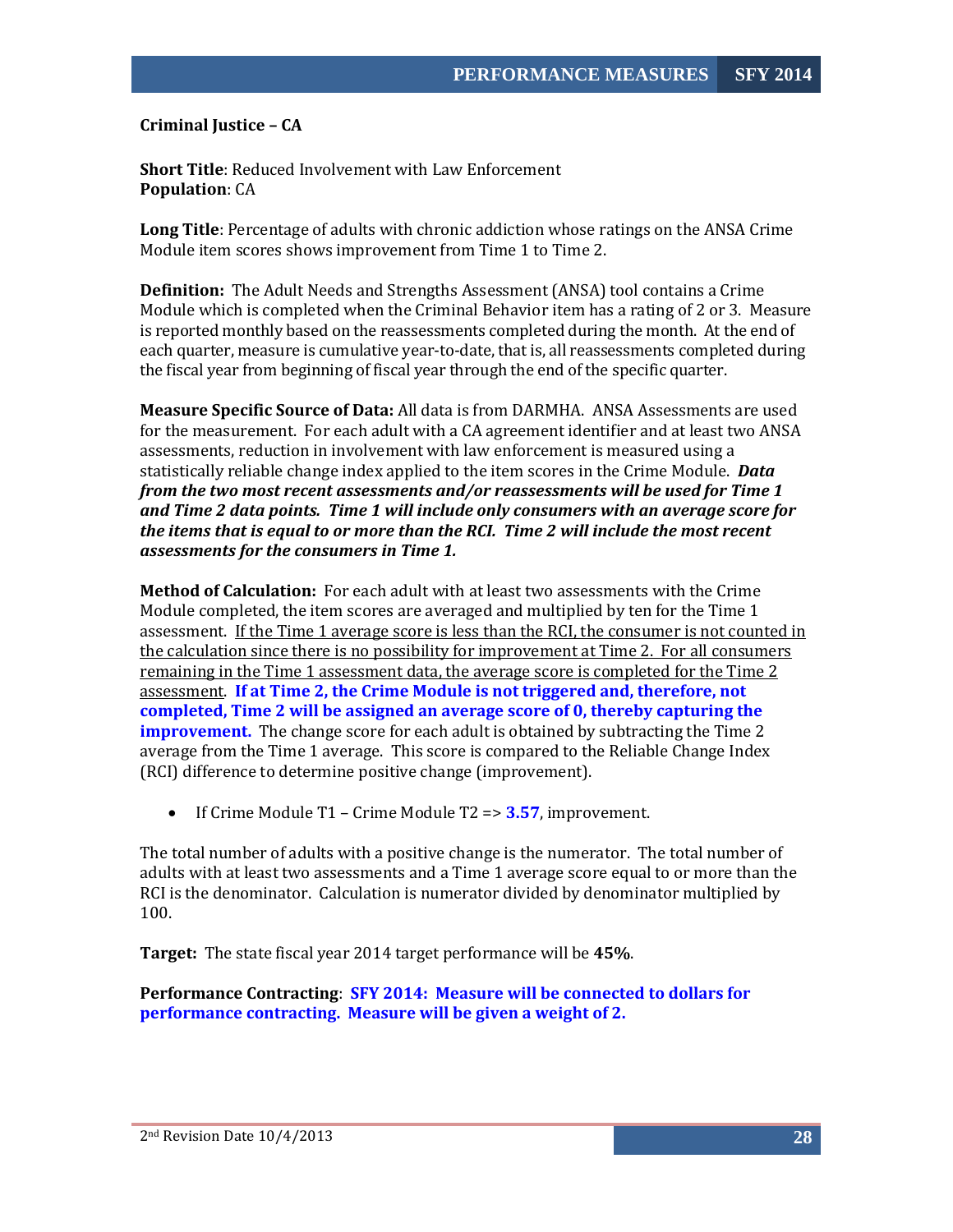**Criminal Justice – CA**

**Short Title**: Reduced Involvement with Law Enforcement
**Population**: CA

**Long Title**: Percentage of adults with chronic addiction whose ratings on the ANSA Crime Module item scores shows improvement from Time 1 to Time 2.

**Definition:** The Adult Needs and Strengths Assessment (ANSA) tool contains a Crime Module which is completed when the Criminal Behavior item has a rating of 2 or 3. Measure is reported monthly based on the reassessments completed during the month. At the end of each quarter, measure is cumulative year-to-date, that is, all reassessments completed during the fiscal year from beginning of fiscal year through the end of the specific quarter.

**Measure Specific Source of Data:** All data is from DARMHA. ANSA Assessments are used for the measurement. For each adult with a CA agreement identifier and at least two ANSA assessments, reduction in involvement with law enforcement is measured using a statistically reliable change index applied to the item scores in the Crime Module. ***Data from the two most recent assessments and/or reassessments will be used for Time 1 and Time 2 data points. Time 1 will include only consumers with an average score for the items that is equal to or more than the RCI. Time 2 will include the most recent assessments for the consumers in Time 1.***

**Method of Calculation:** For each adult with at least two assessments with the Crime Module completed, the item scores are averaged and multiplied by ten for the Time 1 assessment. <u>If the Time 1 average score is less than the RCI, the consumer is not counted in the calculation since there is no possibility for improvement at Time 2. For all consumers remaining in the Time 1 assessment data, the average score is completed for the Time 2 assessment</u>. **If at Time 2, the Crime Module is not triggered and, therefore, not completed, Time 2 will be assigned an average score of 0, thereby capturing the improvement.** The change score for each adult is obtained by subtracting the Time 2 average from the Time 1 average. This score is compared to the Reliable Change Index (RCI) difference to determine positive change (improvement).

- If Crime Module T1 – Crime Module T2 => **3.57**, improvement.

The total number of adults with a positive change is the numerator. The total number of adults with at least two assessments and a Time 1 average score equal to or more than the RCI is the denominator. Calculation is numerator divided by denominator multiplied by 100.

**Target:** The state fiscal year 2014 target performance will be **45%**.

**Performance Contracting**: **SFY 2014: Measure will be connected to dollars for performance contracting. Measure will be given a weight of 2.**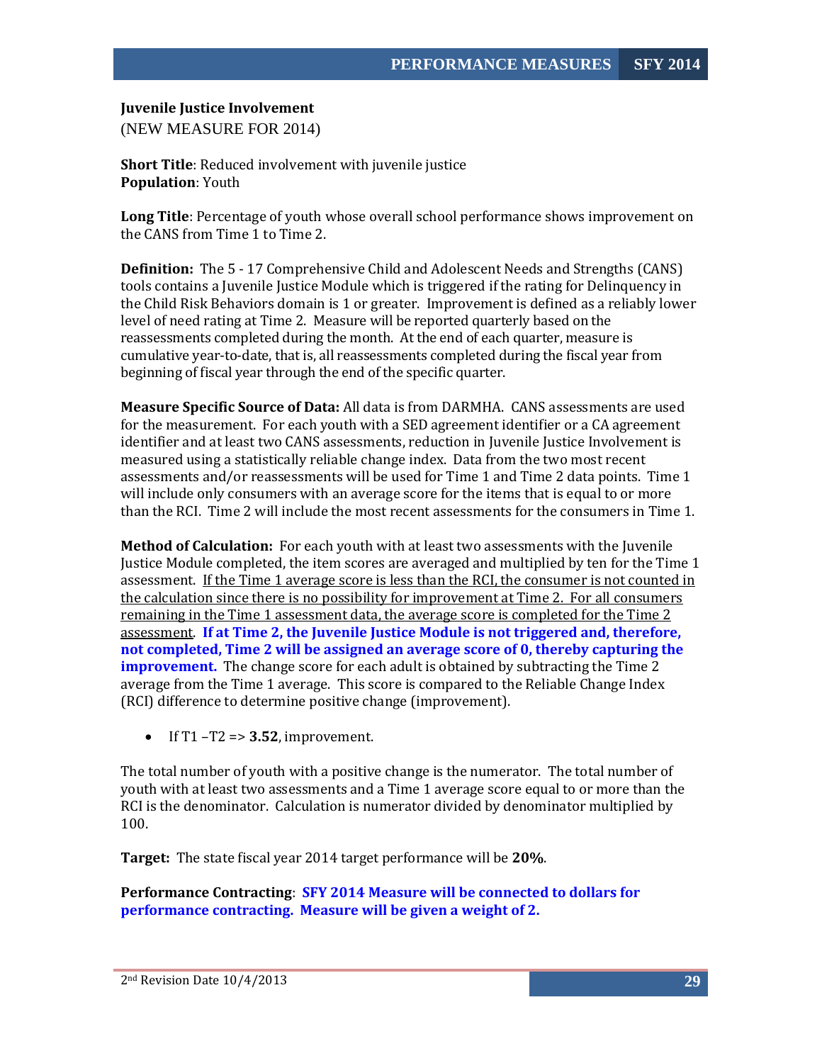**Juvenile Justice Involvement**
(NEW MEASURE FOR 2014)

**Short Title**: Reduced involvement with juvenile justice
**Population**: Youth

**Long Title**: Percentage of youth whose overall school performance shows improvement on the CANS from Time 1 to Time 2.

**Definition:** The 5 - 17 Comprehensive Child and Adolescent Needs and Strengths (CANS) tools contains a Juvenile Justice Module which is triggered if the rating for Delinquency in the Child Risk Behaviors domain is 1 or greater. Improvement is defined as a reliably lower level of need rating at Time 2. Measure will be reported quarterly based on the reassessments completed during the month. At the end of each quarter, measure is cumulative year-to-date, that is, all reassessments completed during the fiscal year from beginning of fiscal year through the end of the specific quarter.

**Measure Specific Source of Data:** All data is from DARMHA. CANS assessments are used for the measurement. For each youth with a SED agreement identifier or a CA agreement identifier and at least two CANS assessments, reduction in Juvenile Justice Involvement is measured using a statistically reliable change index. Data from the two most recent assessments and/or reassessments will be used for Time 1 and Time 2 data points. Time 1 will include only consumers with an average score for the items that is equal to or more than the RCI. Time 2 will include the most recent assessments for the consumers in Time 1.

**Method of Calculation:** For each youth with at least two assessments with the Juvenile Justice Module completed, the item scores are averaged and multiplied by ten for the Time 1 assessment. <u>If the Time 1 average score is less than the RCI, the consumer is not counted in the calculation since there is no possibility for improvement at Time 2. For all consumers remaining in the Time 1 assessment data, the average score is completed for the Time 2 assessment</u>. **If at Time 2, the Juvenile Justice Module is not triggered and, therefore, not completed, Time 2 will be assigned an average score of 0, thereby capturing the improvement.** The change score for each adult is obtained by subtracting the Time 2 average from the Time 1 average. This score is compared to the Reliable Change Index (RCI) difference to determine positive change (improvement).

- If T1 –T2 => **3.52**, improvement.

The total number of youth with a positive change is the numerator. The total number of youth with at least two assessments and a Time 1 average score equal to or more than the RCI is the denominator. Calculation is numerator divided by denominator multiplied by 100.

**Target:** The state fiscal year 2014 target performance will be **20%**.

**Performance Contracting**: **SFY 2014 Measure will be connected to dollars for performance contracting. Measure will be given a weight of 2.**

2nd Revision Date 10/4/2013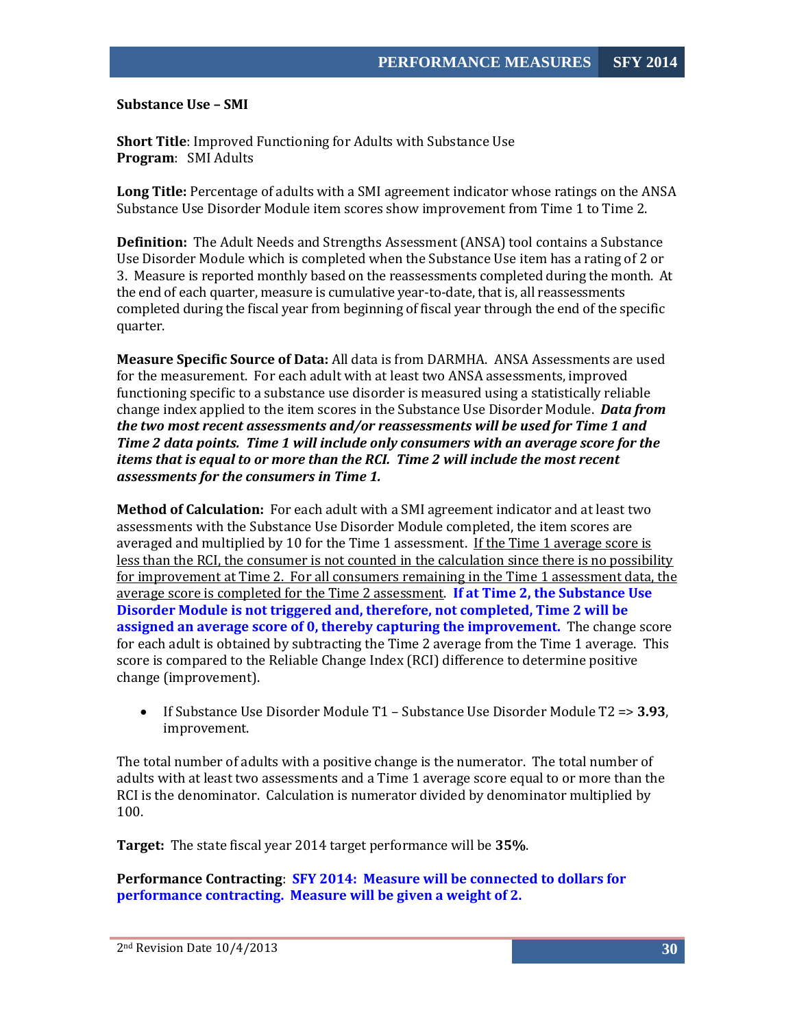**Substance Use – SMI**

**Short Title**: Improved Functioning for Adults with Substance Use
**Program**: SMI Adults

**Long Title:** Percentage of adults with a SMI agreement indicator whose ratings on the ANSA Substance Use Disorder Module item scores show improvement from Time 1 to Time 2.

**Definition:** The Adult Needs and Strengths Assessment (ANSA) tool contains a Substance Use Disorder Module which is completed when the Substance Use item has a rating of 2 or 3. Measure is reported monthly based on the reassessments completed during the month. At the end of each quarter, measure is cumulative year-to-date, that is, all reassessments completed during the fiscal year from beginning of fiscal year through the end of the specific quarter.

**Measure Specific Source of Data:** All data is from DARMHA. ANSA Assessments are used for the measurement. For each adult with at least two ANSA assessments, improved functioning specific to a substance use disorder is measured using a statistically reliable change index applied to the item scores in the Substance Use Disorder Module. ***Data from the two most recent assessments and/or reassessments will be used for Time 1 and Time 2 data points. Time 1 will include only consumers with an average score for the items that is equal to or more than the RCI. Time 2 will include the most recent assessments for the consumers in Time 1.***

**Method of Calculation:** For each adult with a SMI agreement indicator and at least two assessments with the Substance Use Disorder Module completed, the item scores are averaged and multiplied by 10 for the Time 1 assessment. If the Time 1 average score is less than the RCI, the consumer is not counted in the calculation since there is no possibility for improvement at Time 2. For all consumers remaining in the Time 1 assessment data, the average score is completed for the Time 2 assessment. **If at Time 2, the Substance Use Disorder Module is not triggered and, therefore, not completed, Time 2 will be assigned an average score of 0, thereby capturing the improvement.** The change score for each adult is obtained by subtracting the Time 2 average from the Time 1 average. This score is compared to the Reliable Change Index (RCI) difference to determine positive change (improvement).

- If Substance Use Disorder Module T1 – Substance Use Disorder Module T2 => **3.93**, improvement.

The total number of adults with a positive change is the numerator. The total number of adults with at least two assessments and a Time 1 average score equal to or more than the RCI is the denominator. Calculation is numerator divided by denominator multiplied by 100.

**Target:** The state fiscal year 2014 target performance will be **35%**.

**Performance Contracting**: **SFY 2014: Measure will be connected to dollars for performance contracting. Measure will be given a weight of 2.**

2nd Revision Date 10/4/2013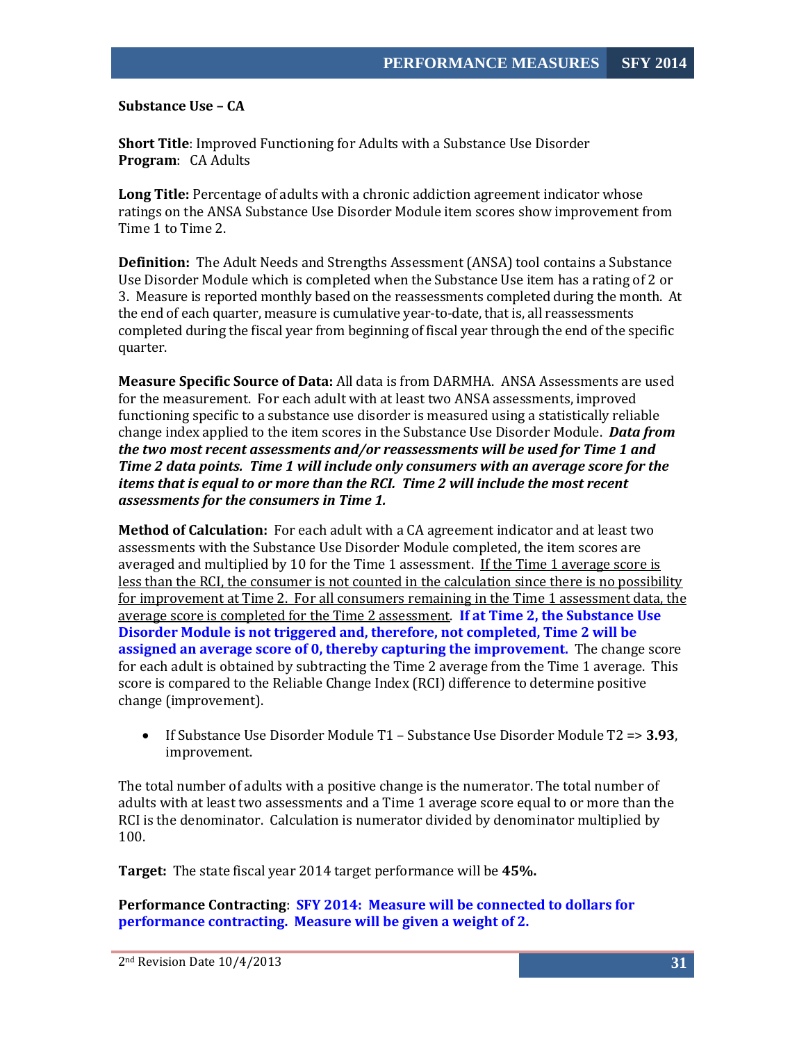**Substance Use – CA**

**Short Title**: Improved Functioning for Adults with a Substance Use Disorder
**Program**: CA Adults

**Long Title:** Percentage of adults with a chronic addiction agreement indicator whose ratings on the ANSA Substance Use Disorder Module item scores show improvement from Time 1 to Time 2.

**Definition:** The Adult Needs and Strengths Assessment (ANSA) tool contains a Substance Use Disorder Module which is completed when the Substance Use item has a rating of 2 or 3. Measure is reported monthly based on the reassessments completed during the month. At the end of each quarter, measure is cumulative year-to-date, that is, all reassessments completed during the fiscal year from beginning of fiscal year through the end of the specific quarter.

**Measure Specific Source of Data:** All data is from DARMHA. ANSA Assessments are used for the measurement. For each adult with at least two ANSA assessments, improved functioning specific to a substance use disorder is measured using a statistically reliable change index applied to the item scores in the Substance Use Disorder Module. ***Data from the two most recent assessments and/or reassessments will be used for Time 1 and Time 2 data points. Time 1 will include only consumers with an average score for the items that is equal to or more than the RCI. Time 2 will include the most recent assessments for the consumers in Time 1.***

**Method of Calculation:** For each adult with a CA agreement indicator and at least two assessments with the Substance Use Disorder Module completed, the item scores are averaged and multiplied by 10 for the Time 1 assessment. If the Time 1 average score is less than the RCI, the consumer is not counted in the calculation since there is no possibility for improvement at Time 2. For all consumers remaining in the Time 1 assessment data, the average score is completed for the Time 2 assessment. **If at Time 2, the Substance Use Disorder Module is not triggered and, therefore, not completed, Time 2 will be assigned an average score of 0, thereby capturing the improvement.** The change score for each adult is obtained by subtracting the Time 2 average from the Time 1 average. This score is compared to the Reliable Change Index (RCI) difference to determine positive change (improvement).

- If Substance Use Disorder Module T1 – Substance Use Disorder Module T2 => **3.93**, improvement.

The total number of adults with a positive change is the numerator. The total number of adults with at least two assessments and a Time 1 average score equal to or more than the RCI is the denominator. Calculation is numerator divided by denominator multiplied by 100.

**Target:** The state fiscal year 2014 target performance will be **45%.**

**Performance Contracting**: **SFY 2014: Measure will be connected to dollars for performance contracting. Measure will be given a weight of 2.**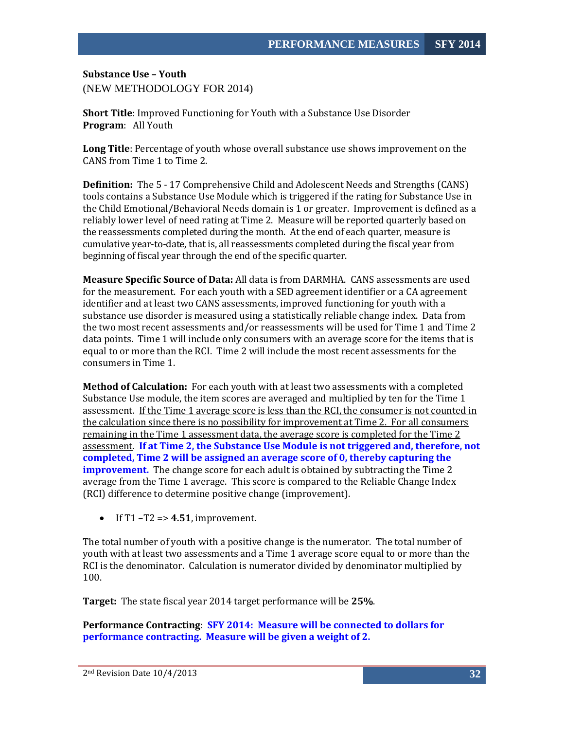**Substance Use – Youth**

(NEW METHODOLOGY FOR 2014)

**Short Title**: Improved Functioning for Youth with a Substance Use Disorder
**Program**: All Youth

**Long Title**: Percentage of youth whose overall substance use shows improvement on the CANS from Time 1 to Time 2.

**Definition:** The 5 - 17 Comprehensive Child and Adolescent Needs and Strengths (CANS) tools contains a Substance Use Module which is triggered if the rating for Substance Use in the Child Emotional/Behavioral Needs domain is 1 or greater. Improvement is defined as a reliably lower level of need rating at Time 2. Measure will be reported quarterly based on the reassessments completed during the month. At the end of each quarter, measure is cumulative year-to-date, that is, all reassessments completed during the fiscal year from beginning of fiscal year through the end of the specific quarter.

**Measure Specific Source of Data:** All data is from DARMHA. CANS assessments are used for the measurement. For each youth with a SED agreement identifier or a CA agreement identifier and at least two CANS assessments, improved functioning for youth with a substance use disorder is measured using a statistically reliable change index. Data from the two most recent assessments and/or reassessments will be used for Time 1 and Time 2 data points. Time 1 will include only consumers with an average score for the items that is equal to or more than the RCI. Time 2 will include the most recent assessments for the consumers in Time 1.

**Method of Calculation:** For each youth with at least two assessments with a completed Substance Use module, the item scores are averaged and multiplied by ten for the Time 1 assessment. <u>If the Time 1 average score is less than the RCI, the consumer is not counted in the calculation since there is no possibility for improvement at Time 2. For all consumers remaining in the Time 1 assessment data, the average score is completed for the Time 2 assessment</u>. **If at Time 2, the Substance Use Module is not triggered and, therefore, not completed, Time 2 will be assigned an average score of 0, thereby capturing the improvement.** The change score for each adult is obtained by subtracting the Time 2 average from the Time 1 average. This score is compared to the Reliable Change Index (RCI) difference to determine positive change (improvement).

- If T1 –T2 => **4.51**, improvement.

The total number of youth with a positive change is the numerator. The total number of youth with at least two assessments and a Time 1 average score equal to or more than the RCI is the denominator. Calculation is numerator divided by denominator multiplied by 100.

**Target:** The state fiscal year 2014 target performance will be **25%**.

**Performance Contracting**: **SFY 2014: Measure will be connected to dollars for performance contracting. Measure will be given a weight of 2.**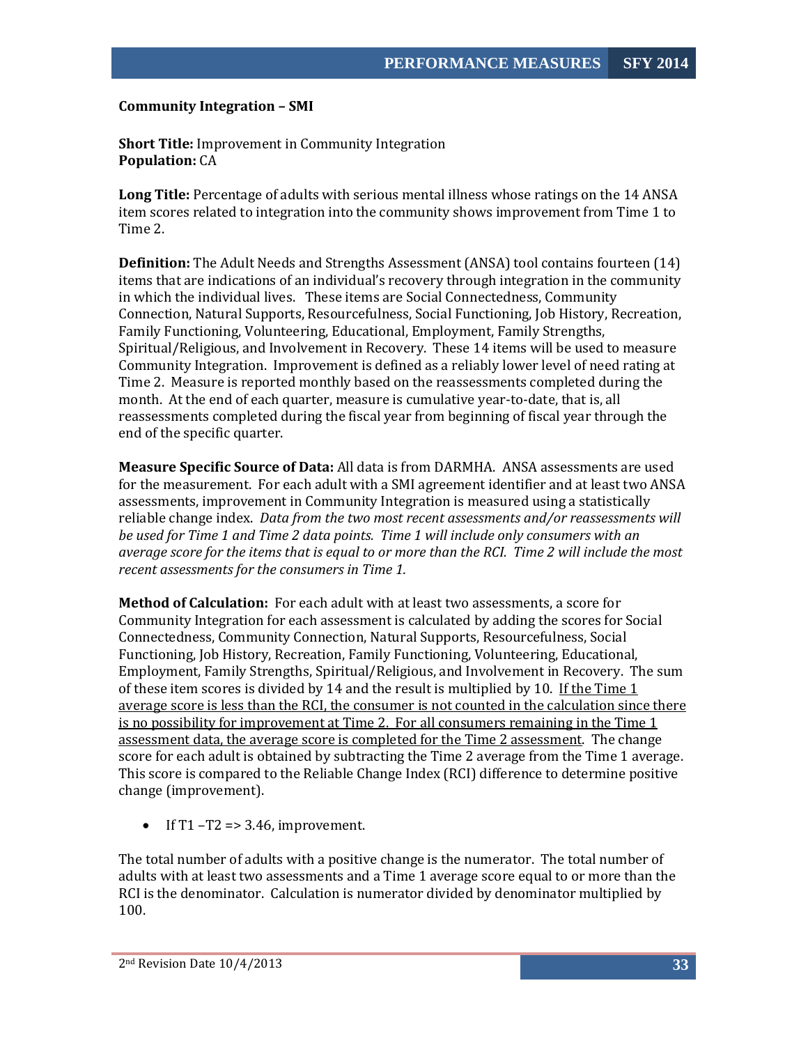**Community Integration – SMI**

**Short Title:** Improvement in Community Integration
**Population:** CA

**Long Title:** Percentage of adults with serious mental illness whose ratings on the 14 ANSA item scores related to integration into the community shows improvement from Time 1 to Time 2.

**Definition:** The Adult Needs and Strengths Assessment (ANSA) tool contains fourteen (14) items that are indications of an individual's recovery through integration in the community in which the individual lives. These items are Social Connectedness, Community Connection, Natural Supports, Resourcefulness, Social Functioning, Job History, Recreation, Family Functioning, Volunteering, Educational, Employment, Family Strengths, Spiritual/Religious, and Involvement in Recovery. These 14 items will be used to measure Community Integration. Improvement is defined as a reliably lower level of need rating at Time 2. Measure is reported monthly based on the reassessments completed during the month. At the end of each quarter, measure is cumulative year-to-date, that is, all reassessments completed during the fiscal year from beginning of fiscal year through the end of the specific quarter.

**Measure Specific Source of Data:** All data is from DARMHA. ANSA assessments are used for the measurement. For each adult with a SMI agreement identifier and at least two ANSA assessments, improvement in Community Integration is measured using a statistically reliable change index. *Data from the two most recent assessments and/or reassessments will be used for Time 1 and Time 2 data points. Time 1 will include only consumers with an average score for the items that is equal to or more than the RCI. Time 2 will include the most recent assessments for the consumers in Time 1.*

**Method of Calculation:** For each adult with at least two assessments, a score for Community Integration for each assessment is calculated by adding the scores for Social Connectedness, Community Connection, Natural Supports, Resourcefulness, Social Functioning, Job History, Recreation, Family Functioning, Volunteering, Educational, Employment, Family Strengths, Spiritual/Religious, and Involvement in Recovery. The sum of these item scores is divided by 14 and the result is multiplied by 10. <u>If the Time 1 average score is less than the RCI, the consumer is not counted in the calculation since there is no possibility for improvement at Time 2. For all consumers remaining in the Time 1 assessment data, the average score is completed for the Time 2 assessment</u>. The change score for each adult is obtained by subtracting the Time 2 average from the Time 1 average. This score is compared to the Reliable Change Index (RCI) difference to determine positive change (improvement).

- If T1 –T2 => 3.46, improvement.

The total number of adults with a positive change is the numerator. The total number of adults with at least two assessments and a Time 1 average score equal to or more than the RCI is the denominator. Calculation is numerator divided by denominator multiplied by 100.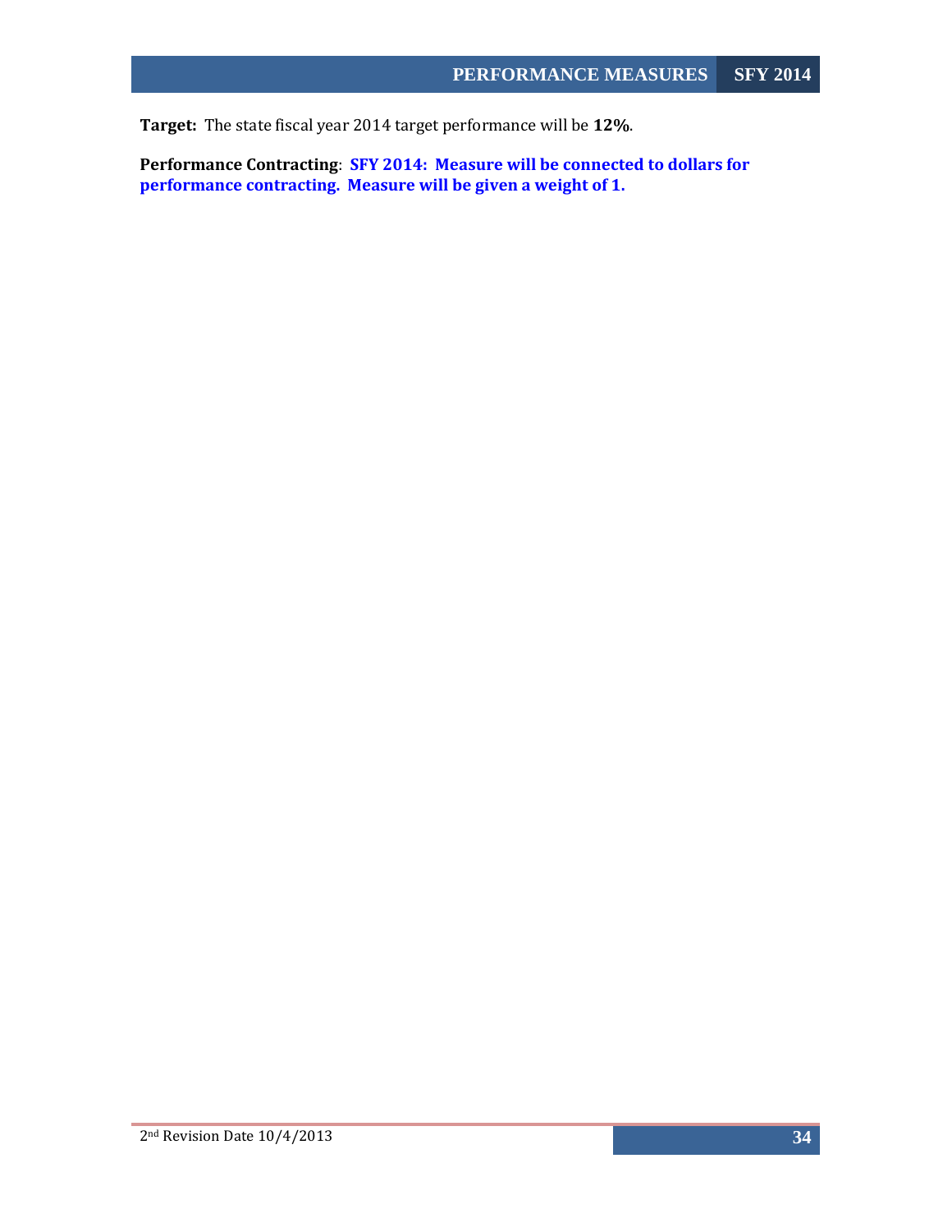**Target:** The state fiscal year 2014 target performance will be **12%**.

**Performance Contracting**: **SFY 2014: Measure will be connected to dollars for performance contracting. Measure will be given a weight of 1.**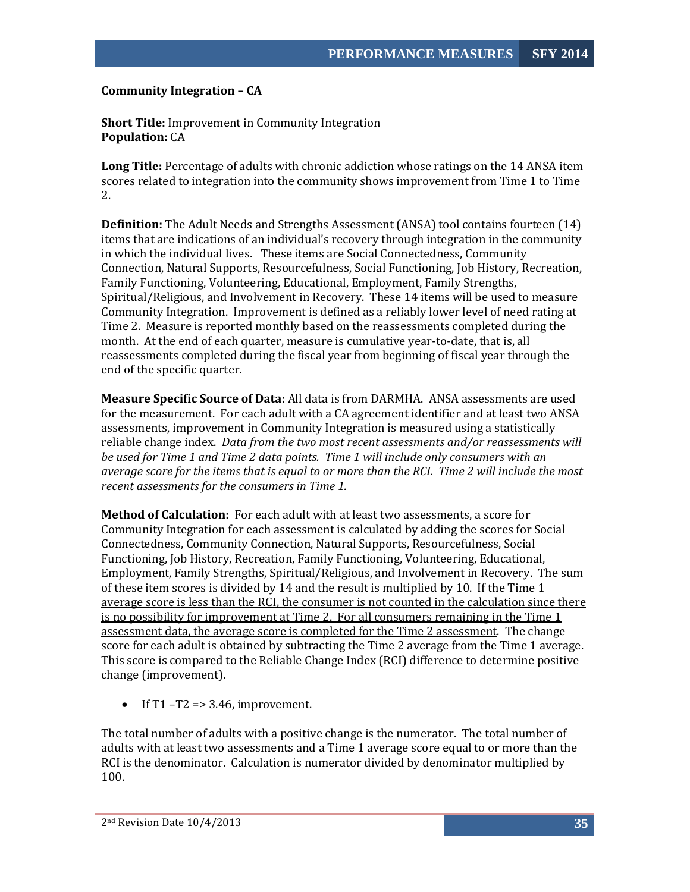**Community Integration – CA**

**Short Title:** Improvement in Community Integration
**Population:** CA

**Long Title:** Percentage of adults with chronic addiction whose ratings on the 14 ANSA item scores related to integration into the community shows improvement from Time 1 to Time 2.

**Definition:** The Adult Needs and Strengths Assessment (ANSA) tool contains fourteen (14) items that are indications of an individual's recovery through integration in the community in which the individual lives. These items are Social Connectedness, Community Connection, Natural Supports, Resourcefulness, Social Functioning, Job History, Recreation, Family Functioning, Volunteering, Educational, Employment, Family Strengths, Spiritual/Religious, and Involvement in Recovery. These 14 items will be used to measure Community Integration. Improvement is defined as a reliably lower level of need rating at Time 2. Measure is reported monthly based on the reassessments completed during the month. At the end of each quarter, measure is cumulative year-to-date, that is, all reassessments completed during the fiscal year from beginning of fiscal year through the end of the specific quarter.

**Measure Specific Source of Data:** All data is from DARMHA. ANSA assessments are used for the measurement. For each adult with a CA agreement identifier and at least two ANSA assessments, improvement in Community Integration is measured using a statistically reliable change index. *Data from the two most recent assessments and/or reassessments will be used for Time 1 and Time 2 data points. Time 1 will include only consumers with an average score for the items that is equal to or more than the RCI. Time 2 will include the most recent assessments for the consumers in Time 1.*

**Method of Calculation:** For each adult with at least two assessments, a score for Community Integration for each assessment is calculated by adding the scores for Social Connectedness, Community Connection, Natural Supports, Resourcefulness, Social Functioning, Job History, Recreation, Family Functioning, Volunteering, Educational, Employment, Family Strengths, Spiritual/Religious, and Involvement in Recovery. The sum of these item scores is divided by 14 and the result is multiplied by 10. <u>If the Time 1 average score is less than the RCI, the consumer is not counted in the calculation since there is no possibility for improvement at Time 2. For all consumers remaining in the Time 1 assessment data, the average score is completed for the Time 2 assessment</u>. The change score for each adult is obtained by subtracting the Time 2 average from the Time 1 average. This score is compared to the Reliable Change Index (RCI) difference to determine positive change (improvement).

- If T1 –T2 => 3.46, improvement.

The total number of adults with a positive change is the numerator. The total number of adults with at least two assessments and a Time 1 average score equal to or more than the RCI is the denominator. Calculation is numerator divided by denominator multiplied by 100.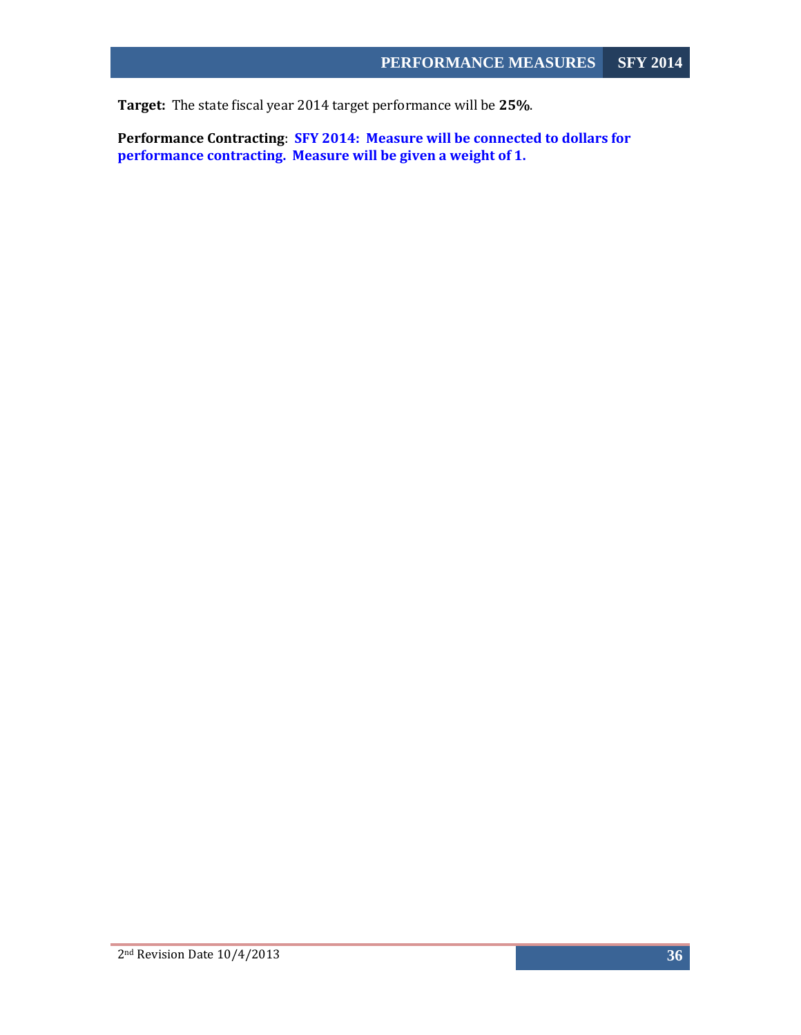**Target:** The state fiscal year 2014 target performance will be **25%**.

**Performance Contracting**: **SFY 2014: Measure will be connected to dollars for performance contracting. Measure will be given a weight of 1.**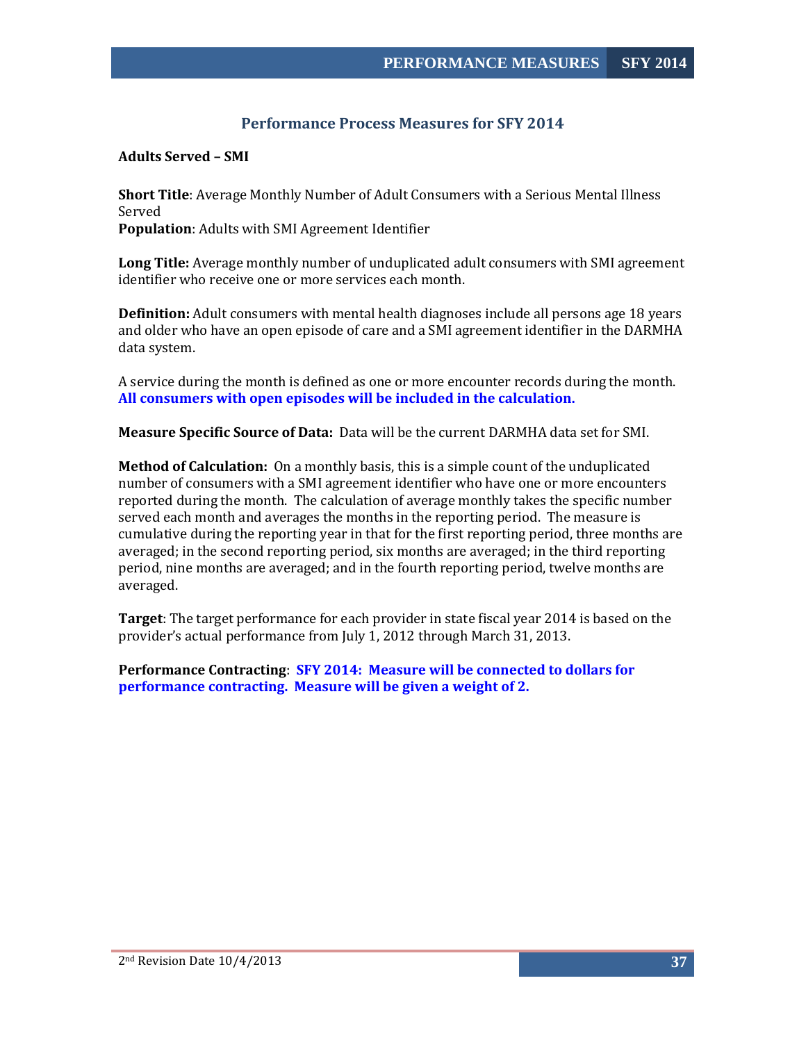## Performance Process Measures for SFY 2014

**Adults Served – SMI**

**Short Title**: Average Monthly Number of Adult Consumers with a Serious Mental Illness Served
**Population**: Adults with SMI Agreement Identifier

**Long Title:** Average monthly number of unduplicated adult consumers with SMI agreement identifier who receive one or more services each month.

**Definition:** Adult consumers with mental health diagnoses include all persons age 18 years and older who have an open episode of care and a SMI agreement identifier in the DARMHA data system.

A service during the month is defined as one or more encounter records during the month. **All consumers with open episodes will be included in the calculation.**

**Measure Specific Source of Data:** Data will be the current DARMHA data set for SMI.

**Method of Calculation:** On a monthly basis, this is a simple count of the unduplicated number of consumers with a SMI agreement identifier who have one or more encounters reported during the month. The calculation of average monthly takes the specific number served each month and averages the months in the reporting period. The measure is cumulative during the reporting year in that for the first reporting period, three months are averaged; in the second reporting period, six months are averaged; in the third reporting period, nine months are averaged; and in the fourth reporting period, twelve months are averaged.

**Target**: The target performance for each provider in state fiscal year 2014 is based on the provider's actual performance from July 1, 2012 through March 31, 2013.

**Performance Contracting**: **SFY 2014: Measure will be connected to dollars for performance contracting. Measure will be given a weight of 2.**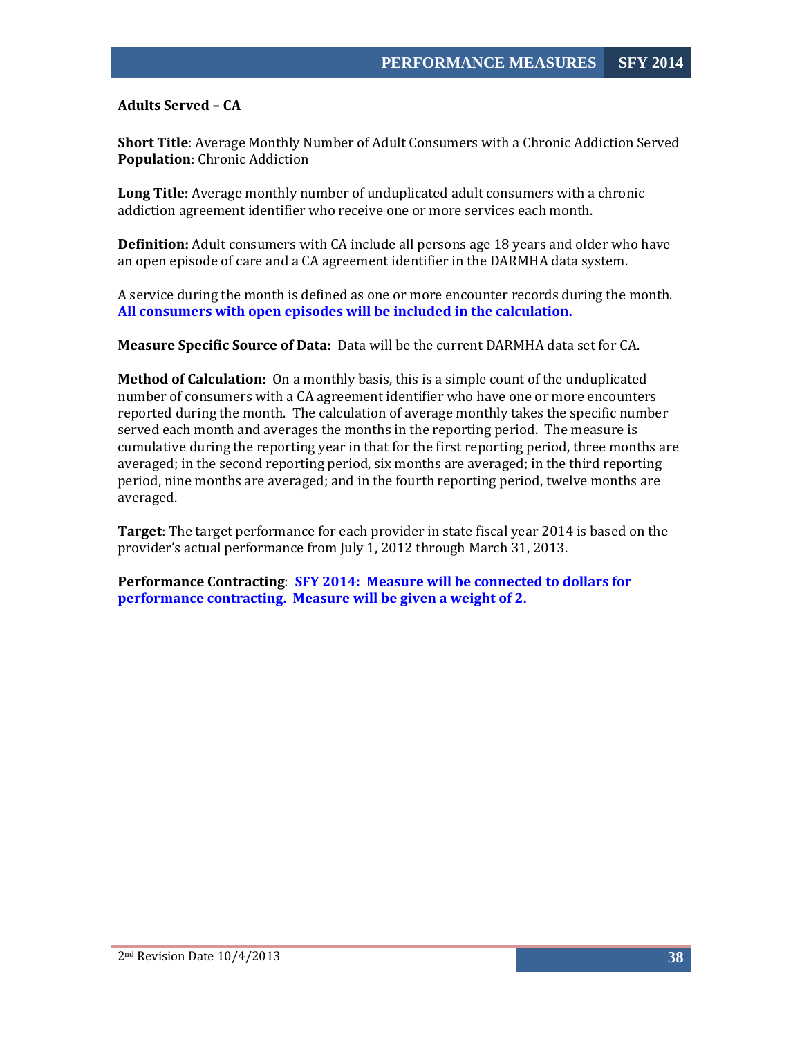**Adults Served – CA**

**Short Title**: Average Monthly Number of Adult Consumers with a Chronic Addiction Served
**Population**: Chronic Addiction

**Long Title:** Average monthly number of unduplicated adult consumers with a chronic addiction agreement identifier who receive one or more services each month.

**Definition:** Adult consumers with CA include all persons age 18 years and older who have an open episode of care and a CA agreement identifier in the DARMHA data system.

A service during the month is defined as one or more encounter records during the month. **All consumers with open episodes will be included in the calculation.**

**Measure Specific Source of Data:** Data will be the current DARMHA data set for CA.

**Method of Calculation:** On a monthly basis, this is a simple count of the unduplicated number of consumers with a CA agreement identifier who have one or more encounters reported during the month. The calculation of average monthly takes the specific number served each month and averages the months in the reporting period. The measure is cumulative during the reporting year in that for the first reporting period, three months are averaged; in the second reporting period, six months are averaged; in the third reporting period, nine months are averaged; and in the fourth reporting period, twelve months are averaged.

**Target**: The target performance for each provider in state fiscal year 2014 is based on the provider's actual performance from July 1, 2012 through March 31, 2013.

**Performance Contracting**: **SFY 2014: Measure will be connected to dollars for performance contracting. Measure will be given a weight of 2.**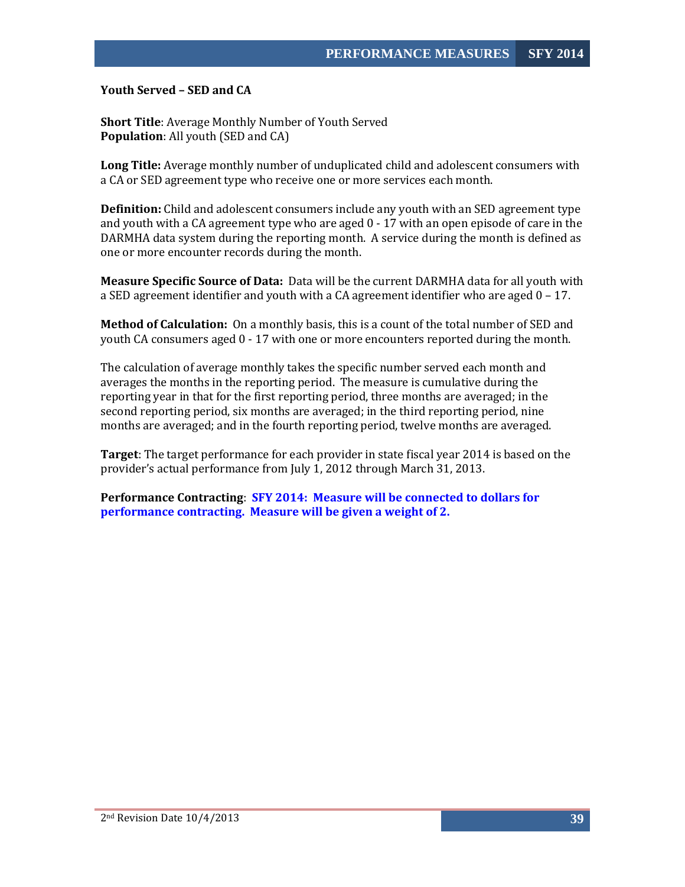**Youth Served – SED and CA**

**Short Title**: Average Monthly Number of Youth Served
**Population**: All youth (SED and CA)

**Long Title:** Average monthly number of unduplicated child and adolescent consumers with a CA or SED agreement type who receive one or more services each month.

**Definition:** Child and adolescent consumers include any youth with an SED agreement type and youth with a CA agreement type who are aged 0 - 17 with an open episode of care in the DARMHA data system during the reporting month. A service during the month is defined as one or more encounter records during the month.

**Measure Specific Source of Data:** Data will be the current DARMHA data for all youth with a SED agreement identifier and youth with a CA agreement identifier who are aged 0 – 17.

**Method of Calculation:** On a monthly basis, this is a count of the total number of SED and youth CA consumers aged 0 - 17 with one or more encounters reported during the month.

The calculation of average monthly takes the specific number served each month and averages the months in the reporting period. The measure is cumulative during the reporting year in that for the first reporting period, three months are averaged; in the second reporting period, six months are averaged; in the third reporting period, nine months are averaged; and in the fourth reporting period, twelve months are averaged.

**Target**: The target performance for each provider in state fiscal year 2014 is based on the provider's actual performance from July 1, 2012 through March 31, 2013.

**Performance Contracting**: **SFY 2014: Measure will be connected to dollars for performance contracting. Measure will be given a weight of 2.**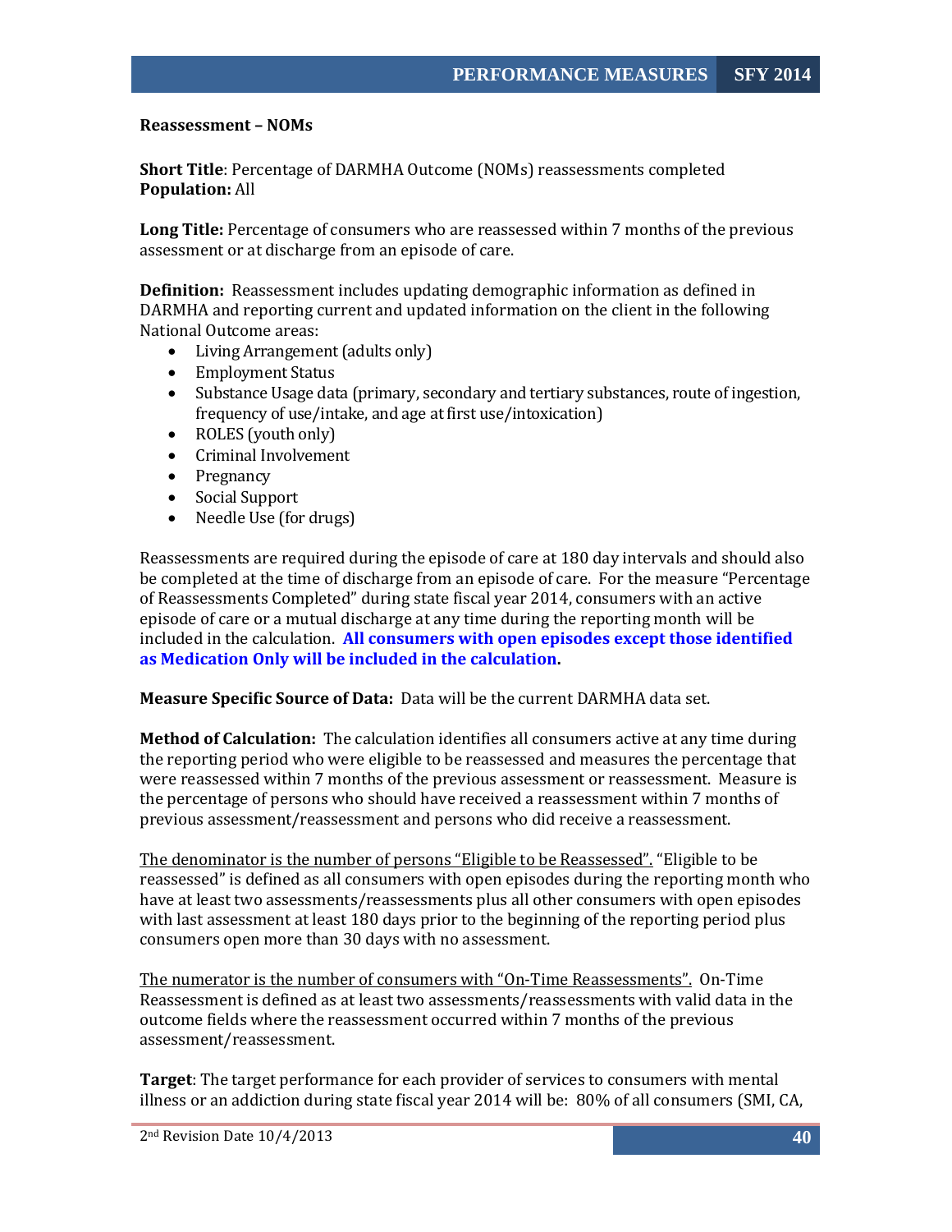**Reassessment – NOMs**

**Short Title**: Percentage of DARMHA Outcome (NOMs) reassessments completed
**Population:** All

**Long Title:** Percentage of consumers who are reassessed within 7 months of the previous assessment or at discharge from an episode of care.

**Definition:** Reassessment includes updating demographic information as defined in DARMHA and reporting current and updated information on the client in the following National Outcome areas:

- Living Arrangement (adults only)
- Employment Status
- Substance Usage data (primary, secondary and tertiary substances, route of ingestion, frequency of use/intake, and age at first use/intoxication)
- ROLES (youth only)
- Criminal Involvement
- Pregnancy
- Social Support
- Needle Use (for drugs)

Reassessments are required during the episode of care at 180 day intervals and should also be completed at the time of discharge from an episode of care. For the measure "Percentage of Reassessments Completed" during state fiscal year 2014, consumers with an active episode of care or a mutual discharge at any time during the reporting month will be included in the calculation. **All consumers with open episodes except those identified as Medication Only will be included in the calculation.**

**Measure Specific Source of Data:** Data will be the current DARMHA data set.

**Method of Calculation:** The calculation identifies all consumers active at any time during the reporting period who were eligible to be reassessed and measures the percentage that were reassessed within 7 months of the previous assessment or reassessment. Measure is the percentage of persons who should have received a reassessment within 7 months of previous assessment/reassessment and persons who did receive a reassessment.

The denominator is the number of persons "Eligible to be Reassessed". "Eligible to be reassessed" is defined as all consumers with open episodes during the reporting month who have at least two assessments/reassessments plus all other consumers with open episodes with last assessment at least 180 days prior to the beginning of the reporting period plus consumers open more than 30 days with no assessment.

The numerator is the number of consumers with "On-Time Reassessments". On-Time Reassessment is defined as at least two assessments/reassessments with valid data in the outcome fields where the reassessment occurred within 7 months of the previous assessment/reassessment.

**Target**: The target performance for each provider of services to consumers with mental illness or an addiction during state fiscal year 2014 will be: 80% of all consumers (SMI, CA,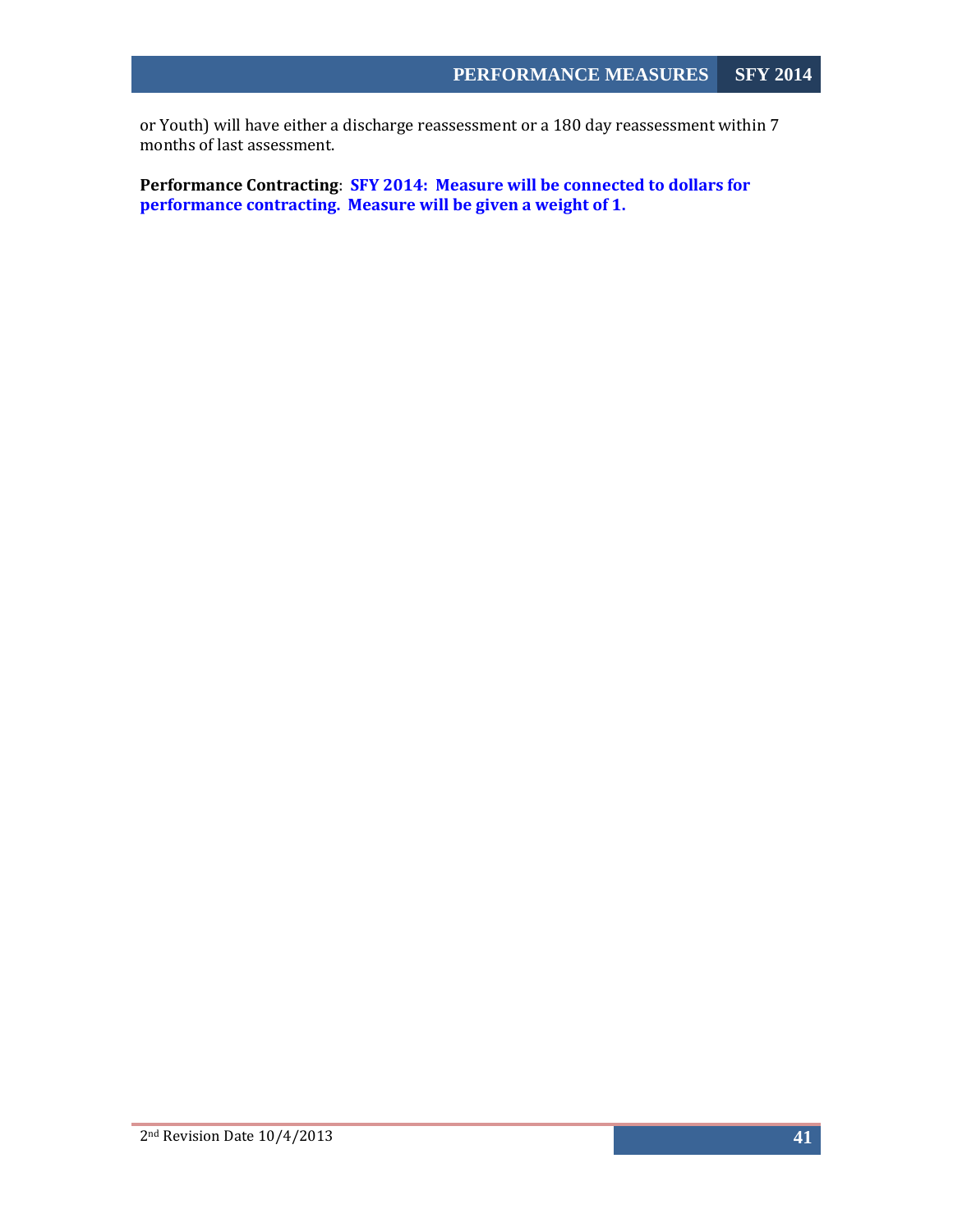or Youth) will have either a discharge reassessment or a 180 day reassessment within 7 months of last assessment.

**Performance Contracting**: **SFY 2014: Measure will be connected to dollars for performance contracting. Measure will be given a weight of 1.**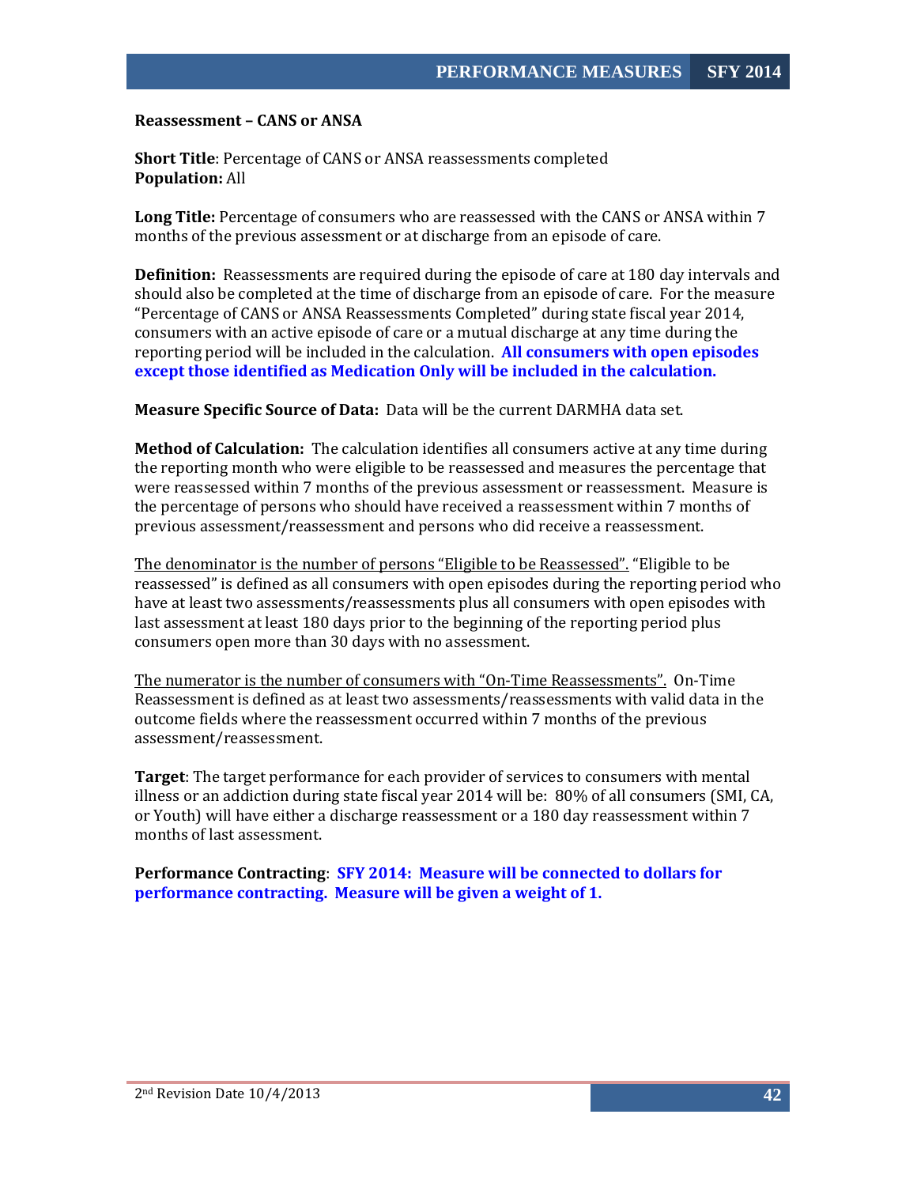**Reassessment – CANS or ANSA**

**Short Title**: Percentage of CANS or ANSA reassessments completed
**Population:** All

**Long Title:** Percentage of consumers who are reassessed with the CANS or ANSA within 7 months of the previous assessment or at discharge from an episode of care.

**Definition:** Reassessments are required during the episode of care at 180 day intervals and should also be completed at the time of discharge from an episode of care. For the measure "Percentage of CANS or ANSA Reassessments Completed" during state fiscal year 2014, consumers with an active episode of care or a mutual discharge at any time during the reporting period will be included in the calculation. **All consumers with open episodes except those identified as Medication Only will be included in the calculation.**

**Measure Specific Source of Data:** Data will be the current DARMHA data set.

**Method of Calculation:** The calculation identifies all consumers active at any time during the reporting month who were eligible to be reassessed and measures the percentage that were reassessed within 7 months of the previous assessment or reassessment. Measure is the percentage of persons who should have received a reassessment within 7 months of previous assessment/reassessment and persons who did receive a reassessment.

The denominator is the number of persons "Eligible to be Reassessed". "Eligible to be reassessed" is defined as all consumers with open episodes during the reporting period who have at least two assessments/reassessments plus all consumers with open episodes with last assessment at least 180 days prior to the beginning of the reporting period plus consumers open more than 30 days with no assessment.

The numerator is the number of consumers with "On-Time Reassessments". On-Time Reassessment is defined as at least two assessments/reassessments with valid data in the outcome fields where the reassessment occurred within 7 months of the previous assessment/reassessment.

**Target**: The target performance for each provider of services to consumers with mental illness or an addiction during state fiscal year 2014 will be: 80% of all consumers (SMI, CA, or Youth) will have either a discharge reassessment or a 180 day reassessment within 7 months of last assessment.

**Performance Contracting**: **SFY 2014: Measure will be connected to dollars for performance contracting. Measure will be given a weight of 1.**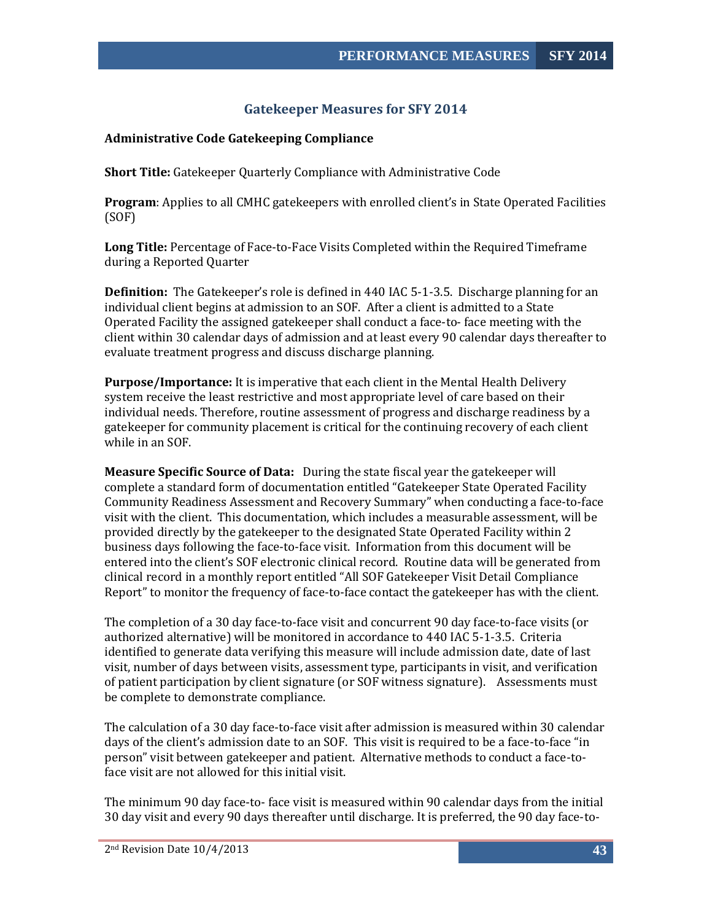## Gatekeeper Measures for SFY 2014

**Administrative Code Gatekeeping Compliance**

**Short Title:** Gatekeeper Quarterly Compliance with Administrative Code

**Program**: Applies to all CMHC gatekeepers with enrolled client's in State Operated Facilities (SOF)

**Long Title:** Percentage of Face-to-Face Visits Completed within the Required Timeframe during a Reported Quarter

**Definition:** The Gatekeeper's role is defined in 440 IAC 5-1-3.5. Discharge planning for an individual client begins at admission to an SOF. After a client is admitted to a State Operated Facility the assigned gatekeeper shall conduct a face-to- face meeting with the client within 30 calendar days of admission and at least every 90 calendar days thereafter to evaluate treatment progress and discuss discharge planning.

**Purpose/Importance:** It is imperative that each client in the Mental Health Delivery system receive the least restrictive and most appropriate level of care based on their individual needs. Therefore, routine assessment of progress and discharge readiness by a gatekeeper for community placement is critical for the continuing recovery of each client while in an SOF.

**Measure Specific Source of Data:** During the state fiscal year the gatekeeper will complete a standard form of documentation entitled "Gatekeeper State Operated Facility Community Readiness Assessment and Recovery Summary" when conducting a face-to-face visit with the client. This documentation, which includes a measurable assessment, will be provided directly by the gatekeeper to the designated State Operated Facility within 2 business days following the face-to-face visit. Information from this document will be entered into the client's SOF electronic clinical record. Routine data will be generated from clinical record in a monthly report entitled "All SOF Gatekeeper Visit Detail Compliance Report" to monitor the frequency of face-to-face contact the gatekeeper has with the client.

The completion of a 30 day face-to-face visit and concurrent 90 day face-to-face visits (or authorized alternative) will be monitored in accordance to 440 IAC 5-1-3.5. Criteria identified to generate data verifying this measure will include admission date, date of last visit, number of days between visits, assessment type, participants in visit, and verification of patient participation by client signature (or SOF witness signature). Assessments must be complete to demonstrate compliance.

The calculation of a 30 day face-to-face visit after admission is measured within 30 calendar days of the client's admission date to an SOF. This visit is required to be a face-to-face "in person" visit between gatekeeper and patient. Alternative methods to conduct a face-to-face visit are not allowed for this initial visit.

The minimum 90 day face-to- face visit is measured within 90 calendar days from the initial 30 day visit and every 90 days thereafter until discharge. It is preferred, the 90 day face-to-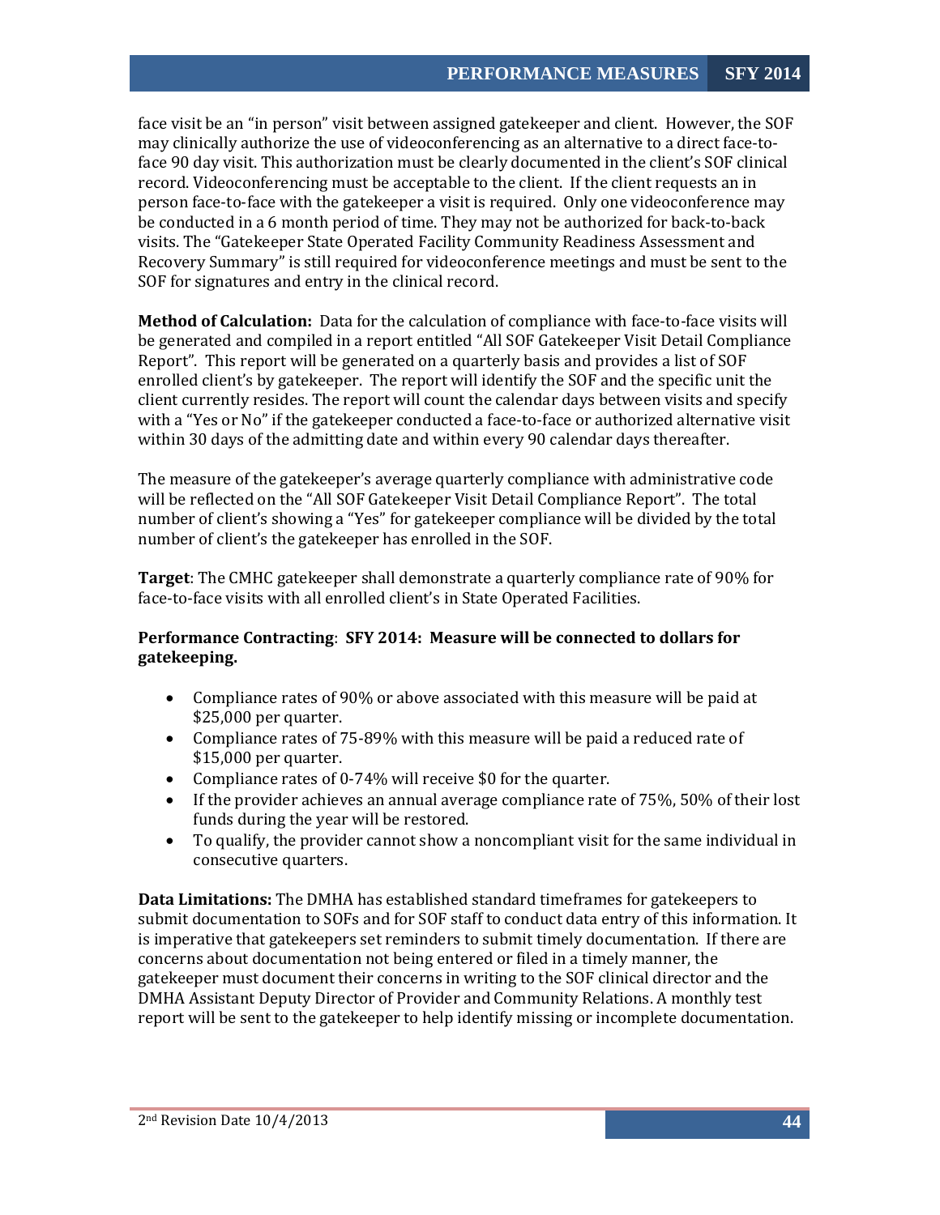face visit be an "in person" visit between assigned gatekeeper and client. However, the SOF may clinically authorize the use of videoconferencing as an alternative to a direct face-to-face 90 day visit. This authorization must be clearly documented in the client's SOF clinical record. Videoconferencing must be acceptable to the client. If the client requests an in person face-to-face with the gatekeeper a visit is required. Only one videoconference may be conducted in a 6 month period of time. They may not be authorized for back-to-back visits. The "Gatekeeper State Operated Facility Community Readiness Assessment and Recovery Summary" is still required for videoconference meetings and must be sent to the SOF for signatures and entry in the clinical record.

**Method of Calculation:** Data for the calculation of compliance with face-to-face visits will be generated and compiled in a report entitled "All SOF Gatekeeper Visit Detail Compliance Report". This report will be generated on a quarterly basis and provides a list of SOF enrolled client's by gatekeeper. The report will identify the SOF and the specific unit the client currently resides. The report will count the calendar days between visits and specify with a "Yes or No" if the gatekeeper conducted a face-to-face or authorized alternative visit within 30 days of the admitting date and within every 90 calendar days thereafter.

The measure of the gatekeeper's average quarterly compliance with administrative code will be reflected on the "All SOF Gatekeeper Visit Detail Compliance Report". The total number of client's showing a "Yes" for gatekeeper compliance will be divided by the total number of client's the gatekeeper has enrolled in the SOF.

**Target**: The CMHC gatekeeper shall demonstrate a quarterly compliance rate of 90% for face-to-face visits with all enrolled client's in State Operated Facilities.

**Performance Contracting**: **SFY 2014: Measure will be connected to dollars for gatekeeping.**

- Compliance rates of 90% or above associated with this measure will be paid at $25,000 per quarter.
- Compliance rates of 75-89% with this measure will be paid a reduced rate of $15,000 per quarter.
- Compliance rates of 0-74% will receive $0 for the quarter.
- If the provider achieves an annual average compliance rate of 75%, 50% of their lost funds during the year will be restored.
- To qualify, the provider cannot show a noncompliant visit for the same individual in consecutive quarters.

**Data Limitations:** The DMHA has established standard timeframes for gatekeepers to submit documentation to SOFs and for SOF staff to conduct data entry of this information. It is imperative that gatekeepers set reminders to submit timely documentation. If there are concerns about documentation not being entered or filed in a timely manner, the gatekeeper must document their concerns in writing to the SOF clinical director and the DMHA Assistant Deputy Director of Provider and Community Relations. A monthly test report will be sent to the gatekeeper to help identify missing or incomplete documentation.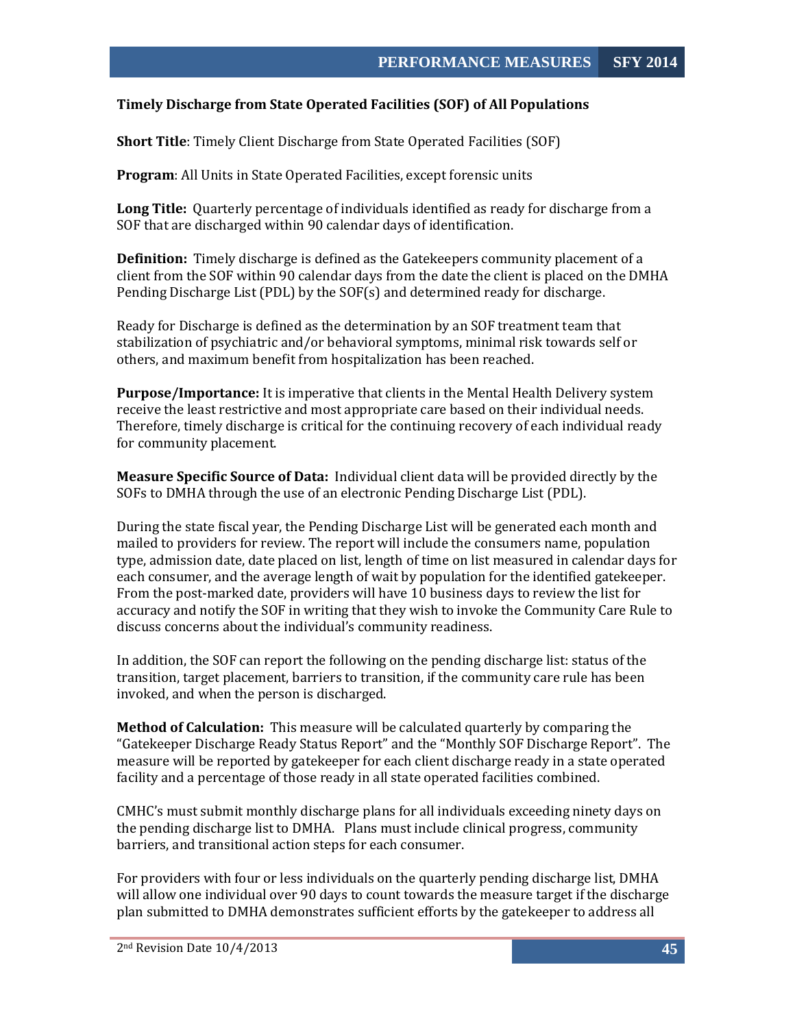### Timely Discharge from State Operated Facilities (SOF) of All Populations

**Short Title**: Timely Client Discharge from State Operated Facilities (SOF)

**Program**: All Units in State Operated Facilities, except forensic units

**Long Title:** Quarterly percentage of individuals identified as ready for discharge from a SOF that are discharged within 90 calendar days of identification.

**Definition:** Timely discharge is defined as the Gatekeepers community placement of a client from the SOF within 90 calendar days from the date the client is placed on the DMHA Pending Discharge List (PDL) by the SOF(s) and determined ready for discharge.

Ready for Discharge is defined as the determination by an SOF treatment team that stabilization of psychiatric and/or behavioral symptoms, minimal risk towards self or others, and maximum benefit from hospitalization has been reached.

**Purpose/Importance:** It is imperative that clients in the Mental Health Delivery system receive the least restrictive and most appropriate care based on their individual needs. Therefore, timely discharge is critical for the continuing recovery of each individual ready for community placement.

**Measure Specific Source of Data:** Individual client data will be provided directly by the SOFs to DMHA through the use of an electronic Pending Discharge List (PDL).

During the state fiscal year, the Pending Discharge List will be generated each month and mailed to providers for review. The report will include the consumers name, population type, admission date, date placed on list, length of time on list measured in calendar days for each consumer, and the average length of wait by population for the identified gatekeeper. From the post-marked date, providers will have 10 business days to review the list for accuracy and notify the SOF in writing that they wish to invoke the Community Care Rule to discuss concerns about the individual's community readiness.

In addition, the SOF can report the following on the pending discharge list: status of the transition, target placement, barriers to transition, if the community care rule has been invoked, and when the person is discharged.

**Method of Calculation:** This measure will be calculated quarterly by comparing the "Gatekeeper Discharge Ready Status Report" and the "Monthly SOF Discharge Report". The measure will be reported by gatekeeper for each client discharge ready in a state operated facility and a percentage of those ready in all state operated facilities combined.

CMHC's must submit monthly discharge plans for all individuals exceeding ninety days on the pending discharge list to DMHA. Plans must include clinical progress, community barriers, and transitional action steps for each consumer.

For providers with four or less individuals on the quarterly pending discharge list, DMHA will allow one individual over 90 days to count towards the measure target if the discharge plan submitted to DMHA demonstrates sufficient efforts by the gatekeeper to address all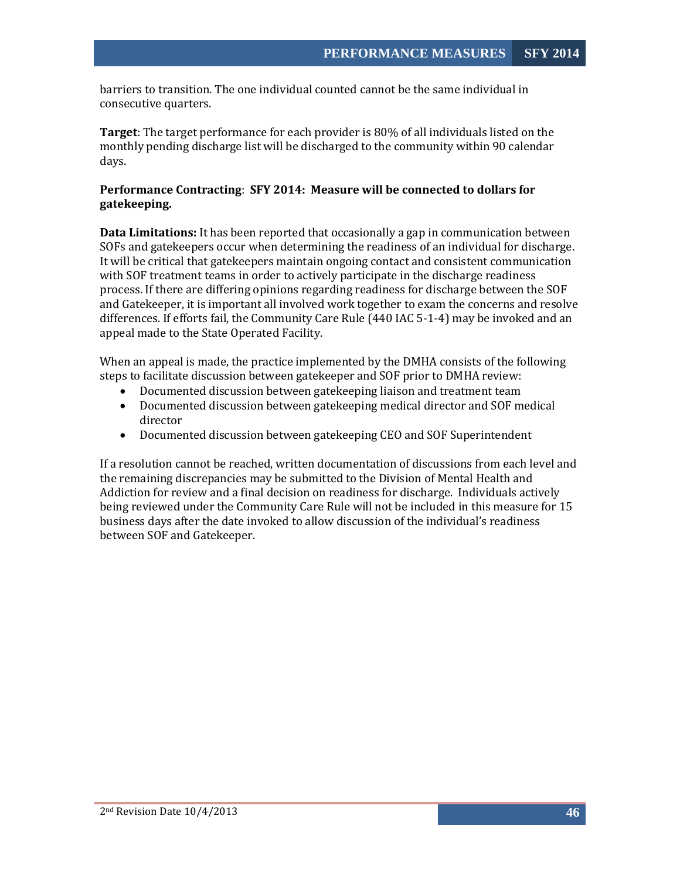barriers to transition. The one individual counted cannot be the same individual in consecutive quarters.

**Target**: The target performance for each provider is 80% of all individuals listed on the monthly pending discharge list will be discharged to the community within 90 calendar days.

**Performance Contracting**: **SFY 2014: Measure will be connected to dollars for gatekeeping.**

**Data Limitations:** It has been reported that occasionally a gap in communication between SOFs and gatekeepers occur when determining the readiness of an individual for discharge. It will be critical that gatekeepers maintain ongoing contact and consistent communication with SOF treatment teams in order to actively participate in the discharge readiness process. If there are differing opinions regarding readiness for discharge between the SOF and Gatekeeper, it is important all involved work together to exam the concerns and resolve differences. If efforts fail, the Community Care Rule (440 IAC 5-1-4) may be invoked and an appeal made to the State Operated Facility.

When an appeal is made, the practice implemented by the DMHA consists of the following steps to facilitate discussion between gatekeeper and SOF prior to DMHA review:

- Documented discussion between gatekeeping liaison and treatment team
- Documented discussion between gatekeeping medical director and SOF medical director
- Documented discussion between gatekeeping CEO and SOF Superintendent

If a resolution cannot be reached, written documentation of discussions from each level and the remaining discrepancies may be submitted to the Division of Mental Health and Addiction for review and a final decision on readiness for discharge. Individuals actively being reviewed under the Community Care Rule will not be included in this measure for 15 business days after the date invoked to allow discussion of the individual's readiness between SOF and Gatekeeper.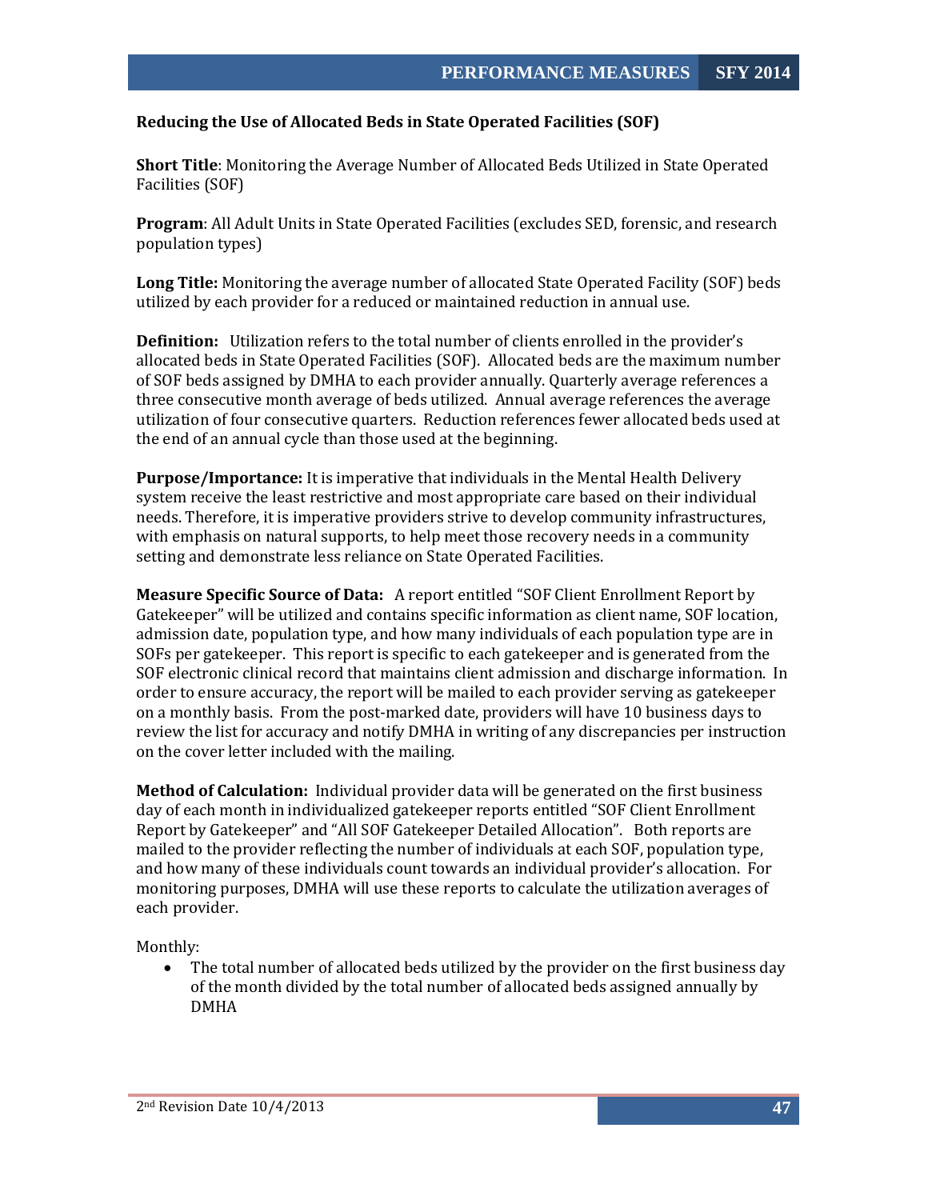### Reducing the Use of Allocated Beds in State Operated Facilities (SOF)

**Short Title**: Monitoring the Average Number of Allocated Beds Utilized in State Operated Facilities (SOF)

**Program**: All Adult Units in State Operated Facilities (excludes SED, forensic, and research population types)

**Long Title:** Monitoring the average number of allocated State Operated Facility (SOF) beds utilized by each provider for a reduced or maintained reduction in annual use.

**Definition:** Utilization refers to the total number of clients enrolled in the provider's allocated beds in State Operated Facilities (SOF). Allocated beds are the maximum number of SOF beds assigned by DMHA to each provider annually. Quarterly average references a three consecutive month average of beds utilized. Annual average references the average utilization of four consecutive quarters. Reduction references fewer allocated beds used at the end of an annual cycle than those used at the beginning.

**Purpose/Importance:** It is imperative that individuals in the Mental Health Delivery system receive the least restrictive and most appropriate care based on their individual needs. Therefore, it is imperative providers strive to develop community infrastructures, with emphasis on natural supports, to help meet those recovery needs in a community setting and demonstrate less reliance on State Operated Facilities.

**Measure Specific Source of Data:** A report entitled "SOF Client Enrollment Report by Gatekeeper" will be utilized and contains specific information as client name, SOF location, admission date, population type, and how many individuals of each population type are in SOFs per gatekeeper. This report is specific to each gatekeeper and is generated from the SOF electronic clinical record that maintains client admission and discharge information. In order to ensure accuracy, the report will be mailed to each provider serving as gatekeeper on a monthly basis. From the post-marked date, providers will have 10 business days to review the list for accuracy and notify DMHA in writing of any discrepancies per instruction on the cover letter included with the mailing.

**Method of Calculation:** Individual provider data will be generated on the first business day of each month in individualized gatekeeper reports entitled "SOF Client Enrollment Report by Gatekeeper" and "All SOF Gatekeeper Detailed Allocation". Both reports are mailed to the provider reflecting the number of individuals at each SOF, population type, and how many of these individuals count towards an individual provider's allocation. For monitoring purposes, DMHA will use these reports to calculate the utilization averages of each provider.

Monthly:

- The total number of allocated beds utilized by the provider on the first business day of the month divided by the total number of allocated beds assigned annually by DMHA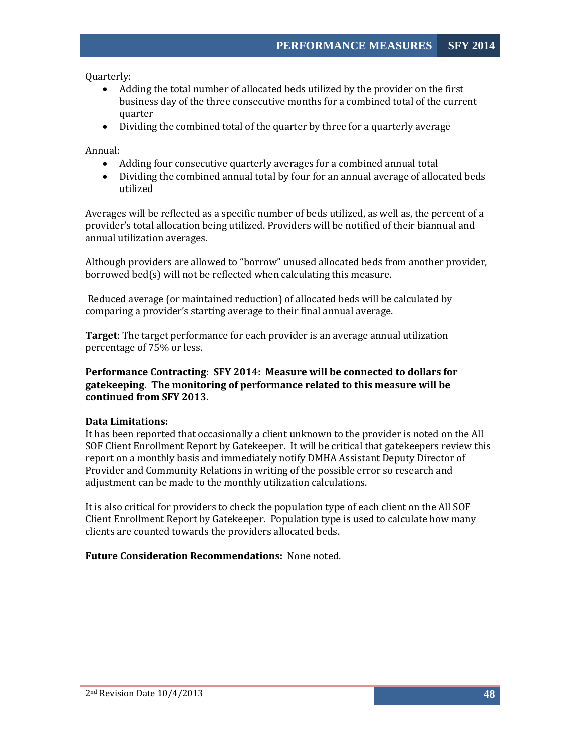Quarterly:

- Adding the total number of allocated beds utilized by the provider on the first business day of the three consecutive months for a combined total of the current quarter
- Dividing the combined total of the quarter by three for a quarterly average

Annual:

- Adding four consecutive quarterly averages for a combined annual total
- Dividing the combined annual total by four for an annual average of allocated beds utilized

Averages will be reflected as a specific number of beds utilized, as well as, the percent of a provider's total allocation being utilized. Providers will be notified of their biannual and annual utilization averages.

Although providers are allowed to "borrow" unused allocated beds from another provider, borrowed bed(s) will not be reflected when calculating this measure.

Reduced average (or maintained reduction) of allocated beds will be calculated by comparing a provider's starting average to their final annual average.

**Target**: The target performance for each provider is an average annual utilization percentage of 75% or less.

**Performance Contracting**: **SFY 2014: Measure will be connected to dollars for gatekeeping. The monitoring of performance related to this measure will be continued from SFY 2013.**

**Data Limitations:**

It has been reported that occasionally a client unknown to the provider is noted on the All SOF Client Enrollment Report by Gatekeeper. It will be critical that gatekeepers review this report on a monthly basis and immediately notify DMHA Assistant Deputy Director of Provider and Community Relations in writing of the possible error so research and adjustment can be made to the monthly utilization calculations.

It is also critical for providers to check the population type of each client on the All SOF Client Enrollment Report by Gatekeeper. Population type is used to calculate how many clients are counted towards the providers allocated beds.

**Future Consideration Recommendations:** None noted.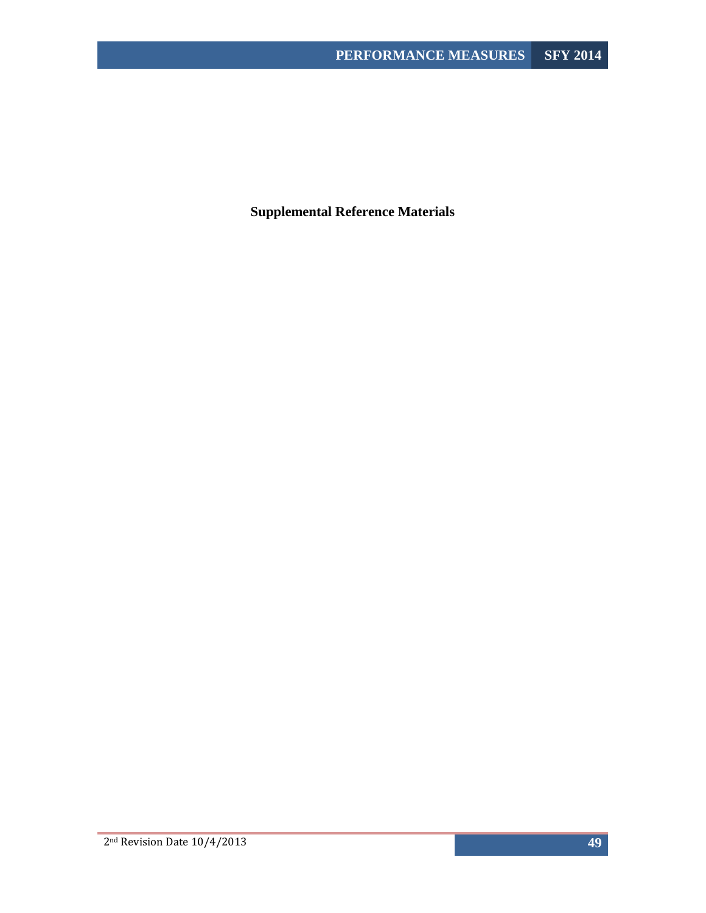**Supplemental Reference Materials**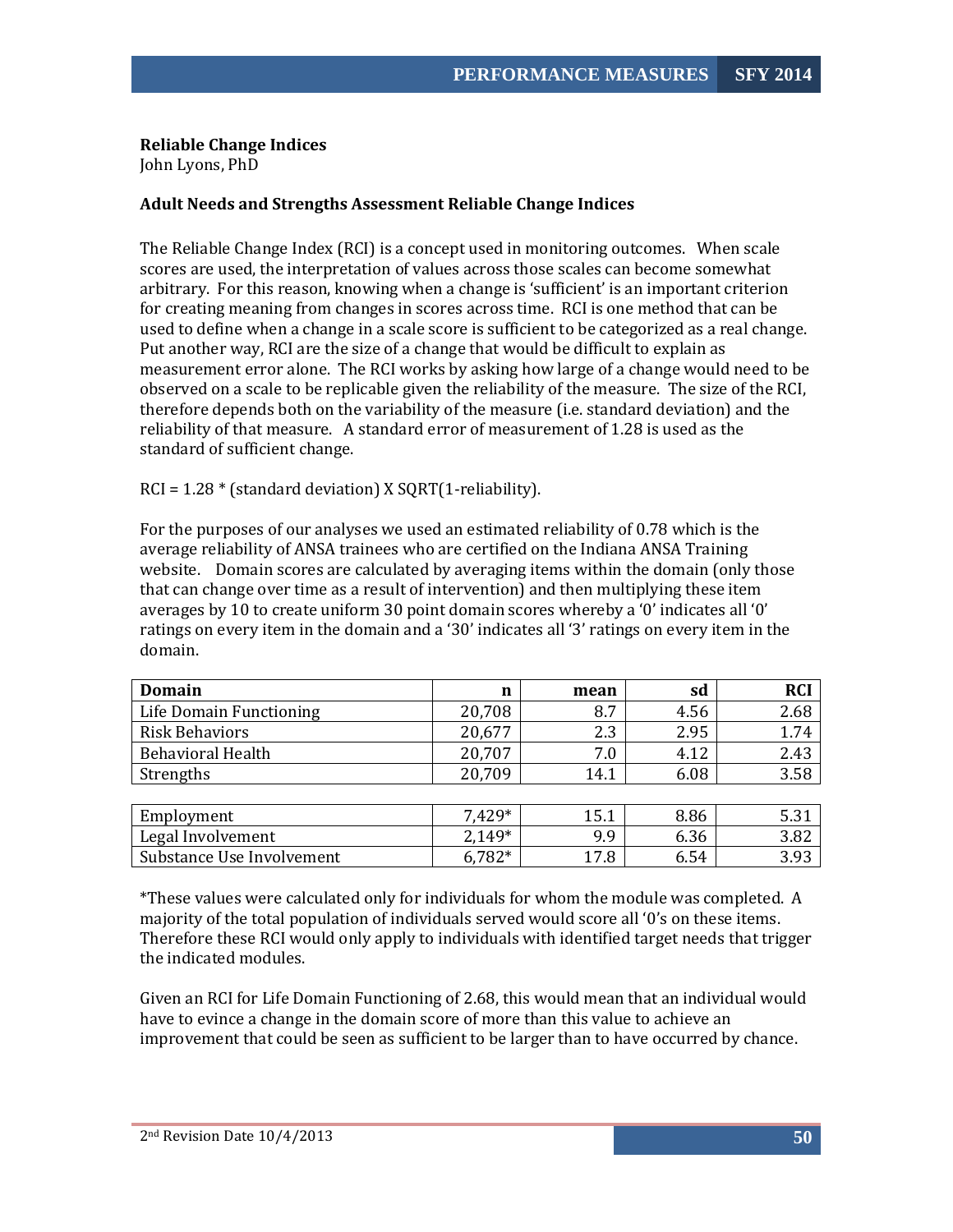**Reliable Change Indices**

John Lyons, PhD

**Adult Needs and Strengths Assessment Reliable Change Indices**

The Reliable Change Index (RCI) is a concept used in monitoring outcomes. When scale scores are used, the interpretation of values across those scales can become somewhat arbitrary. For this reason, knowing when a change is 'sufficient' is an important criterion for creating meaning from changes in scores across time. RCI is one method that can be used to define when a change in a scale score is sufficient to be categorized as a real change. Put another way, RCI are the size of a change that would be difficult to explain as measurement error alone. The RCI works by asking how large of a change would need to be observed on a scale to be replicable given the reliability of the measure. The size of the RCI, therefore depends both on the variability of the measure (i.e. standard deviation) and the reliability of that measure. A standard error of measurement of 1.28 is used as the standard of sufficient change.

RCI = 1.28 * (standard deviation) X SQRT(1-reliability).

For the purposes of our analyses we used an estimated reliability of 0.78 which is the average reliability of ANSA trainees who are certified on the Indiana ANSA Training website. Domain scores are calculated by averaging items within the domain (only those that can change over time as a result of intervention) and then multiplying these item averages by 10 to create uniform 30 point domain scores whereby a '0' indicates all '0' ratings on every item in the domain and a '30' indicates all '3' ratings on every item in the domain.

| Domain | n | mean | sd | RCI |
|---|---|---|---|---|
| Life Domain Functioning | 20,708 | 8.7 | 4.56 | 2.68 |
| Risk Behaviors | 20,677 | 2.3 | 2.95 | 1.74 |
| Behavioral Health | 20,707 | 7.0 | 4.12 | 2.43 |
| Strengths | 20,709 | 14.1 | 6.08 | 3.58 |

| Domain | n | mean | sd | RCI |
|---|---|---|---|---|
| Employment | 7,429* | 15.1 | 8.86 | 5.31 |
| Legal Involvement | 2,149* | 9.9 | 6.36 | 3.82 |
| Substance Use Involvement | 6,782* | 17.8 | 6.54 | 3.93 |

*These values were calculated only for individuals for whom the module was completed. A majority of the total population of individuals served would score all '0's on these items. Therefore these RCI would only apply to individuals with identified target needs that trigger the indicated modules.

Given an RCI for Life Domain Functioning of 2.68, this would mean that an individual would have to evince a change in the domain score of more than this value to achieve an improvement that could be seen as sufficient to be larger than to have occurred by chance.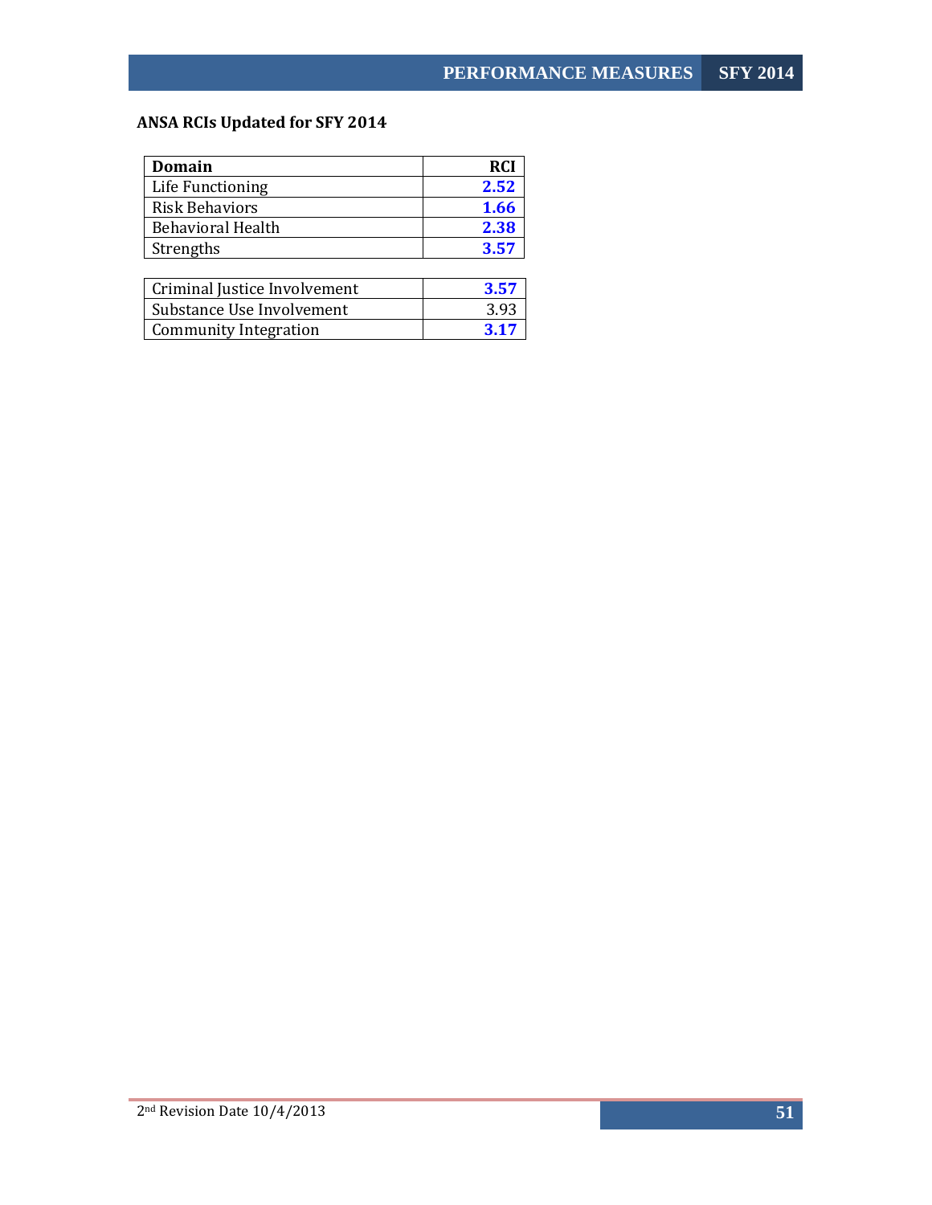**ANSA RCIs Updated for SFY 2014**

| Domain | RCI |
|---|---|
| Life Functioning | **2.52** |
| Risk Behaviors | **1.66** |
| Behavioral Health | **2.38** |
| Strengths | **3.57** |

| | |
|---|---|
| Criminal Justice Involvement | **3.57** |
| Substance Use Involvement | 3.93 |
| Community Integration | **3.17** |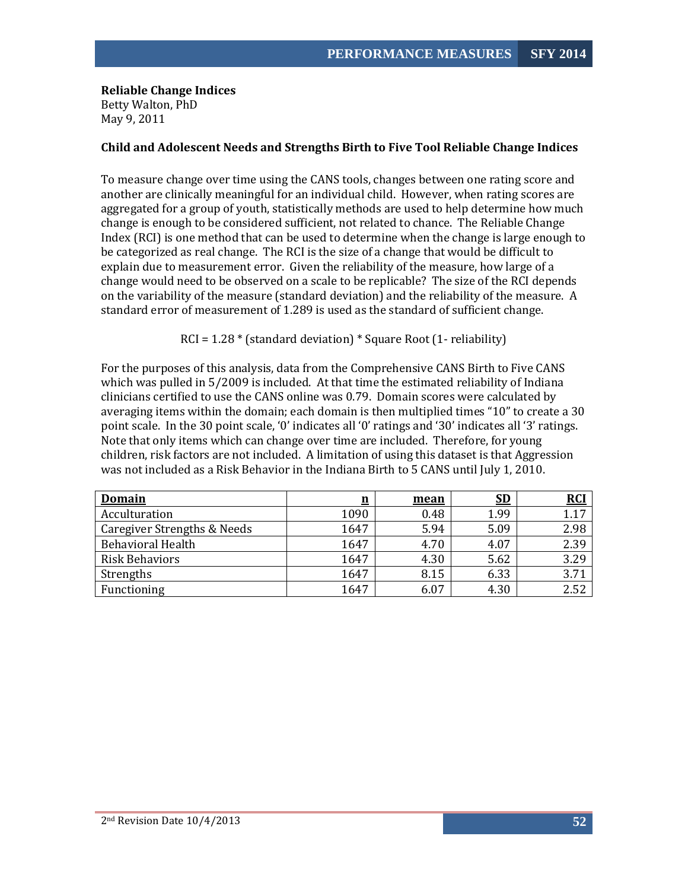**Reliable Change Indices**
Betty Walton, PhD
May 9, 2011

**Child and Adolescent Needs and Strengths Birth to Five Tool Reliable Change Indices**

To measure change over time using the CANS tools, changes between one rating score and another are clinically meaningful for an individual child. However, when rating scores are aggregated for a group of youth, statistically methods are used to help determine how much change is enough to be considered sufficient, not related to chance. The Reliable Change Index (RCI) is one method that can be used to determine when the change is large enough to be categorized as real change. The RCI is the size of a change that would be difficult to explain due to measurement error. Given the reliability of the measure, how large of a change would need to be observed on a scale to be replicable? The size of the RCI depends on the variability of the measure (standard deviation) and the reliability of the measure. A standard error of measurement of 1.289 is used as the standard of sufficient change.

RCI = 1.28 * (standard deviation) * Square Root (1- reliability)

For the purposes of this analysis, data from the Comprehensive CANS Birth to Five CANS which was pulled in 5/2009 is included. At that time the estimated reliability of Indiana clinicians certified to use the CANS online was 0.79. Domain scores were calculated by averaging items within the domain; each domain is then multiplied times "10" to create a 30 point scale. In the 30 point scale, '0' indicates all '0' ratings and '30' indicates all '3' ratings. Note that only items which can change over time are included. Therefore, for young children, risk factors are not included. A limitation of using this dataset is that Aggression was not included as a Risk Behavior in the Indiana Birth to 5 CANS until July 1, 2010.

| Domain | n | mean | SD | RCI |
|---|---|---|---|---|
| Acculturation | 1090 | 0.48 | 1.99 | 1.17 |
| Caregiver Strengths & Needs | 1647 | 5.94 | 5.09 | 2.98 |
| Behavioral Health | 1647 | 4.70 | 4.07 | 2.39 |
| Risk Behaviors | 1647 | 4.30 | 5.62 | 3.29 |
| Strengths | 1647 | 8.15 | 6.33 | 3.71 |
| Functioning | 1647 | 6.07 | 4.30 | 2.52 |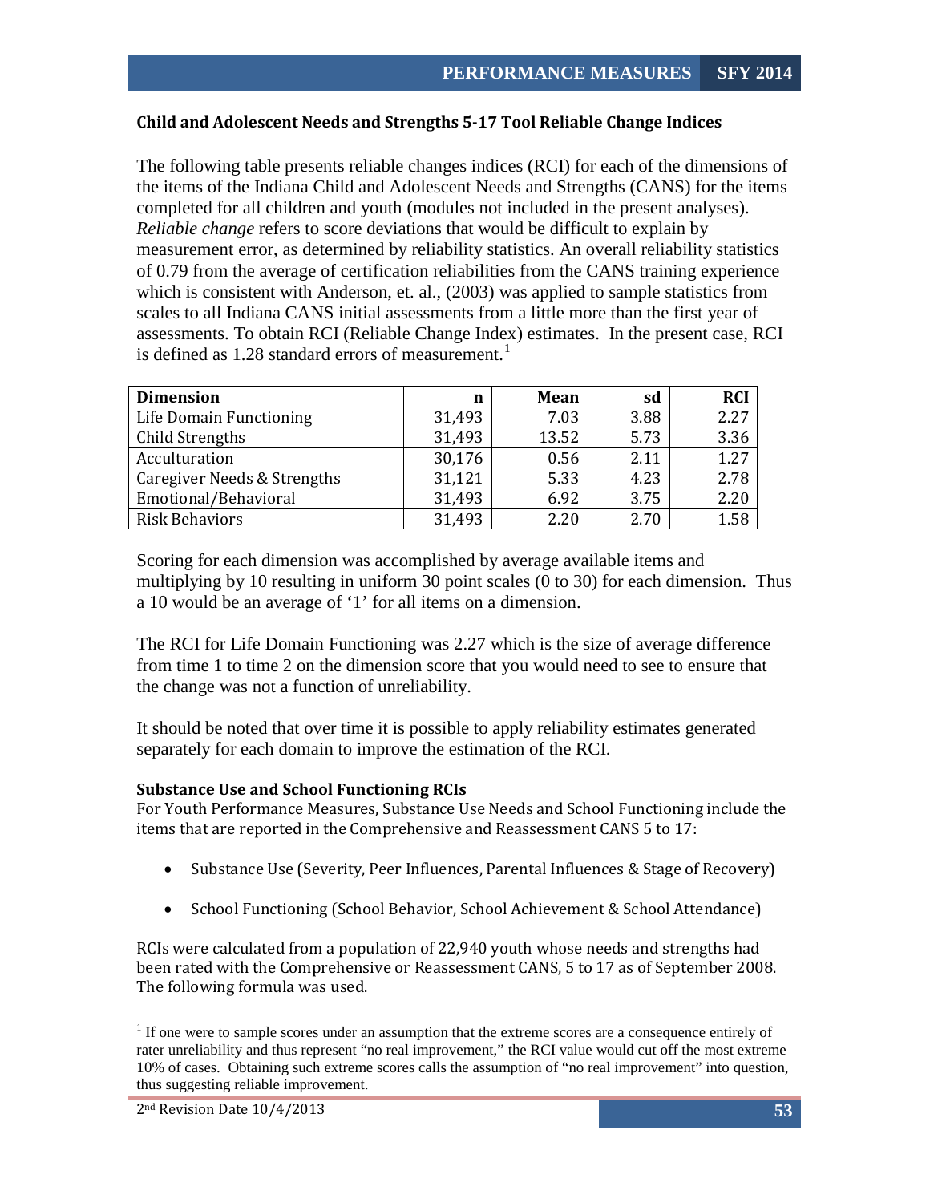### Child and Adolescent Needs and Strengths 5-17 Tool Reliable Change Indices

The following table presents reliable changes indices (RCI) for each of the dimensions of the items of the Indiana Child and Adolescent Needs and Strengths (CANS) for the items completed for all children and youth (modules not included in the present analyses). *Reliable change* refers to score deviations that would be difficult to explain by measurement error, as determined by reliability statistics. An overall reliability statistics of 0.79 from the average of certification reliabilities from the CANS training experience which is consistent with Anderson, et. al., (2003) was applied to sample statistics from scales to all Indiana CANS initial assessments from a little more than the first year of assessments. To obtain RCI (Reliable Change Index) estimates. In the present case, RCI is defined as 1.28 standard errors of measurement.[1]

| Dimension | n | Mean | sd | RCI |
|---|---|---|---|---|
| Life Domain Functioning | 31,493 | 7.03 | 3.88 | 2.27 |
| Child Strengths | 31,493 | 13.52 | 5.73 | 3.36 |
| Acculturation | 30,176 | 0.56 | 2.11 | 1.27 |
| Caregiver Needs & Strengths | 31,121 | 5.33 | 4.23 | 2.78 |
| Emotional/Behavioral | 31,493 | 6.92 | 3.75 | 2.20 |
| Risk Behaviors | 31,493 | 2.20 | 2.70 | 1.58 |

Scoring for each dimension was accomplished by average available items and multiplying by 10 resulting in uniform 30 point scales (0 to 30) for each dimension. Thus a 10 would be an average of '1' for all items on a dimension.

The RCI for Life Domain Functioning was 2.27 which is the size of average difference from time 1 to time 2 on the dimension score that you would need to see to ensure that the change was not a function of unreliability.

It should be noted that over time it is possible to apply reliability estimates generated separately for each domain to improve the estimation of the RCI.

#### Substance Use and School Functioning RCIs

For Youth Performance Measures, Substance Use Needs and School Functioning include the items that are reported in the Comprehensive and Reassessment CANS 5 to 17:

- Substance Use (Severity, Peer Influences, Parental Influences & Stage of Recovery)
- School Functioning (School Behavior, School Achievement & School Attendance)

RCIs were calculated from a population of 22,940 youth whose needs and strengths had been rated with the Comprehensive or Reassessment CANS, 5 to 17 as of September 2008. The following formula was used.

---

[1] If one were to sample scores under an assumption that the extreme scores are a consequence entirely of rater unreliability and thus represent "no real improvement," the RCI value would cut off the most extreme 10% of cases. Obtaining such extreme scores calls the assumption of "no real improvement" into question, thus suggesting reliable improvement.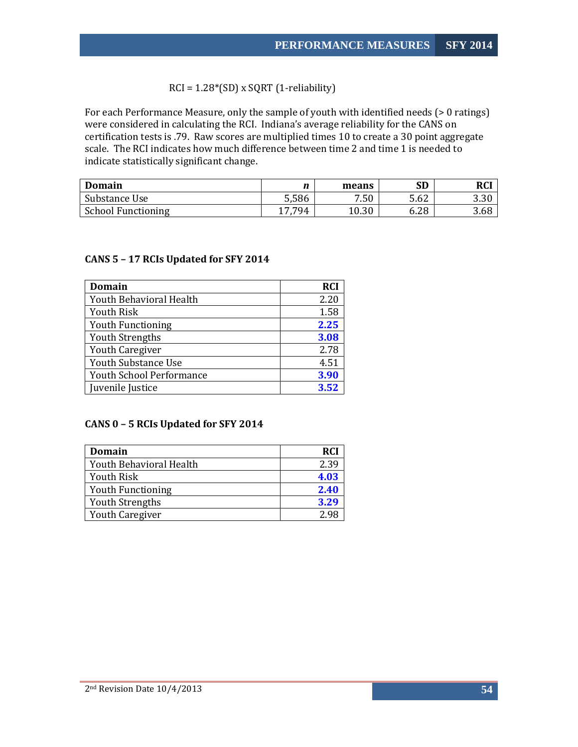$$RCI = 1.28*(SD) \times SQRT\ (1\text{-reliability})$$

For each Performance Measure, only the sample of youth with identified needs (> 0 ratings) were considered in calculating the RCI. Indiana's average reliability for the CANS on certification tests is .79. Raw scores are multiplied times 10 to create a 30 point aggregate scale. The RCI indicates how much difference between time 2 and time 1 is needed to indicate statistically significant change.

| Domain | *n* | means | SD | RCI |
|---|---|---|---|---|
| Substance Use | 5,586 | 7.50 | 5.62 | 3.30 |
| School Functioning | 17,794 | 10.30 | 6.28 | 3.68 |

### CANS 5 – 17 RCIs Updated for SFY 2014

| Domain | RCI |
|---|---|
| Youth Behavioral Health | 2.20 |
| Youth Risk | 1.58 |
| Youth Functioning | **2.25** |
| Youth Strengths | **3.08** |
| Youth Caregiver | 2.78 |
| Youth Substance Use | 4.51 |
| Youth School Performance | **3.90** |
| Juvenile Justice | **3.52** |

### CANS 0 – 5 RCIs Updated for SFY 2014

| Domain | RCI |
|---|---|
| Youth Behavioral Health | 2.39 |
| Youth Risk | **4.03** |
| Youth Functioning | **2.40** |
| Youth Strengths | **3.29** |
| Youth Caregiver | 2.98 |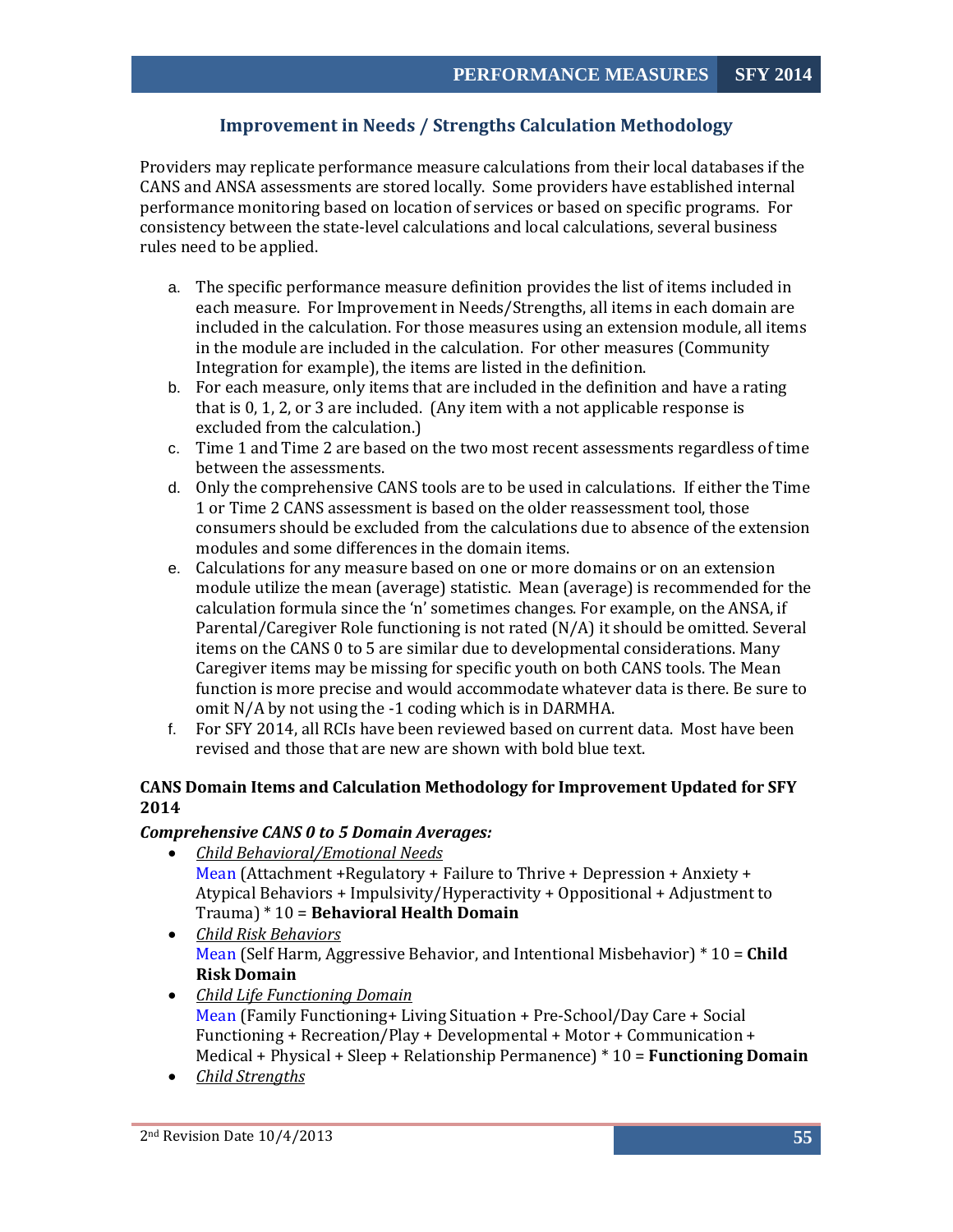## Improvement in Needs / Strengths Calculation Methodology

Providers may replicate performance measure calculations from their local databases if the CANS and ANSA assessments are stored locally. Some providers have established internal performance monitoring based on location of services or based on specific programs. For consistency between the state-level calculations and local calculations, several business rules need to be applied.

a. The specific performance measure definition provides the list of items included in each measure. For Improvement in Needs/Strengths, all items in each domain are included in the calculation. For those measures using an extension module, all items in the module are included in the calculation. For other measures (Community Integration for example), the items are listed in the definition.
b. For each measure, only items that are included in the definition and have a rating that is 0, 1, 2, or 3 are included. (Any item with a not applicable response is excluded from the calculation.)
c. Time 1 and Time 2 are based on the two most recent assessments regardless of time between the assessments.
d. Only the comprehensive CANS tools are to be used in calculations. If either the Time 1 or Time 2 CANS assessment is based on the older reassessment tool, those consumers should be excluded from the calculations due to absence of the extension modules and some differences in the domain items.
e. Calculations for any measure based on one or more domains or on an extension module utilize the mean (average) statistic. Mean (average) is recommended for the calculation formula since the 'n' sometimes changes. For example, on the ANSA, if Parental/Caregiver Role functioning is not rated (N/A) it should be omitted. Several items on the CANS 0 to 5 are similar due to developmental considerations. Many Caregiver items may be missing for specific youth on both CANS tools. The Mean function is more precise and would accommodate whatever data is there. Be sure to omit N/A by not using the -1 coding which is in DARMHA.
f. For SFY 2014, all RCIs have been reviewed based on current data. Most have been revised and those that are new are shown with bold blue text.

### CANS Domain Items and Calculation Methodology for Improvement Updated for SFY 2014

***Comprehensive CANS 0 to 5 Domain Averages:***

- *Child Behavioral/Emotional Needs*
  Mean (Attachment +Regulatory + Failure to Thrive + Depression + Anxiety + Atypical Behaviors + Impulsivity/Hyperactivity + Oppositional + Adjustment to Trauma) * 10 = **Behavioral Health Domain**
- *Child Risk Behaviors*
  Mean (Self Harm, Aggressive Behavior, and Intentional Misbehavior) * 10 = **Child Risk Domain**
- *Child Life Functioning Domain*
  Mean (Family Functioning+ Living Situation + Pre-School/Day Care + Social Functioning + Recreation/Play + Developmental + Motor + Communication + Medical + Physical + Sleep + Relationship Permanence) * 10 = **Functioning Domain**
- *Child Strengths*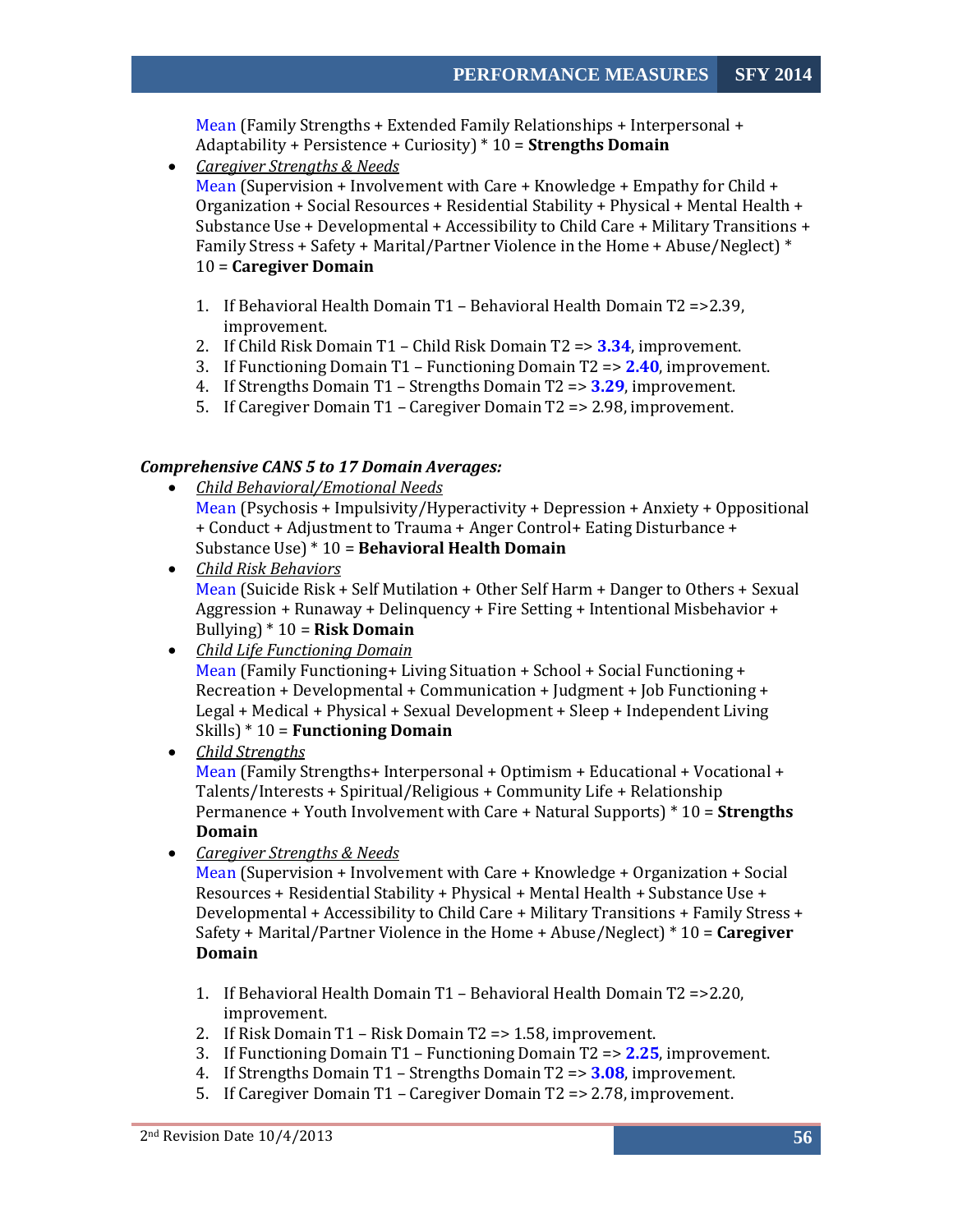Mean (Family Strengths + Extended Family Relationships + Interpersonal + Adaptability + Persistence + Curiosity) * 10 = **Strengths Domain**

- *Caregiver Strengths & Needs*
  Mean (Supervision + Involvement with Care + Knowledge + Empathy for Child + Organization + Social Resources + Residential Stability + Physical + Mental Health + Substance Use + Developmental + Accessibility to Child Care + Military Transitions + Family Stress + Safety + Marital/Partner Violence in the Home + Abuse/Neglect) * 10 = **Caregiver Domain**

1. If Behavioral Health Domain T1 – Behavioral Health Domain T2 =>2.39, improvement.
2. If Child Risk Domain T1 – Child Risk Domain T2 => **3.34**, improvement.
3. If Functioning Domain T1 – Functioning Domain T2 => **2.40**, improvement.
4. If Strengths Domain T1 – Strengths Domain T2 => **3.29**, improvement.
5. If Caregiver Domain T1 – Caregiver Domain T2 => 2.98, improvement.

***Comprehensive CANS 5 to 17 Domain Averages:***

- *Child Behavioral/Emotional Needs*
  Mean (Psychosis + Impulsivity/Hyperactivity + Depression + Anxiety + Oppositional + Conduct + Adjustment to Trauma + Anger Control+ Eating Disturbance + Substance Use) * 10 = **Behavioral Health Domain**
- *Child Risk Behaviors*
  Mean (Suicide Risk + Self Mutilation + Other Self Harm + Danger to Others + Sexual Aggression + Runaway + Delinquency + Fire Setting + Intentional Misbehavior + Bullying) * 10 = **Risk Domain**
- *Child Life Functioning Domain*
  Mean (Family Functioning+ Living Situation + School + Social Functioning + Recreation + Developmental + Communication + Judgment + Job Functioning + Legal + Medical + Physical + Sexual Development + Sleep + Independent Living Skills) * 10 = **Functioning Domain**
- *Child Strengths*
  Mean (Family Strengths+ Interpersonal + Optimism + Educational + Vocational + Talents/Interests + Spiritual/Religious + Community Life + Relationship Permanence + Youth Involvement with Care + Natural Supports) * 10 = **Strengths Domain**
- *Caregiver Strengths & Needs*
  Mean (Supervision + Involvement with Care + Knowledge + Organization + Social Resources + Residential Stability + Physical + Mental Health + Substance Use + Developmental + Accessibility to Child Care + Military Transitions + Family Stress + Safety + Marital/Partner Violence in the Home + Abuse/Neglect) * 10 = **Caregiver Domain**

1. If Behavioral Health Domain T1 – Behavioral Health Domain T2 =>2.20, improvement.
2. If Risk Domain T1 – Risk Domain T2 => 1.58, improvement.
3. If Functioning Domain T1 – Functioning Domain T2 => **2.25**, improvement.
4. If Strengths Domain T1 – Strengths Domain T2 => **3.08**, improvement.
5. If Caregiver Domain T1 – Caregiver Domain T2 => 2.78, improvement.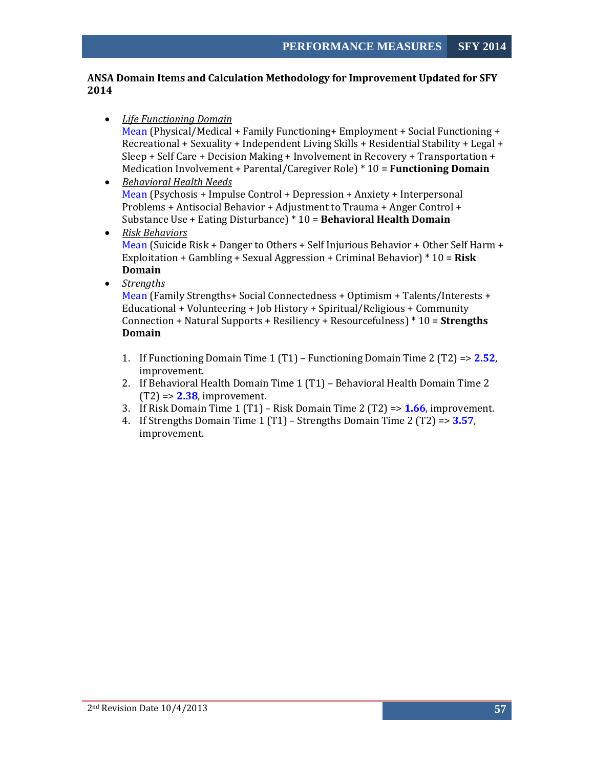**ANSA Domain Items and Calculation Methodology for Improvement Updated for SFY 2014**

- *Life Functioning Domain*
  Mean (Physical/Medical + Family Functioning+ Employment + Social Functioning + Recreational + Sexuality + Independent Living Skills + Residential Stability + Legal + Sleep + Self Care + Decision Making + Involvement in Recovery + Transportation + Medication Involvement + Parental/Caregiver Role) * 10 = **Functioning Domain**
- *Behavioral Health Needs*
  Mean (Psychosis + Impulse Control + Depression + Anxiety + Interpersonal Problems + Antisocial Behavior + Adjustment to Trauma + Anger Control + Substance Use + Eating Disturbance) * 10 = **Behavioral Health Domain**
- *Risk Behaviors*
  Mean (Suicide Risk + Danger to Others + Self Injurious Behavior + Other Self Harm + Exploitation + Gambling + Sexual Aggression + Criminal Behavior) * 10 = **Risk Domain**
- *Strengths*
  Mean (Family Strengths+ Social Connectedness + Optimism + Talents/Interests + Educational + Volunteering + Job History + Spiritual/Religious + Community Connection + Natural Supports + Resiliency + Resourcefulness) * 10 = **Strengths Domain**

1. If Functioning Domain Time 1 (T1) – Functioning Domain Time 2 (T2) => **2.52**, improvement.
2. If Behavioral Health Domain Time 1 (T1) – Behavioral Health Domain Time 2 (T2) => **2.38**, improvement.
3. If Risk Domain Time 1 (T1) – Risk Domain Time 2 (T2) => **1.66**, improvement.
4. If Strengths Domain Time 1 (T1) – Strengths Domain Time 2 (T2) => **3.57**, improvement.